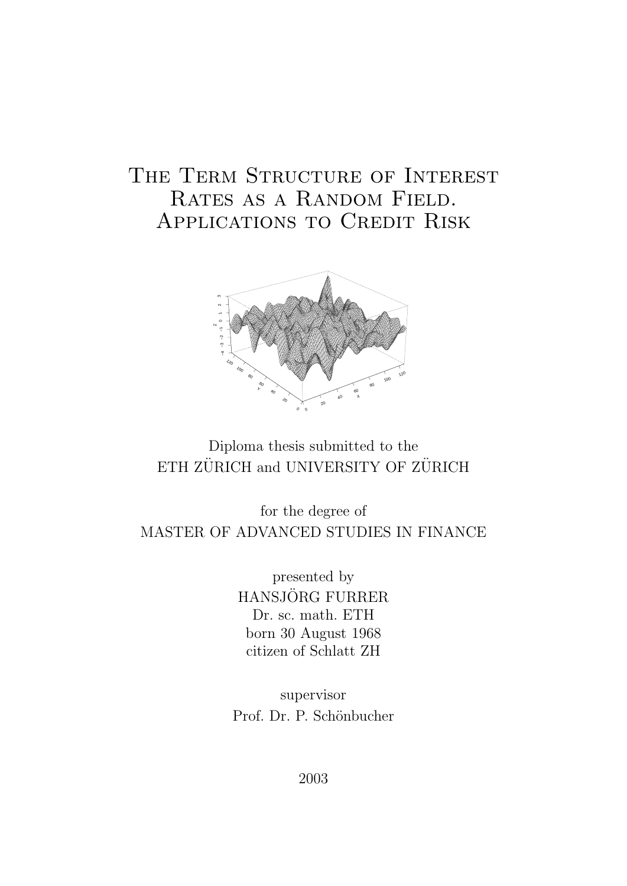# The Term Structure of Interest Rates as a Random Field. Applications to Credit Risk

Diploma thesis submitted to the
ETH ZÜRICH and UNIVERSITY OF ZÜRICH

for the degree of
MASTER OF ADVANCED STUDIES IN FINANCE

presented by
HANSJÖRG FURRER
Dr. sc. math. ETH
born 30 August 1968
citizen of Schlatt ZH

supervisor
Prof. Dr. P. Schönbucher

2003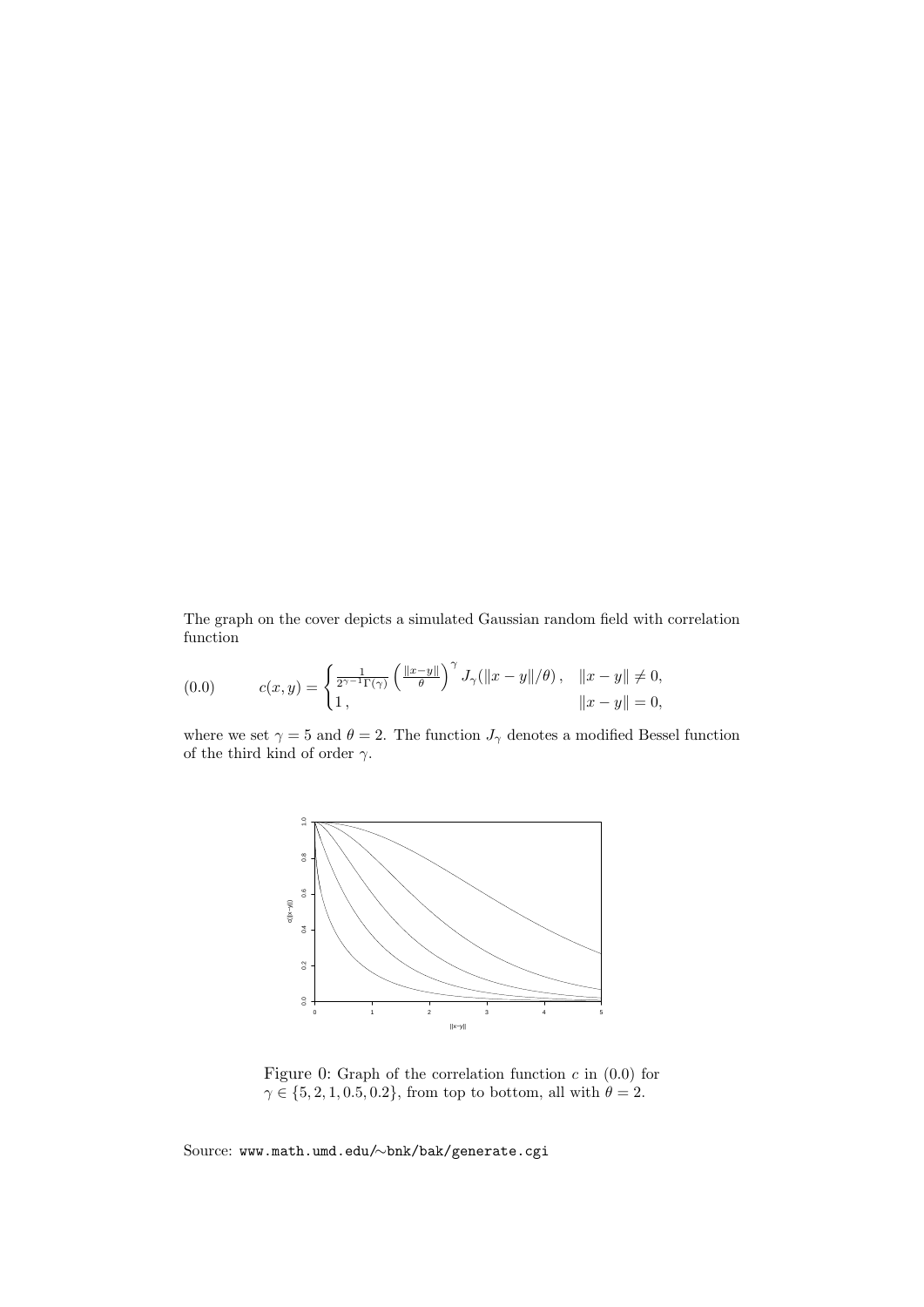The graph on the cover depicts a simulated Gaussian random field with correlation function

$$c(x, y) = \begin{cases} \frac{1}{2^{\gamma-1}\Gamma(\gamma)} \left(\frac{\|x-y\|}{\theta}\right)^{\gamma} J_{\gamma}(\|x-y\|/\theta)\,, & \|x-y\| \neq 0, \\ 1\,, & \|x-y\| = 0, \end{cases} \tag{0.0}$$

where we set $\gamma = 5$ and $\theta = 2$. The function $J_{\gamma}$ denotes a modified Bessel function of the third kind of order $\gamma$.

Figure 0: Graph of the correlation function $c$ in (0.0) for $\gamma \in \{5, 2, 1, 0.5, 0.2\}$, from top to bottom, all with $\theta = 2$.

Source: www.math.umd.edu/∼bnk/bak/generate.cgi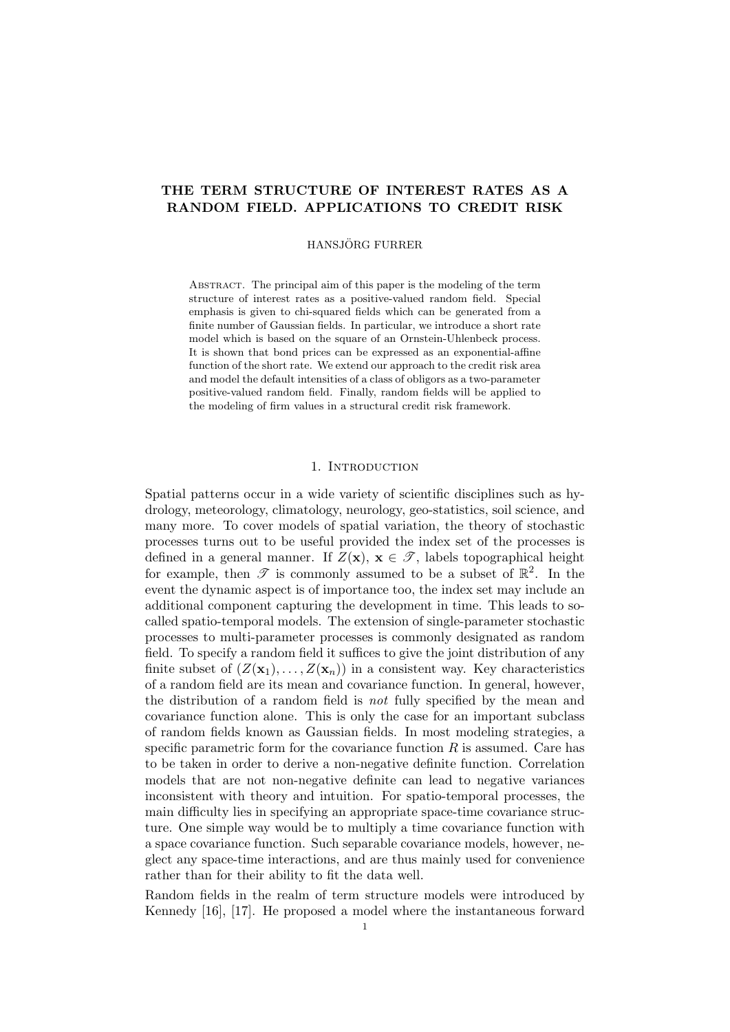# THE TERM STRUCTURE OF INTEREST RATES AS A RANDOM FIELD. APPLICATIONS TO CREDIT RISK

HANSJÖRG FURRER

Abstract. The principal aim of this paper is the modeling of the term structure of interest rates as a positive-valued random field. Special emphasis is given to chi-squared fields which can be generated from a finite number of Gaussian fields. In particular, we introduce a short rate model which is based on the square of an Ornstein-Uhlenbeck process. It is shown that bond prices can be expressed as an exponential-affine function of the short rate. We extend our approach to the credit risk area and model the default intensities of a class of obligors as a two-parameter positive-valued random field. Finally, random fields will be applied to the modeling of firm values in a structural credit risk framework.

## 1. Introduction

Spatial patterns occur in a wide variety of scientific disciplines such as hydrology, meteorology, climatology, neurology, geo-statistics, soil science, and many more. To cover models of spatial variation, the theory of stochastic processes turns out to be useful provided the index set of the processes is defined in a general manner. If $Z(\mathbf{x})$, $\mathbf{x} \in \mathscr{T}$, labels topographical height for example, then $\mathscr{T}$ is commonly assumed to be a subset of $\mathbb{R}^2$. In the event the dynamic aspect is of importance too, the index set may include an additional component capturing the development in time. This leads to so-called spatio-temporal models. The extension of single-parameter stochastic processes to multi-parameter processes is commonly designated as random field. To specify a random field it suffices to give the joint distribution of any finite subset of $(Z(\mathbf{x}_1), \ldots, Z(\mathbf{x}_n))$ in a consistent way. Key characteristics of a random field are its mean and covariance function. In general, however, the distribution of a random field is *not* fully specified by the mean and covariance function alone. This is only the case for an important subclass of random fields known as Gaussian fields. In most modeling strategies, a specific parametric form for the covariance function $R$ is assumed. Care has to be taken in order to derive a non-negative definite function. Correlation models that are not non-negative definite can lead to negative variances inconsistent with theory and intuition. For spatio-temporal processes, the main difficulty lies in specifying an appropriate space-time covariance structure. One simple way would be to multiply a time covariance function with a space covariance function. Such separable covariance models, however, neglect any space-time interactions, and are thus mainly used for convenience rather than for their ability to fit the data well.

Random fields in the realm of term structure models were introduced by Kennedy [16], [17]. He proposed a model where the instantaneous forward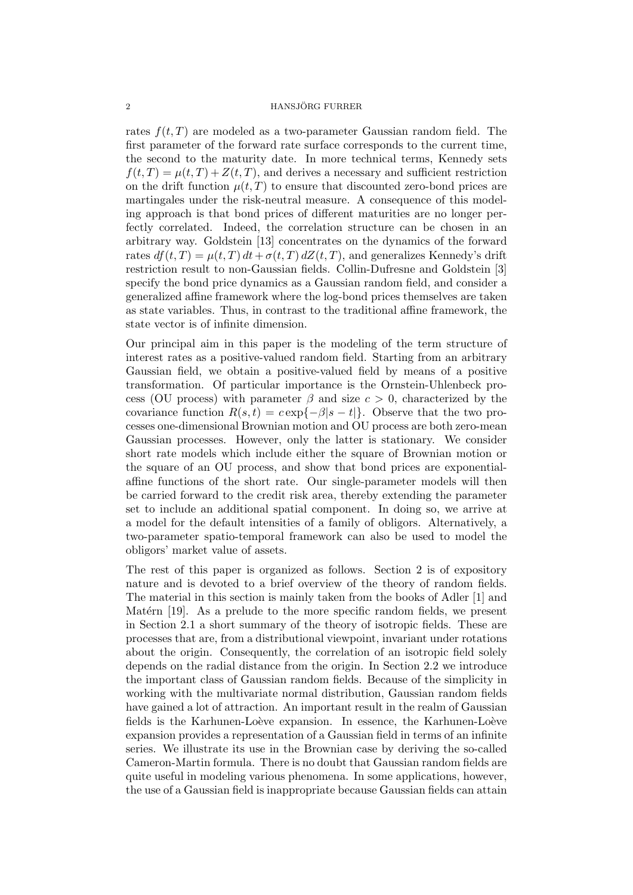rates $f(t,T)$ are modeled as a two-parameter Gaussian random field. The first parameter of the forward rate surface corresponds to the current time, the second to the maturity date. In more technical terms, Kennedy sets $f(t,T) = \mu(t,T) + Z(t,T)$, and derives a necessary and sufficient restriction on the drift function $\mu(t,T)$ to ensure that discounted zero-bond prices are martingales under the risk-neutral measure. A consequence of this modeling approach is that bond prices of different maturities are no longer perfectly correlated. Indeed, the correlation structure can be chosen in an arbitrary way. Goldstein [13] concentrates on the dynamics of the forward rates $df(t,T) = \mu(t,T)\,dt + \sigma(t,T)\,dZ(t,T)$, and generalizes Kennedy's drift restriction result to non-Gaussian fields. Collin-Dufresne and Goldstein [3] specify the bond price dynamics as a Gaussian random field, and consider a generalized affine framework where the log-bond prices themselves are taken as state variables. Thus, in contrast to the traditional affine framework, the state vector is of infinite dimension.

Our principal aim in this paper is the modeling of the term structure of interest rates as a positive-valued random field. Starting from an arbitrary Gaussian field, we obtain a positive-valued field by means of a positive transformation. Of particular importance is the Ornstein-Uhlenbeck process (OU process) with parameter $\beta$ and size $c > 0$, characterized by the covariance function $R(s,t) = c\exp\{-\beta|s-t|\}$. Observe that the two processes one-dimensional Brownian motion and OU process are both zero-mean Gaussian processes. However, only the latter is stationary. We consider short rate models which include either the square of Brownian motion or the square of an OU process, and show that bond prices are exponential-affine functions of the short rate. Our single-parameter models will then be carried forward to the credit risk area, thereby extending the parameter set to include an additional spatial component. In doing so, we arrive at a model for the default intensities of a family of obligors. Alternatively, a two-parameter spatio-temporal framework can also be used to model the obligors' market value of assets.

The rest of this paper is organized as follows. Section 2 is of expository nature and is devoted to a brief overview of the theory of random fields. The material in this section is mainly taken from the books of Adler [1] and Matérn [19]. As a prelude to the more specific random fields, we present in Section 2.1 a short summary of the theory of isotropic fields. These are processes that are, from a distributional viewpoint, invariant under rotations about the origin. Consequently, the correlation of an isotropic field solely depends on the radial distance from the origin. In Section 2.2 we introduce the important class of Gaussian random fields. Because of the simplicity in working with the multivariate normal distribution, Gaussian random fields have gained a lot of attraction. An important result in the realm of Gaussian fields is the Karhunen-Loève expansion. In essence, the Karhunen-Loève expansion provides a representation of a Gaussian field in terms of an infinite series. We illustrate its use in the Brownian case by deriving the so-called Cameron-Martin formula. There is no doubt that Gaussian random fields are quite useful in modeling various phenomena. In some applications, however, the use of a Gaussian field is inappropriate because Gaussian fields can attain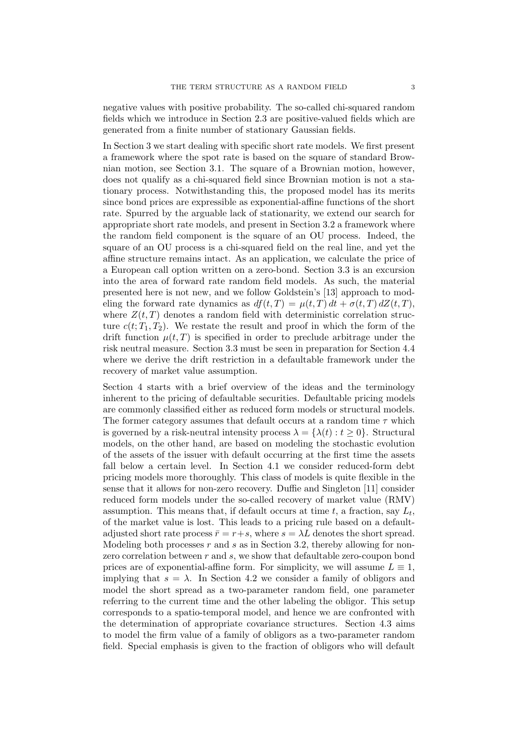negative values with positive probability. The so-called chi-squared random fields which we introduce in Section 2.3 are positive-valued fields which are generated from a finite number of stationary Gaussian fields.

In Section 3 we start dealing with specific short rate models. We first present a framework where the spot rate is based on the square of standard Brownian motion, see Section 3.1. The square of a Brownian motion, however, does not qualify as a chi-squared field since Brownian motion is not a stationary process. Notwithstanding this, the proposed model has its merits since bond prices are expressible as exponential-affine functions of the short rate. Spurred by the arguable lack of stationarity, we extend our search for appropriate short rate models, and present in Section 3.2 a framework where the random field component is the square of an OU process. Indeed, the square of an OU process is a chi-squared field on the real line, and yet the affine structure remains intact. As an application, we calculate the price of a European call option written on a zero-bond. Section 3.3 is an excursion into the area of forward rate random field models. As such, the material presented here is not new, and we follow Goldstein's [13] approach to modeling the forward rate dynamics as $df(t,T) = \mu(t,T)\,dt + \sigma(t,T)\,dZ(t,T)$, where $Z(t,T)$ denotes a random field with deterministic correlation structure $c(t;T_1,T_2)$. We restate the result and proof in which the form of the drift function $\mu(t,T)$ is specified in order to preclude arbitrage under the risk neutral measure. Section 3.3 must be seen in preparation for Section 4.4 where we derive the drift restriction in a defaultable framework under the recovery of market value assumption.

Section 4 starts with a brief overview of the ideas and the terminology inherent to the pricing of defaultable securities. Defaultable pricing models are commonly classified either as reduced form models or structural models. The former category assumes that default occurs at a random time $\tau$ which is governed by a risk-neutral intensity process $\lambda = \{\lambda(t) : t \geq 0\}$. Structural models, on the other hand, are based on modeling the stochastic evolution of the assets of the issuer with default occurring at the first time the assets fall below a certain level. In Section 4.1 we consider reduced-form debt pricing models more thoroughly. This class of models is quite flexible in the sense that it allows for non-zero recovery. Duffie and Singleton [11] consider reduced form models under the so-called recovery of market value (RMV) assumption. This means that, if default occurs at time $t$, a fraction, say $L_t$, of the market value is lost. This leads to a pricing rule based on a default-adjusted short rate process $\bar{r} = r+s$, where $s = \lambda L$ denotes the short spread. Modeling both processes $r$ and $s$ as in Section 3.2, thereby allowing for non-zero correlation between $r$ and $s$, we show that defaultable zero-coupon bond prices are of exponential-affine form. For simplicity, we will assume $L \equiv 1$, implying that $s = \lambda$. In Section 4.2 we consider a family of obligors and model the short spread as a two-parameter random field, one parameter referring to the current time and the other labeling the obligor. This setup corresponds to a spatio-temporal model, and hence we are confronted with the determination of appropriate covariance structures. Section 4.3 aims to model the firm value of a family of obligors as a two-parameter random field. Special emphasis is given to the fraction of obligors who will default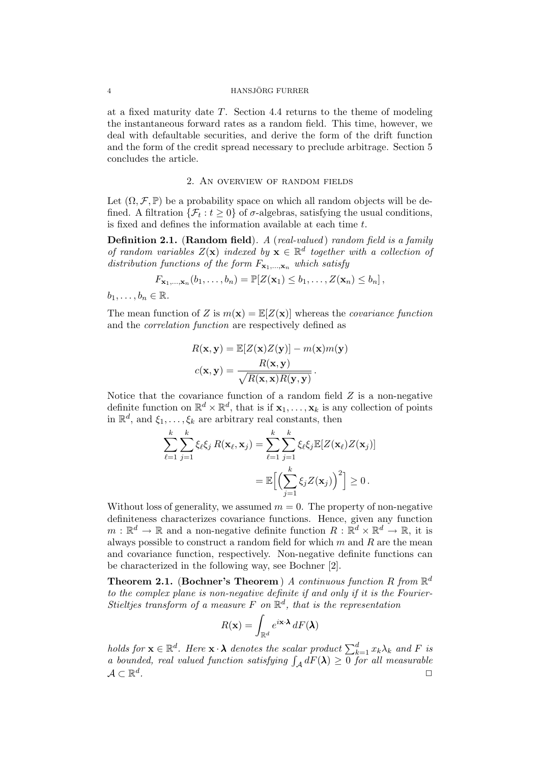at a fixed maturity date $T$. Section 4.4 returns to the theme of modeling the instantaneous forward rates as a random field. This time, however, we deal with defaultable securities, and derive the form of the drift function and the form of the credit spread necessary to preclude arbitrage. Section 5 concludes the article.

## 2. An overview of random fields

Let $(\Omega, \mathcal{F}, \mathbb{P})$ be a probability space on which all random objects will be defined. A filtration $\{\mathcal{F}_t : t \geq 0\}$ of $\sigma$-algebras, satisfying the usual conditions, is fixed and defines the information available at each time $t$.

**Definition 2.1.** (**Random field**). *A (real-valued) random field is a family of random variables $Z(\mathbf{x})$ indexed by $\mathbf{x} \in \mathbb{R}^d$ together with a collection of distribution functions of the form $F_{\mathbf{x}_1,\ldots,\mathbf{x}_n}$ which satisfy*

$$F_{\mathbf{x}_1,\ldots,\mathbf{x}_n}(b_1, \ldots, b_n) = \mathbb{P}[Z(\mathbf{x}_1) \leq b_1, \ldots, Z(\mathbf{x}_n) \leq b_n] \,,$$

$b_1, \ldots, b_n \in \mathbb{R}$.

The mean function of $Z$ is $m(\mathbf{x}) = \mathbb{E}[Z(\mathbf{x})]$ whereas the *covariance function* and the *correlation function* are respectively defined as

$$R(\mathbf{x}, \mathbf{y}) = \mathbb{E}[Z(\mathbf{x})Z(\mathbf{y})] - m(\mathbf{x})m(\mathbf{y})$$

$$c(\mathbf{x}, \mathbf{y}) = \frac{R(\mathbf{x}, \mathbf{y})}{\sqrt{R(\mathbf{x}, \mathbf{x})R(\mathbf{y}, \mathbf{y})}} \,.$$

Notice that the covariance function of a random field $Z$ is a non-negative definite function on $\mathbb{R}^d \times \mathbb{R}^d$, that is if $\mathbf{x}_1, \ldots, \mathbf{x}_k$ is any collection of points in $\mathbb{R}^d$, and $\xi_1, \ldots, \xi_k$ are arbitrary real constants, then

$$\sum_{\ell=1}^{k} \sum_{j=1}^{k} \xi_\ell \xi_j \, R(\mathbf{x}_\ell, \mathbf{x}_j) = \sum_{\ell=1}^{k} \sum_{j=1}^{k} \xi_\ell \xi_j \mathbb{E}[Z(\mathbf{x}_\ell)Z(\mathbf{x}_j)]$$

$$= \mathbb{E}\Big[\Big(\sum_{j=1}^{k} \xi_j Z(\mathbf{x}_j)\Big)^2\Big] \geq 0 \,.$$

Without loss of generality, we assumed $m = 0$. The property of non-negative definiteness characterizes covariance functions. Hence, given any function $m : \mathbb{R}^d \to \mathbb{R}$ and a non-negative definite function $R : \mathbb{R}^d \times \mathbb{R}^d \to \mathbb{R}$, it is always possible to construct a random field for which $m$ and $R$ are the mean and covariance function, respectively. Non-negative definite functions can be characterized in the following way, see Bochner [2].

**Theorem 2.1.** (**Bochner's Theorem**) *A continuous function $R$ from $\mathbb{R}^d$ to the complex plane is non-negative definite if and only if it is the Fourier-Stieltjes transform of a measure $F$ on $\mathbb{R}^d$, that is the representation*

$$R(\mathbf{x}) = \int_{\mathbb{R}^d} e^{i\mathbf{x}\cdot\boldsymbol{\lambda}} \, dF(\boldsymbol{\lambda})$$

*holds for $\mathbf{x} \in \mathbb{R}^d$. Here $\mathbf{x} \cdot \boldsymbol{\lambda}$ denotes the scalar product $\sum_{k=1}^{d} x_k \lambda_k$ and $F$ is a bounded, real valued function satisfying $\int_{\mathcal{A}} dF(\boldsymbol{\lambda}) \geq 0$ for all measurable $\mathcal{A} \subset \mathbb{R}^d$.* □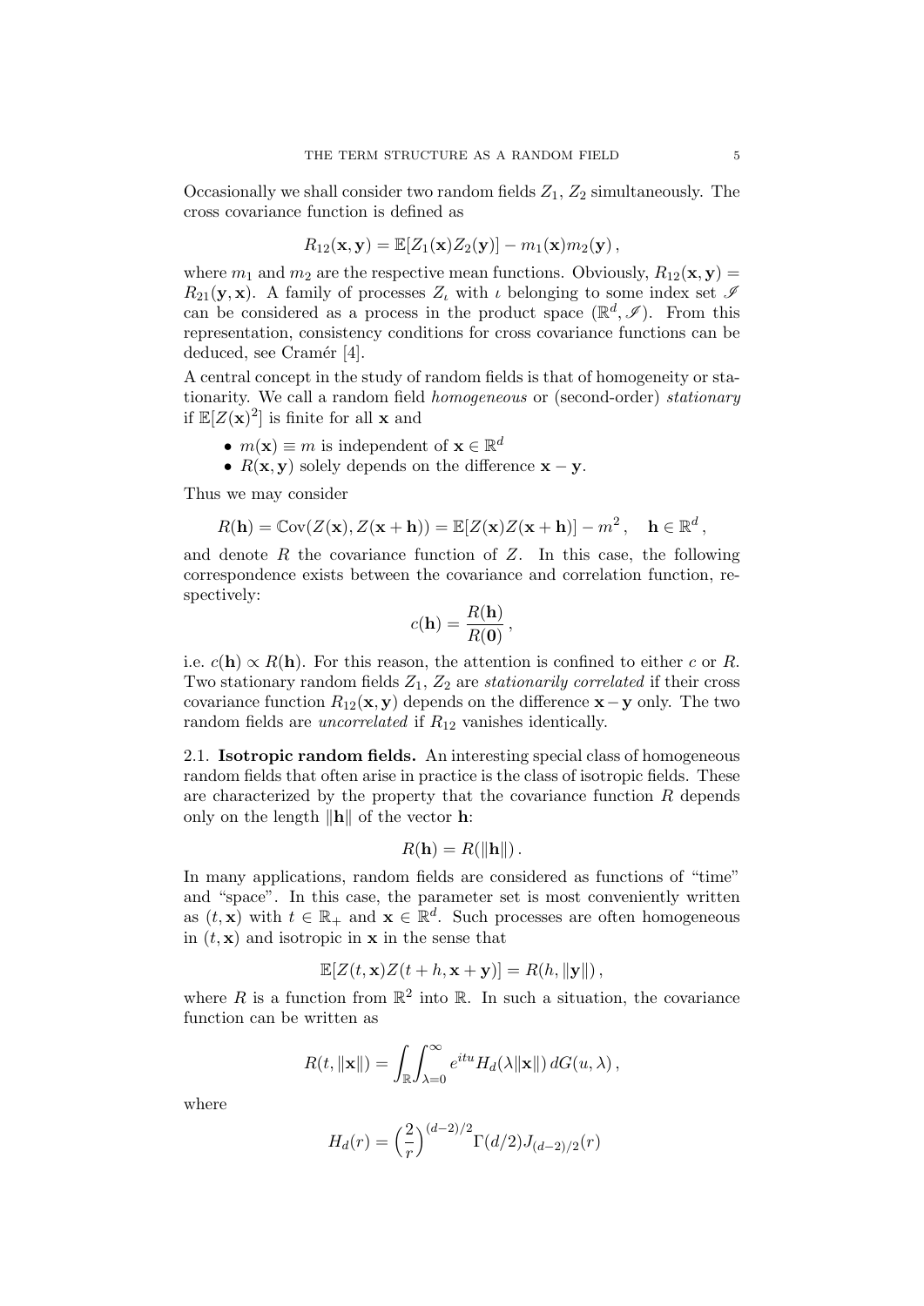Occasionally we shall consider two random fields $Z_1$, $Z_2$ simultaneously. The cross covariance function is defined as

$$R_{12}(\mathbf{x}, \mathbf{y}) = \mathbb{E}[Z_1(\mathbf{x})Z_2(\mathbf{y})] - m_1(\mathbf{x})m_2(\mathbf{y}),$$

where $m_1$ and $m_2$ are the respective mean functions. Obviously, $R_{12}(\mathbf{x}, \mathbf{y}) = R_{21}(\mathbf{y}, \mathbf{x})$. A family of processes $Z_\iota$ with $\iota$ belonging to some index set $\mathscr{I}$ can be considered as a process in the product space $(\mathbb{R}^d, \mathscr{I})$. From this representation, consistency conditions for cross covariance functions can be deduced, see Cramér [4].

A central concept in the study of random fields is that of homogeneity or stationarity. We call a random field *homogeneous* or (second-order) *stationary* if $\mathbb{E}[Z(\mathbf{x})^2]$ is finite for all $\mathbf{x}$ and

- $m(\mathbf{x}) \equiv m$ is independent of $\mathbf{x} \in \mathbb{R}^d$
- $R(\mathbf{x}, \mathbf{y})$ solely depends on the difference $\mathbf{x} - \mathbf{y}$.

Thus we may consider

$$R(\mathbf{h}) = \mathbb{C}\mathrm{ov}(Z(\mathbf{x}), Z(\mathbf{x} + \mathbf{h})) = \mathbb{E}[Z(\mathbf{x})Z(\mathbf{x} + \mathbf{h})] - m^2, \quad \mathbf{h} \in \mathbb{R}^d,$$

and denote $R$ the covariance function of $Z$. In this case, the following correspondence exists between the covariance and correlation function, respectively:

$$c(\mathbf{h}) = \frac{R(\mathbf{h})}{R(\mathbf{0})},$$

i.e. $c(\mathbf{h}) \propto R(\mathbf{h})$. For this reason, the attention is confined to either $c$ or $R$. Two stationary random fields $Z_1$, $Z_2$ are *stationarily correlated* if their cross covariance function $R_{12}(\mathbf{x}, \mathbf{y})$ depends on the difference $\mathbf{x} - \mathbf{y}$ only. The two random fields are *uncorrelated* if $R_{12}$ vanishes identically.

## 2.1. Isotropic random fields.

An interesting special class of homogeneous random fields that often arise in practice is the class of isotropic fields. These are characterized by the property that the covariance function $R$ depends only on the length $\|\mathbf{h}\|$ of the vector $\mathbf{h}$:

$$R(\mathbf{h}) = R(\|\mathbf{h}\|).$$

In many applications, random fields are considered as functions of "time" and "space". In this case, the parameter set is most conveniently written as $(t, \mathbf{x})$ with $t \in \mathbb{R}_+$ and $\mathbf{x} \in \mathbb{R}^d$. Such processes are often homogeneous in $(t, \mathbf{x})$ and isotropic in $\mathbf{x}$ in the sense that

$$\mathbb{E}[Z(t, \mathbf{x})Z(t + h, \mathbf{x} + \mathbf{y})] = R(h, \|\mathbf{y}\|),$$

where $R$ is a function from $\mathbb{R}^2$ into $\mathbb{R}$. In such a situation, the covariance function can be written as

$$R(t, \|\mathbf{x}\|) = \int_{\mathbb{R}} \int_{\lambda=0}^{\infty} e^{itu} H_d(\lambda \|\mathbf{x}\|) \, dG(u, \lambda),$$

where

$$H_d(r) = \left(\frac{2}{r}\right)^{(d-2)/2} \Gamma(d/2) J_{(d-2)/2}(r)$$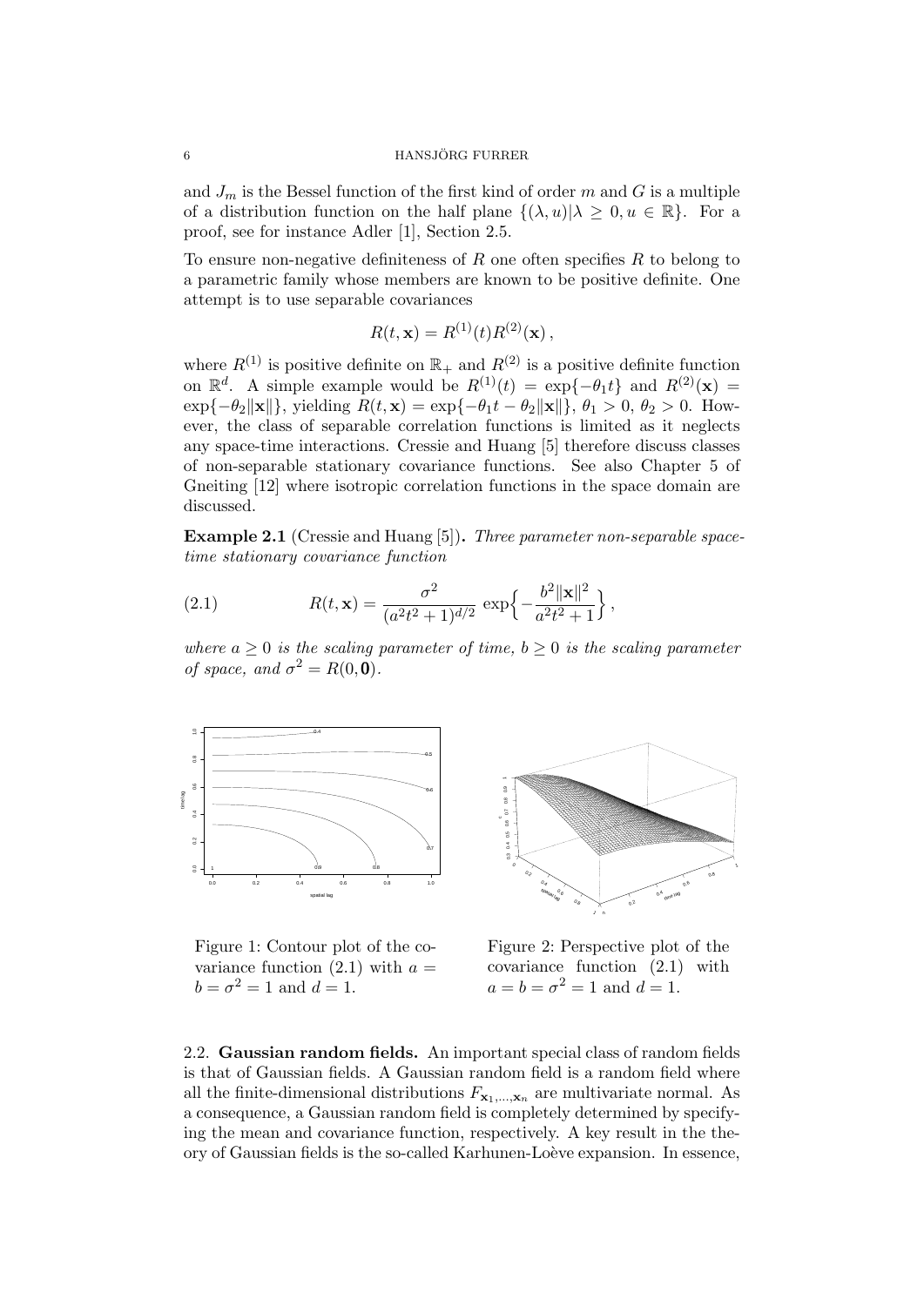and $J_m$ is the Bessel function of the first kind of order $m$ and $G$ is a multiple of a distribution function on the half plane $\{(\lambda, u) | \lambda \geq 0, u \in \mathbb{R}\}$. For a proof, see for instance Adler [1], Section 2.5.

To ensure non-negative definiteness of $R$ one often specifies $R$ to belong to a parametric family whose members are known to be positive definite. One attempt is to use separable covariances

$$R(t, \mathbf{x}) = R^{(1)}(t) R^{(2)}(\mathbf{x}),$$

where $R^{(1)}$ is positive definite on $\mathbb{R}_+$ and $R^{(2)}$ is a positive definite function on $\mathbb{R}^d$. A simple example would be $R^{(1)}(t) = \exp\{-\theta_1 t\}$ and $R^{(2)}(\mathbf{x}) = \exp\{-\theta_2 \|\mathbf{x}\|\}$, yielding $R(t, \mathbf{x}) = \exp\{-\theta_1 t - \theta_2 \|\mathbf{x}\|\}$, $\theta_1 > 0$, $\theta_2 > 0$. However, the class of separable correlation functions is limited as it neglects any space-time interactions. Cressie and Huang [5] therefore discuss classes of non-separable stationary covariance functions. See also Chapter 5 of Gneiting [12] where isotropic correlation functions in the space domain are discussed.

**Example 2.1** (Cressie and Huang [5])**.** *Three parameter non-separable space-time stationary covariance function*

$$R(t, \mathbf{x}) = \frac{\sigma^2}{(a^2 t^2 + 1)^{d/2}} \exp\Big\{-\frac{b^2 \|\mathbf{x}\|^2}{a^2 t^2 + 1}\Big\}, \tag{2.1}$$

*where $a \geq 0$ is the scaling parameter of time, $b \geq 0$ is the scaling parameter of space, and $\sigma^2 = R(0, \mathbf{0})$.*

Figure 1: Contour plot of the covariance function (2.1) with $a = b = \sigma^2 = 1$ and $d = 1$.

Figure 2: Perspective plot of the covariance function (2.1) with $a = b = \sigma^2 = 1$ and $d = 1$.

2.2. **Gaussian random fields.** An important special class of random fields is that of Gaussian fields. A Gaussian random field is a random field where all the finite-dimensional distributions $F_{\mathbf{x}_1,\dots,\mathbf{x}_n}$ are multivariate normal. As a consequence, a Gaussian random field is completely determined by specifying the mean and covariance function, respectively. A key result in the theory of Gaussian fields is the so-called Karhunen-Loève expansion. In essence,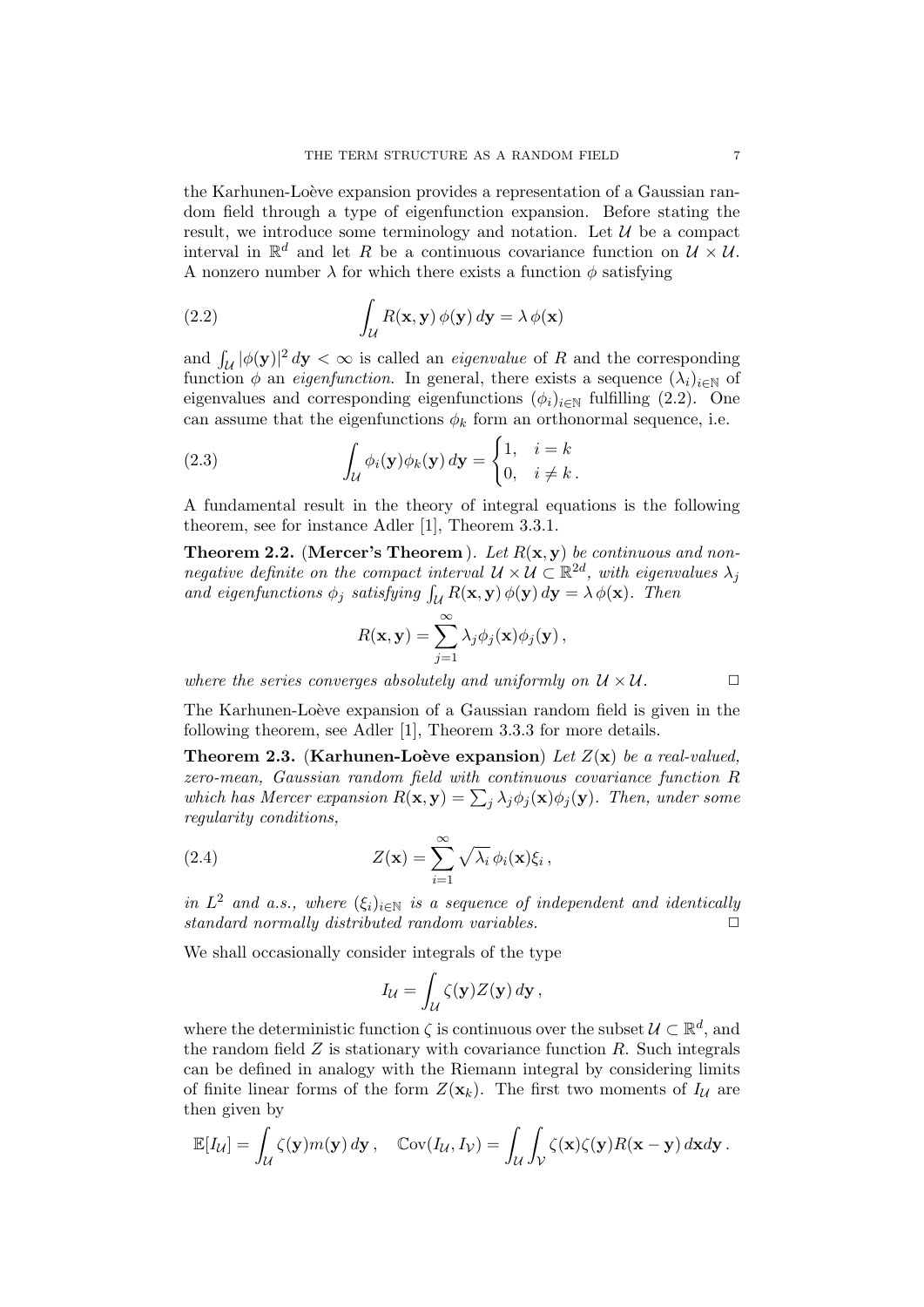the Karhunen-Loève expansion provides a representation of a Gaussian random field through a type of eigenfunction expansion. Before stating the result, we introduce some terminology and notation. Let $\mathcal{U}$ be a compact interval in $\mathbb{R}^d$ and let $R$ be a continuous covariance function on $\mathcal{U} \times \mathcal{U}$. A nonzero number $\lambda$ for which there exists a function $\phi$ satisfying

$$\int_{\mathcal{U}} R(\mathbf{x}, \mathbf{y})\, \phi(\mathbf{y})\, d\mathbf{y} = \lambda\, \phi(\mathbf{x}) \tag{2.2}$$

and $\int_{\mathcal{U}} |\phi(\mathbf{y})|^2\, d\mathbf{y} < \infty$ is called an *eigenvalue* of $R$ and the corresponding function $\phi$ an *eigenfunction*. In general, there exists a sequence $(\lambda_i)_{i\in\mathbb{N}}$ of eigenvalues and corresponding eigenfunctions $(\phi_i)_{i\in\mathbb{N}}$ fulfilling (2.2). One can assume that the eigenfunctions $\phi_k$ form an orthonormal sequence, i.e.

$$\int_{\mathcal{U}} \phi_i(\mathbf{y})\phi_k(\mathbf{y})\, d\mathbf{y} = \begin{cases} 1, & i = k \\ 0, & i \neq k\,. \end{cases} \tag{2.3}$$

A fundamental result in the theory of integral equations is the following theorem, see for instance Adler [1], Theorem 3.3.1.

**Theorem 2.2.** (**Mercer's Theorem**). *Let $R(\mathbf{x}, \mathbf{y})$ be continuous and non-negative definite on the compact interval $\mathcal{U} \times \mathcal{U} \subset \mathbb{R}^{2d}$, with eigenvalues $\lambda_j$ and eigenfunctions $\phi_j$ satisfying $\int_{\mathcal{U}} R(\mathbf{x}, \mathbf{y})\, \phi(\mathbf{y})\, d\mathbf{y} = \lambda\, \phi(\mathbf{x})$. Then*

$$R(\mathbf{x}, \mathbf{y}) = \sum_{j=1}^{\infty} \lambda_j \phi_j(\mathbf{x})\phi_j(\mathbf{y})\,,$$

*where the series converges absolutely and uniformly on $\mathcal{U} \times \mathcal{U}$.* □

The Karhunen-Loève expansion of a Gaussian random field is given in the following theorem, see Adler [1], Theorem 3.3.3 for more details.

**Theorem 2.3.** (**Karhunen-Loève expansion**) *Let $Z(\mathbf{x})$ be a real-valued, zero-mean, Gaussian random field with continuous covariance function $R$ which has Mercer expansion $R(\mathbf{x}, \mathbf{y}) = \sum_j \lambda_j \phi_j(\mathbf{x})\phi_j(\mathbf{y})$. Then, under some regularity conditions,*

$$Z(\mathbf{x}) = \sum_{i=1}^{\infty} \sqrt{\lambda_i}\, \phi_i(\mathbf{x})\xi_i\,, \tag{2.4}$$

*in $L^2$ and a.s., where $(\xi_i)_{i\in\mathbb{N}}$ is a sequence of independent and identically standard normally distributed random variables.* □

We shall occasionally consider integrals of the type

$$I_{\mathcal{U}} = \int_{\mathcal{U}} \zeta(\mathbf{y}) Z(\mathbf{y})\, d\mathbf{y}\,,$$

where the deterministic function $\zeta$ is continuous over the subset $\mathcal{U} \subset \mathbb{R}^d$, and the random field $Z$ is stationary with covariance function $R$. Such integrals can be defined in analogy with the Riemann integral by considering limits of finite linear forms of the form $Z(\mathbf{x}_k)$. The first two moments of $I_{\mathcal{U}}$ are then given by

$$\mathbb{E}[I_{\mathcal{U}}] = \int_{\mathcal{U}} \zeta(\mathbf{y}) m(\mathbf{y})\, d\mathbf{y}\,, \quad \mathbb{C}\mathrm{ov}(I_{\mathcal{U}}, I_{\mathcal{V}}) = \int_{\mathcal{U}} \int_{\mathcal{V}} \zeta(\mathbf{x})\zeta(\mathbf{y}) R(\mathbf{x} - \mathbf{y})\, d\mathbf{x} d\mathbf{y}\,.$$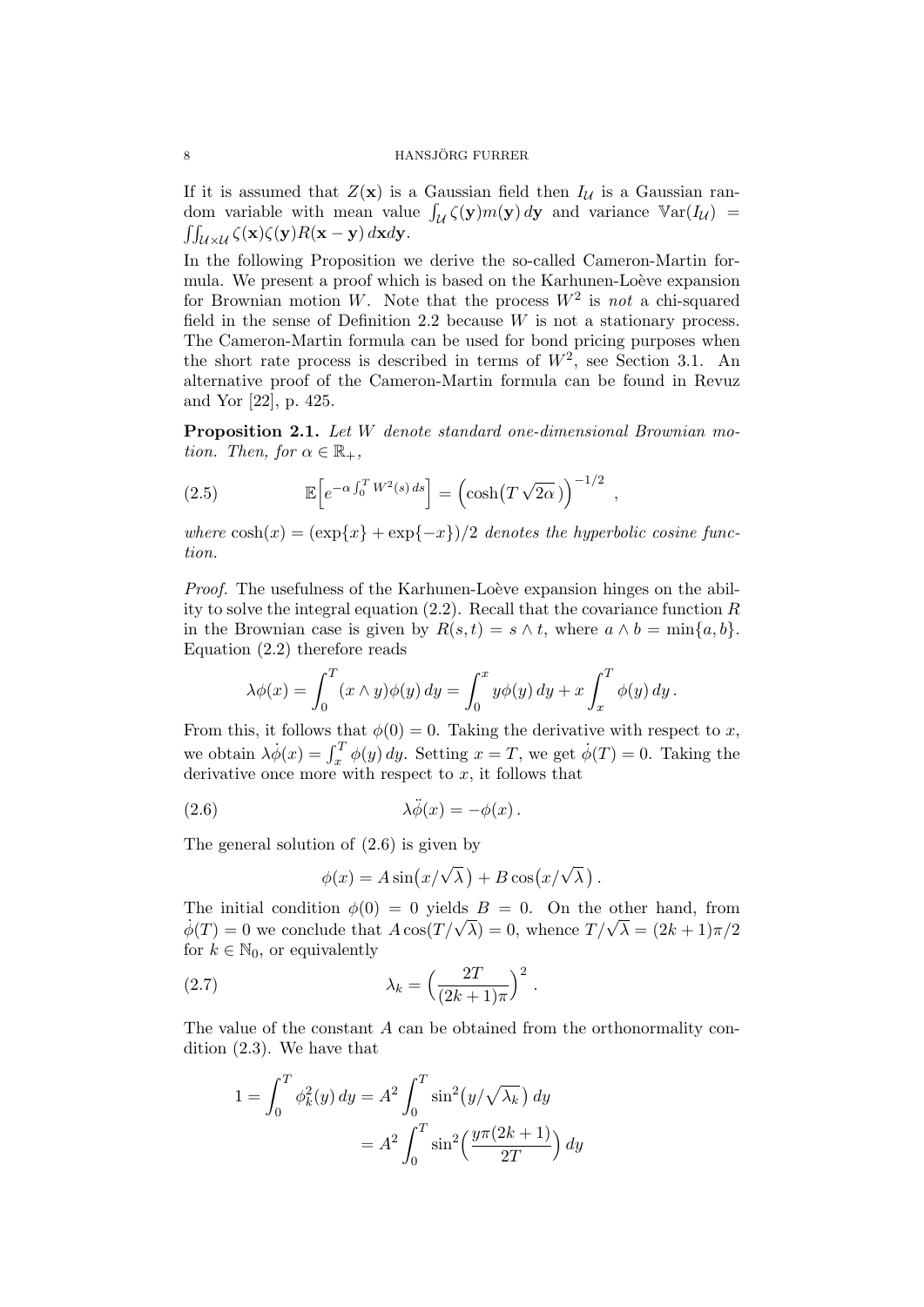If it is assumed that $Z(\mathbf{x})$ is a Gaussian field then $I_{\mathcal{U}}$ is a Gaussian random variable with mean value $\int_{\mathcal{U}} \zeta(\mathbf{y}) m(\mathbf{y})\, d\mathbf{y}$ and variance $\mathbb{V}\mathrm{ar}(I_{\mathcal{U}}) = \iint_{\mathcal{U}\times\mathcal{U}} \zeta(\mathbf{x})\zeta(\mathbf{y}) R(\mathbf{x}-\mathbf{y})\, d\mathbf{x} d\mathbf{y}$.

In the following Proposition we derive the so-called Cameron-Martin formula. We present a proof which is based on the Karhunen-Loève expansion for Brownian motion $W$. Note that the process $W^2$ is *not* a chi-squared field in the sense of Definition 2.2 because $W$ is not a stationary process. The Cameron-Martin formula can be used for bond pricing purposes when the short rate process is described in terms of $W^2$, see Section 3.1. An alternative proof of the Cameron-Martin formula can be found in Revuz and Yor [22], p. 425.

**Proposition 2.1.** *Let $W$ denote standard one-dimensional Brownian motion. Then, for $\alpha \in \mathbb{R}_+$,*

$$\mathbb{E}\Big[e^{-\alpha \int_0^T W^2(s)\, ds}\Big] = \Big(\cosh\big(T\sqrt{2\alpha}\,\big)\Big)^{-1/2}, \tag{2.5}$$

*where $\cosh(x) = (\exp\{x\} + \exp\{-x\})/2$ denotes the hyperbolic cosine function.*

*Proof.* The usefulness of the Karhunen-Loève expansion hinges on the ability to solve the integral equation (2.2). Recall that the covariance function $R$ in the Brownian case is given by $R(s,t) = s \wedge t$, where $a \wedge b = \min\{a,b\}$. Equation (2.2) therefore reads

$$\lambda\phi(x) = \int_0^T (x \wedge y)\phi(y)\, dy = \int_0^x y\phi(y)\, dy + x\int_x^T \phi(y)\, dy\,.$$

From this, it follows that $\phi(0) = 0$. Taking the derivative with respect to $x$, we obtain $\lambda\dot{\phi}(x) = \int_x^T \phi(y)\, dy$. Setting $x = T$, we get $\dot{\phi}(T) = 0$. Taking the derivative once more with respect to $x$, it follows that

$$\lambda\ddot{\phi}(x) = -\phi(x)\,. \tag{2.6}$$

The general solution of (2.6) is given by

$$\phi(x) = A\sin\big(x/\sqrt{\lambda}\,\big) + B\cos\big(x/\sqrt{\lambda}\,\big)\,.$$

The initial condition $\phi(0) = 0$ yields $B = 0$. On the other hand, from $\dot{\phi}(T) = 0$ we conclude that $A\cos(T/\sqrt{\lambda}) = 0$, whence $T/\sqrt{\lambda} = (2k+1)\pi/2$ for $k \in \mathbb{N}_0$, or equivalently

$$\lambda_k = \Big(\frac{2T}{(2k+1)\pi}\Big)^2\,. \tag{2.7}$$

The value of the constant $A$ can be obtained from the orthonormality condition (2.3). We have that

$$\begin{aligned} 1 = \int_0^T \phi_k^2(y)\, dy &= A^2 \int_0^T \sin^2\big(y/\sqrt{\lambda_k}\,\big)\, dy \\ &= A^2 \int_0^T \sin^2\Big(\frac{y\pi(2k+1)}{2T}\Big)\, dy \end{aligned}$$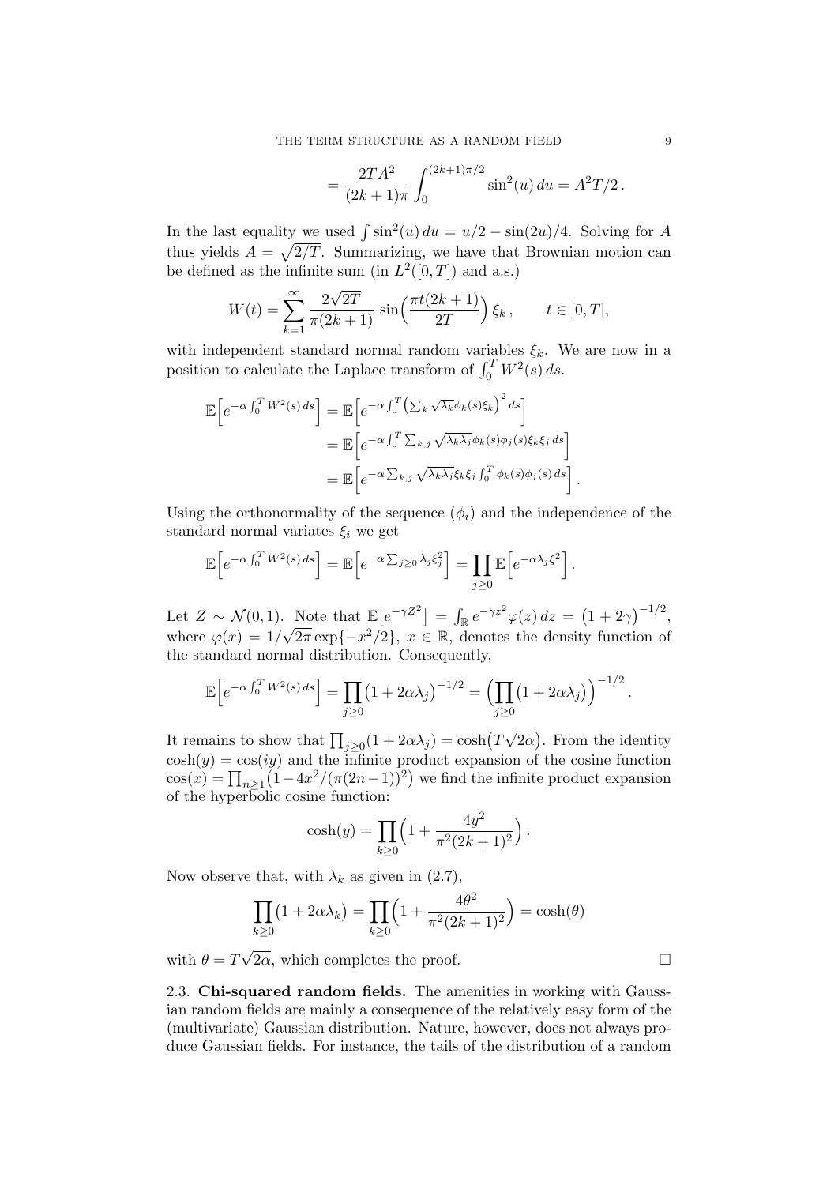$$= \frac{2TA^2}{(2k+1)\pi} \int_0^{(2k+1)\pi/2} \sin^2(u)\, du = A^2 T/2\,.$$

In the last equality we used $\int \sin^2(u)\, du = u/2 - \sin(2u)/4$. Solving for $A$ thus yields $A = \sqrt{2/T}$. Summarizing, we have that Brownian motion can be defined as the infinite sum (in $L^2([0,T])$ and a.s.)

$$W(t) = \sum_{k=1}^{\infty} \frac{2\sqrt{2T}}{\pi(2k+1)} \sin\Big(\frac{\pi t(2k+1)}{2T}\Big)\, \xi_k\,, \qquad t \in [0,T],$$

with independent standard normal random variables $\xi_k$. We are now in a position to calculate the Laplace transform of $\int_0^T W^2(s)\, ds$.

$$\begin{aligned}
\mathbb{E}\Big[e^{-\alpha \int_0^T W^2(s)\, ds}\Big] &= \mathbb{E}\Big[e^{-\alpha \int_0^T \left(\sum_k \sqrt{\lambda_k}\phi_k(s)\xi_k\right)^2 ds}\Big] \\
&= \mathbb{E}\Big[e^{-\alpha \int_0^T \sum_{k,j} \sqrt{\lambda_k \lambda_j}\phi_k(s)\phi_j(s)\xi_k\xi_j\, ds}\Big] \\
&= \mathbb{E}\Big[e^{-\alpha \sum_{k,j} \sqrt{\lambda_k\lambda_j}\xi_k\xi_j \int_0^T \phi_k(s)\phi_j(s)\, ds}\Big]\,.
\end{aligned}$$

Using the orthonormality of the sequence $(\phi_i)$ and the independence of the standard normal variates $\xi_i$ we get

$$\mathbb{E}\Big[e^{-\alpha \int_0^T W^2(s)\, ds}\Big] = \mathbb{E}\Big[e^{-\alpha \sum_{j\geq 0} \lambda_j \xi_j^2}\Big] = \prod_{j\geq 0} \mathbb{E}\Big[e^{-\alpha\lambda_j \xi^2}\Big]\,.$$

Let $Z \sim \mathcal{N}(0,1)$. Note that $\mathbb{E}\big[e^{-\gamma Z^2}\big] = \int_{\mathbb{R}} e^{-\gamma z^2}\varphi(z)\, dz = \big(1+2\gamma\big)^{-1/2}$, where $\varphi(x) = 1/\sqrt{2\pi}\exp\{-x^2/2\}$, $x \in \mathbb{R}$, denotes the density function of the standard normal distribution. Consequently,

$$\mathbb{E}\Big[e^{-\alpha \int_0^T W^2(s)\, ds}\Big] = \prod_{j\geq 0} \big(1+2\alpha\lambda_j\big)^{-1/2} = \Big(\prod_{j\geq 0}\big(1+2\alpha\lambda_j\big)\Big)^{-1/2}.$$

It remains to show that $\prod_{j\geq 0}(1+2\alpha\lambda_j) = \cosh\big(T\sqrt{2\alpha}\big)$. From the identity $\cosh(y) = \cos(iy)$ and the infinite product expansion of the cosine function $\cos(x) = \prod_{n\geq 1}\big(1 - 4x^2/(\pi(2n-1))^2\big)$ we find the infinite product expansion of the hyperbolic cosine function:

$$\cosh(y) = \prod_{k\geq 0}\Big(1 + \frac{4y^2}{\pi^2(2k+1)^2}\Big)\,.$$

Now observe that, with $\lambda_k$ as given in (2.7),

$$\prod_{k\geq 0}\big(1+2\alpha\lambda_k\big) = \prod_{k\geq 0}\Big(1 + \frac{4\theta^2}{\pi^2(2k+1)^2}\Big) = \cosh(\theta)$$

with $\theta = T\sqrt{2\alpha}$, which completes the proof. □

2.3. **Chi-squared random fields.** The amenities in working with Gaussian random fields are mainly a consequence of the relatively easy form of the (multivariate) Gaussian distribution. Nature, however, does not always produce Gaussian fields. For instance, the tails of the distribution of a random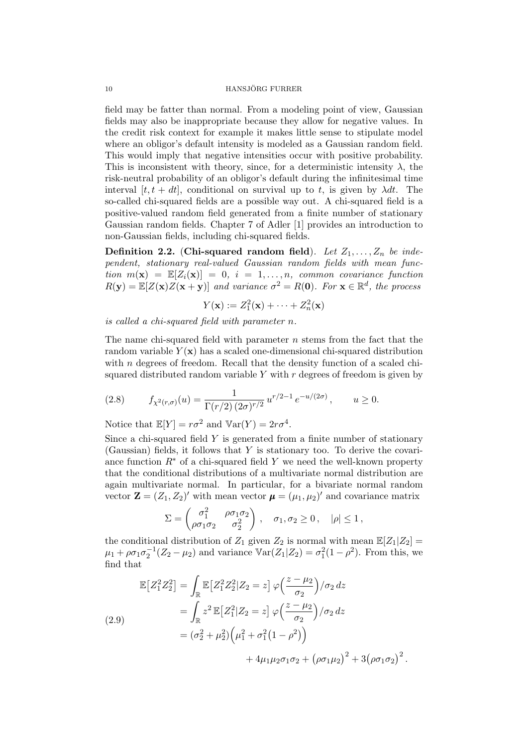field may be fatter than normal. From a modeling point of view, Gaussian fields may also be inappropriate because they allow for negative values. In the credit risk context for example it makes little sense to stipulate model where an obligor's default intensity is modeled as a Gaussian random field. This would imply that negative intensities occur with positive probability. This is inconsistent with theory, since, for a deterministic intensity $\lambda$, the risk-neutral probability of an obligor's default during the infinitesimal time interval $[t, t + dt]$, conditional on survival up to $t$, is given by $\lambda dt$. The so-called chi-squared fields are a possible way out. A chi-squared field is a positive-valued random field generated from a finite number of stationary Gaussian random fields. Chapter 7 of Adler [1] provides an introduction to non-Gaussian fields, including chi-squared fields.

**Definition 2.2.** (**Chi-squared random field**). *Let $Z_1, \dots, Z_n$ be independent, stationary real-valued Gaussian random fields with mean function $m(\mathbf{x}) = \mathbb{E}[Z_i(\mathbf{x})] = 0$, $i = 1, \dots, n$, common covariance function $R(\mathbf{y}) = \mathbb{E}[Z(\mathbf{x})Z(\mathbf{x} + \mathbf{y})]$ and variance $\sigma^2 = R(\mathbf{0})$. For $\mathbf{x} \in \mathbb{R}^d$, the process*

$$Y(\mathbf{x}) := Z_1^2(\mathbf{x}) + \cdots + Z_n^2(\mathbf{x})$$

*is called a chi-squared field with parameter $n$.*

The name chi-squared field with parameter $n$ stems from the fact that the random variable $Y(\mathbf{x})$ has a scaled one-dimensional chi-squared distribution with $n$ degrees of freedom. Recall that the density function of a scaled chi-squared distributed random variable $Y$ with $r$ degrees of freedom is given by

$$f_{\chi^2(r,\sigma)}(u) = \frac{1}{\Gamma(r/2)\,(2\sigma)^{r/2}}\, u^{r/2-1}\, e^{-u/(2\sigma)}\,, \qquad u \geq 0. \tag{2.8}$$

Notice that $\mathbb{E}[Y] = r\sigma^2$ and $\mathbb{V}\text{ar}(Y) = 2r\sigma^4$.

Since a chi-squared field $Y$ is generated from a finite number of stationary (Gaussian) fields, it follows that $Y$ is stationary too. To derive the covariance function $R^*$ of a chi-squared field $Y$ we need the well-known property that the conditional distributions of a multivariate normal distribution are again multivariate normal. In particular, for a bivariate normal random vector $\mathbf{Z} = (Z_1, Z_2)'$ with mean vector $\boldsymbol{\mu} = (\mu_1, \mu_2)'$ and covariance matrix

$$\Sigma = \begin{pmatrix} \sigma_1^2 & \rho\sigma_1\sigma_2 \\ \rho\sigma_1\sigma_2 & \sigma_2^2 \end{pmatrix}, \quad \sigma_1, \sigma_2 \geq 0\,, \quad |\rho| \leq 1\,,$$

the conditional distribution of $Z_1$ given $Z_2$ is normal with mean $\mathbb{E}[Z_1|Z_2] = \mu_1 + \rho\sigma_1\sigma_2^{-1}(Z_2 - \mu_2)$ and variance $\mathbb{V}\text{ar}(Z_1|Z_2) = \sigma_1^2(1 - \rho^2)$. From this, we find that

$$\begin{aligned}
\mathbb{E}\big[Z_1^2 Z_2^2\big] &= \int_{\mathbb{R}} \mathbb{E}\big[Z_1^2 Z_2^2 | Z_2 = z\big]\, \varphi\Big(\frac{z - \mu_2}{\sigma_2}\Big)/\sigma_2 \, dz \\
&= \int_{\mathbb{R}} z^2\, \mathbb{E}\big[Z_1^2 | Z_2 = z\big]\, \varphi\Big(\frac{z - \mu_2}{\sigma_2}\Big)/\sigma_2 \, dz \\
&= (\sigma_2^2 + \mu_2^2)\Big(\mu_1^2 + \sigma_1^2\big(1 - \rho^2\big)\Big) \\
&\qquad + 4\mu_1\mu_2\sigma_1\sigma_2 + \big(\rho\sigma_1\mu_2\big)^2 + 3\big(\rho\sigma_1\sigma_2\big)^2 .
\end{aligned} \tag{2.9}$$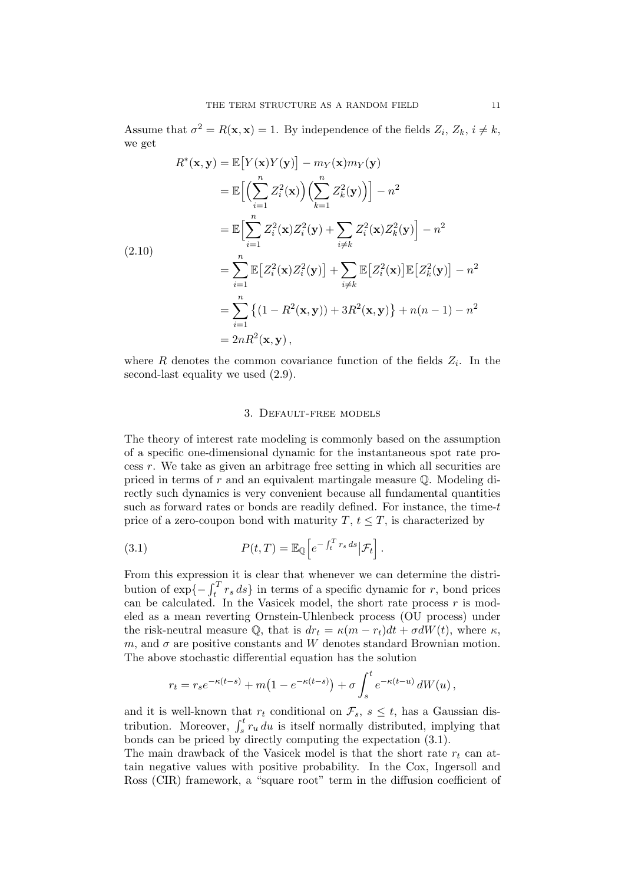Assume that $\sigma^2 = R(\mathbf{x}, \mathbf{x}) = 1$. By independence of the fields $Z_i$, $Z_k$, $i \neq k$, we get

$$
\begin{aligned}
R^*(\mathbf{x}, \mathbf{y}) &= \mathbb{E}\big[Y(\mathbf{x})Y(\mathbf{y})\big] - m_Y(\mathbf{x})m_Y(\mathbf{y}) \\
&= \mathbb{E}\Big[\Big(\sum_{i=1}^n Z_i^2(\mathbf{x})\Big)\Big(\sum_{k=1}^n Z_k^2(\mathbf{y})\Big)\Big] - n^2 \\
&= \mathbb{E}\Big[\sum_{i=1}^n Z_i^2(\mathbf{x})Z_i^2(\mathbf{y}) + \sum_{i \neq k} Z_i^2(\mathbf{x})Z_k^2(\mathbf{y})\Big] - n^2 \\
&= \sum_{i=1}^n \mathbb{E}\big[Z_i^2(\mathbf{x})Z_i^2(\mathbf{y})\big] + \sum_{i \neq k} \mathbb{E}\big[Z_i^2(\mathbf{x})\big]\mathbb{E}\big[Z_k^2(\mathbf{y})\big] - n^2 \\
&= \sum_{i=1}^n \big\{(1 - R^2(\mathbf{x}, \mathbf{y})) + 3R^2(\mathbf{x}, \mathbf{y})\big\} + n(n-1) - n^2 \\
&= 2nR^2(\mathbf{x}, \mathbf{y}),
\end{aligned}
\tag{2.10}
$$

where $R$ denotes the common covariance function of the fields $Z_i$. In the second-last equality we used (2.9).

## 3. Default-free models

The theory of interest rate modeling is commonly based on the assumption of a specific one-dimensional dynamic for the instantaneous spot rate process $r$. We take as given an arbitrage free setting in which all securities are priced in terms of $r$ and an equivalent martingale measure $\mathbb{Q}$. Modeling directly such dynamics is very convenient because all fundamental quantities such as forward rates or bonds are readily defined. For instance, the time-$t$ price of a zero-coupon bond with maturity $T$, $t \leq T$, is characterized by

$$
P(t,T) = \mathbb{E}_{\mathbb{Q}}\Big[e^{-\int_t^T r_s\,ds}\big|\mathcal{F}_t\Big]. \tag{3.1}
$$

From this expression it is clear that whenever we can determine the distribution of $\exp\{-\int_t^T r_s\,ds\}$ in terms of a specific dynamic for $r$, bond prices can be calculated. In the Vasicek model, the short rate process $r$ is modeled as a mean reverting Ornstein-Uhlenbeck process (OU process) under the risk-neutral measure $\mathbb{Q}$, that is $dr_t = \kappa(m - r_t)dt + \sigma dW(t)$, where $\kappa$, $m$, and $\sigma$ are positive constants and $W$ denotes standard Brownian motion. The above stochastic differential equation has the solution

$$
r_t = r_s e^{-\kappa(t-s)} + m\big(1 - e^{-\kappa(t-s)}\big) + \sigma \int_s^t e^{-\kappa(t-u)}\,dW(u),
$$

and it is well-known that $r_t$ conditional on $\mathcal{F}_s$, $s \leq t$, has a Gaussian distribution. Moreover, $\int_s^t r_u\,du$ is itself normally distributed, implying that bonds can be priced by directly computing the expectation (3.1).

The main drawback of the Vasicek model is that the short rate $r_t$ can attain negative values with positive probability. In the Cox, Ingersoll and Ross (CIR) framework, a "square root" term in the diffusion coefficient of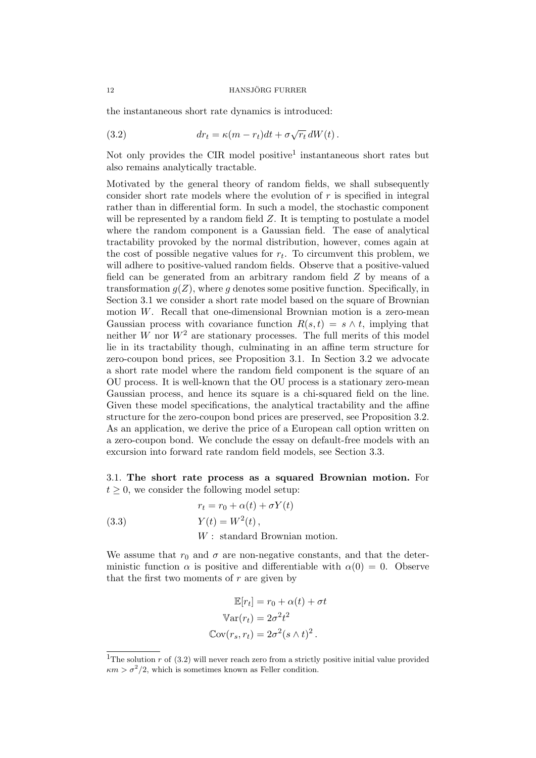the instantaneous short rate dynamics is introduced:

$$dr_t = \kappa(m - r_t)dt + \sigma\sqrt{r_t}\, dW(t)\,. \tag{3.2}$$

Not only provides the CIR model positive[1] instantaneous short rates but also remains analytically tractable.

Motivated by the general theory of random fields, we shall subsequently consider short rate models where the evolution of $r$ is specified in integral rather than in differential form. In such a model, the stochastic component will be represented by a random field $Z$. It is tempting to postulate a model where the random component is a Gaussian field. The ease of analytical tractability provoked by the normal distribution, however, comes again at the cost of possible negative values for $r_t$. To circumvent this problem, we will adhere to positive-valued random fields. Observe that a positive-valued field can be generated from an arbitrary random field $Z$ by means of a transformation $g(Z)$, where $g$ denotes some positive function. Specifically, in Section 3.1 we consider a short rate model based on the square of Brownian motion $W$. Recall that one-dimensional Brownian motion is a zero-mean Gaussian process with covariance function $R(s,t) = s \wedge t$, implying that neither $W$ nor $W^2$ are stationary processes. The full merits of this model lie in its tractability though, culminating in an affine term structure for zero-coupon bond prices, see Proposition 3.1. In Section 3.2 we advocate a short rate model where the random field component is the square of an OU process. It is well-known that the OU process is a stationary zero-mean Gaussian process, and hence its square is a chi-squared field on the line. Given these model specifications, the analytical tractability and the affine structure for the zero-coupon bond prices are preserved, see Proposition 3.2. As an application, we derive the price of a European call option written on a zero-coupon bond. We conclude the essay on default-free models with an excursion into forward rate random field models, see Section 3.3.

### 3.1. The short rate process as a squared Brownian motion.

For $t \geq 0$, we consider the following model setup:

$$\begin{aligned} r_t &= r_0 + \alpha(t) + \sigma Y(t) \\ Y(t) &= W^2(t)\,, \\ W &: \text{ standard Brownian motion.} \end{aligned} \tag{3.3}$$

We assume that $r_0$ and $\sigma$ are non-negative constants, and that the deterministic function $\alpha$ is positive and differentiable with $\alpha(0) = 0$. Observe that the first two moments of $r$ are given by

$$\begin{aligned} \mathbb{E}[r_t] &= r_0 + \alpha(t) + \sigma t \\ \mathbb{V}\mathrm{ar}(r_t) &= 2\sigma^2 t^2 \\ \mathbb{C}\mathrm{ov}(r_s, r_t) &= 2\sigma^2 (s \wedge t)^2\,. \end{aligned}$$

[1] The solution $r$ of (3.2) will never reach zero from a strictly positive initial value provided $\kappa m > \sigma^2/2$, which is sometimes known as Feller condition.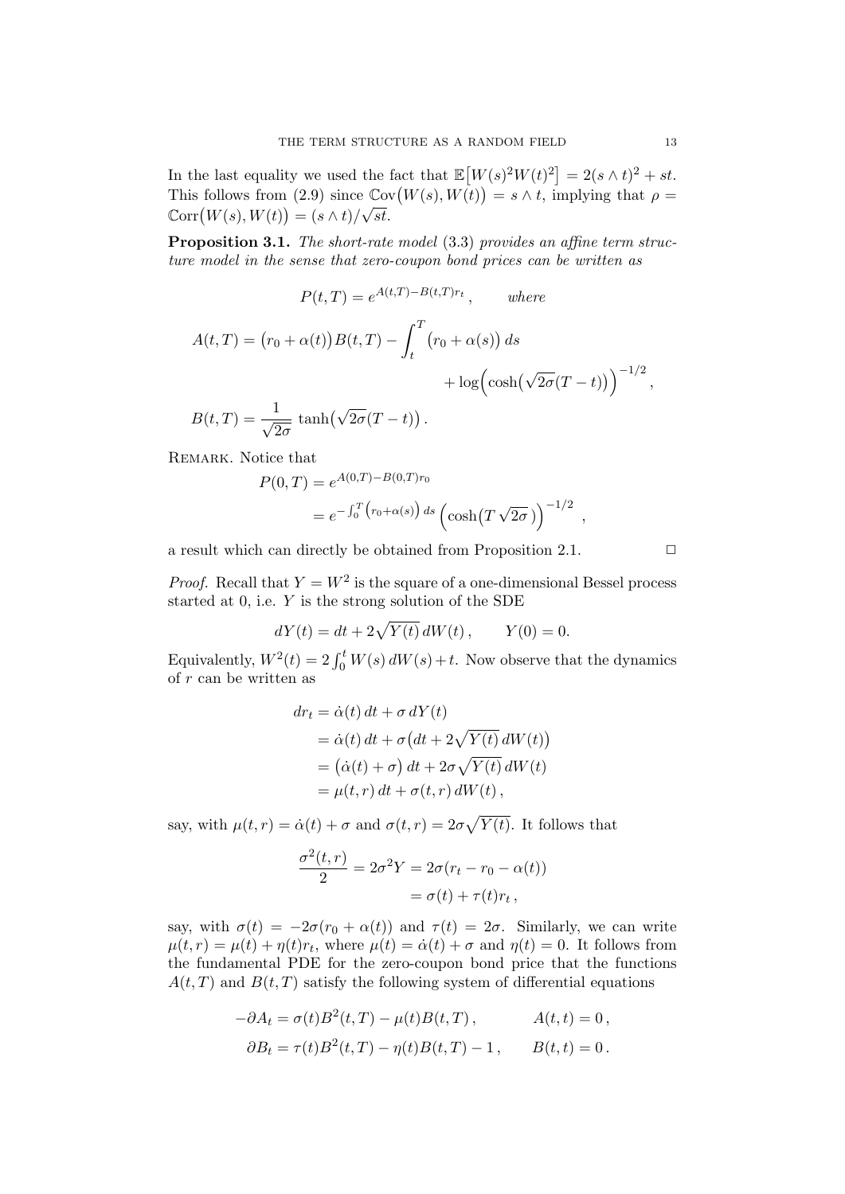In the last equality we used the fact that $\mathbb{E}\big[W(s)^2 W(t)^2\big] = 2(s\wedge t)^2 + st$. This follows from (2.9) since $\mathbb{C}\mathrm{ov}\big(W(s), W(t)\big) = s \wedge t$, implying that $\rho = \mathbb{C}\mathrm{orr}\big(W(s), W(t)\big) = (s\wedge t)/\sqrt{st}$.

**Proposition 3.1.** *The short-rate model (3.3) provides an affine term structure model in the sense that zero-coupon bond prices can be written as*

$$P(t,T) = e^{A(t,T) - B(t,T) r_t}\,, \qquad \textit{where}$$

$$A(t,T) = \big(r_0 + \alpha(t)\big) B(t,T) - \int_t^T \big(r_0 + \alpha(s)\big)\, ds + \log\Big(\cosh\big(\sqrt{2\sigma}(T-t)\big)\Big)^{-1/2},$$

$$B(t,T) = \frac{1}{\sqrt{2\sigma}} \tanh\big(\sqrt{2\sigma}(T-t)\big)\,.$$

Remark. Notice that

$$P(0,T) = e^{A(0,T) - B(0,T) r_0} = e^{-\int_0^T \big(r_0 + \alpha(s)\big)\, ds} \Big(\cosh\big(T\sqrt{2\sigma}\,\big)\Big)^{-1/2}\,,$$

a result which can directly be obtained from Proposition 2.1. □

*Proof.* Recall that $Y = W^2$ is the square of a one-dimensional Bessel process started at 0, i.e. $Y$ is the strong solution of the SDE

$$dY(t) = dt + 2\sqrt{Y(t)}\, dW(t)\,, \qquad Y(0) = 0.$$

Equivalently, $W^2(t) = 2\int_0^t W(s)\, dW(s) + t$. Now observe that the dynamics of $r$ can be written as

$$\begin{aligned} dr_t &= \dot\alpha(t)\, dt + \sigma\, dY(t) \\ &= \dot\alpha(t)\, dt + \sigma\big(dt + 2\sqrt{Y(t)}\, dW(t)\big) \\ &= \big(\dot\alpha(t) + \sigma\big)\, dt + 2\sigma\sqrt{Y(t)}\, dW(t) \\ &= \mu(t,r)\, dt + \sigma(t,r)\, dW(t)\,, \end{aligned}$$

say, with $\mu(t,r) = \dot\alpha(t) + \sigma$ and $\sigma(t,r) = 2\sigma\sqrt{Y(t)}$. It follows that

$$\begin{aligned} \frac{\sigma^2(t,r)}{2} = 2\sigma^2 Y &= 2\sigma(r_t - r_0 - \alpha(t)) \\ &= \sigma(t) + \tau(t) r_t\,, \end{aligned}$$

say, with $\sigma(t) = -2\sigma(r_0 + \alpha(t))$ and $\tau(t) = 2\sigma$. Similarly, we can write $\mu(t,r) = \mu(t) + \eta(t) r_t$, where $\mu(t) = \dot\alpha(t) + \sigma$ and $\eta(t) = 0$. It follows from the fundamental PDE for the zero-coupon bond price that the functions $A(t,T)$ and $B(t,T)$ satisfy the following system of differential equations

$$\begin{aligned} -\partial A_t &= \sigma(t) B^2(t,T) - \mu(t) B(t,T)\,, & A(t,t) &= 0\,, \\ \partial B_t &= \tau(t) B^2(t,T) - \eta(t) B(t,T) - 1\,, & B(t,t) &= 0\,. \end{aligned}$$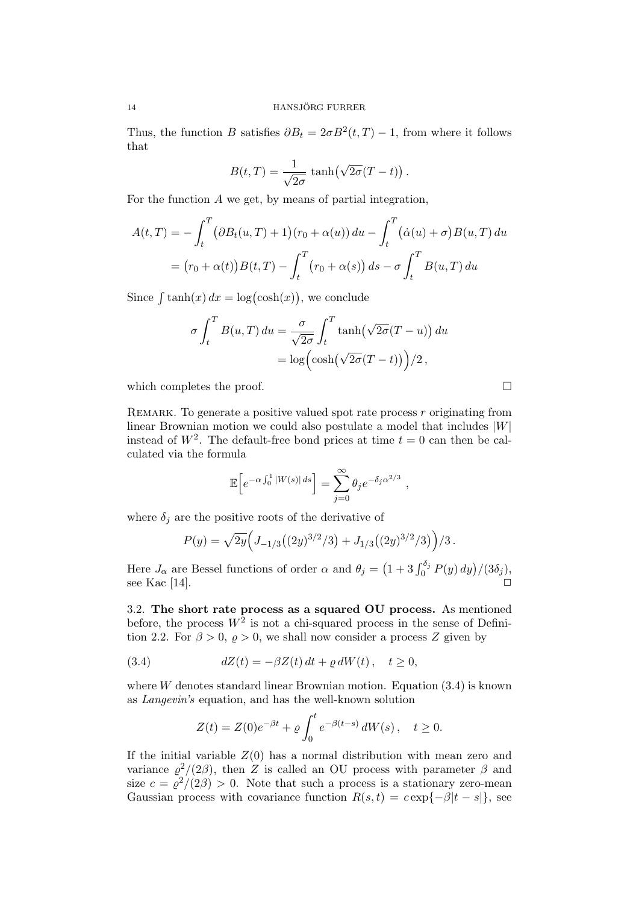Thus, the function $B$ satisfies $\partial B_t = 2\sigma B^2(t,T) - 1$, from where it follows that

$$B(t,T) = \frac{1}{\sqrt{2\sigma}}\,\tanh\bigl(\sqrt{2\sigma}(T-t)\bigr)\,.$$

For the function $A$ we get, by means of partial integration,

$$\begin{aligned}
A(t,T) &= -\int_t^T \bigl(\partial B_t(u,T)+1\bigr)\bigl(r_0+\alpha(u)\bigr)\,du - \int_t^T \bigl(\dot{\alpha}(u)+\sigma\bigr)B(u,T)\,du \\
&= \bigl(r_0+\alpha(t)\bigr)B(t,T) - \int_t^T \bigl(r_0+\alpha(s)\bigr)\,ds - \sigma\int_t^T B(u,T)\,du
\end{aligned}$$

Since $\int \tanh(x)\,dx = \log\bigl(\cosh(x)\bigr)$, we conclude

$$\begin{aligned}
\sigma\int_t^T B(u,T)\,du &= \frac{\sigma}{\sqrt{2\sigma}}\int_t^T \tanh\bigl(\sqrt{2\sigma}(T-u)\bigr)\,du \\
&= \log\Bigl(\cosh\bigl(\sqrt{2\sigma}(T-t)\bigr)\Bigr)/2\,,
\end{aligned}$$

which completes the proof. □

Remark. To generate a positive valued spot rate process $r$ originating from linear Brownian motion we could also postulate a model that includes $|W|$ instead of $W^2$. The default-free bond prices at time $t=0$ can then be calculated via the formula

$$\mathbb{E}\Bigl[e^{-\alpha\int_0^1 |W(s)|\,ds}\Bigr] = \sum_{j=0}^{\infty}\theta_j e^{-\delta_j\alpha^{2/3}}\ ,$$

where $\delta_j$ are the positive roots of the derivative of

$$P(y) = \sqrt{2y}\Bigl(J_{-1/3}\bigl((2y)^{3/2}/3\bigr) + J_{1/3}\bigl((2y)^{3/2}/3\bigr)\Bigr)/3\,.$$

Here $J_\alpha$ are Bessel functions of order $\alpha$ and $\theta_j = \bigl(1+3\int_0^{\delta_j}P(y)\,dy\bigr)/(3\delta_j)$, see Kac [14]. □

3.2. **The short rate process as a squared OU process.** As mentioned before, the process $W^2$ is not a chi-squared process in the sense of Definition 2.2. For $\beta>0$, $\varrho>0$, we shall now consider a process $Z$ given by

$$dZ(t) = -\beta Z(t)\,dt + \varrho\,dW(t)\,,\quad t\geq 0, \tag{3.4}$$

where $W$ denotes standard linear Brownian motion. Equation (3.4) is known as *Langevin's* equation, and has the well-known solution

$$Z(t) = Z(0)e^{-\beta t} + \varrho\int_0^t e^{-\beta(t-s)}\,dW(s)\,,\quad t\geq 0.$$

If the initial variable $Z(0)$ has a normal distribution with mean zero and variance $\varrho^2/(2\beta)$, then $Z$ is called an OU process with parameter $\beta$ and size $c=\varrho^2/(2\beta)>0$. Note that such a process is a stationary zero-mean Gaussian process with covariance function $R(s,t) = c\exp\{-\beta|t-s|\}$, see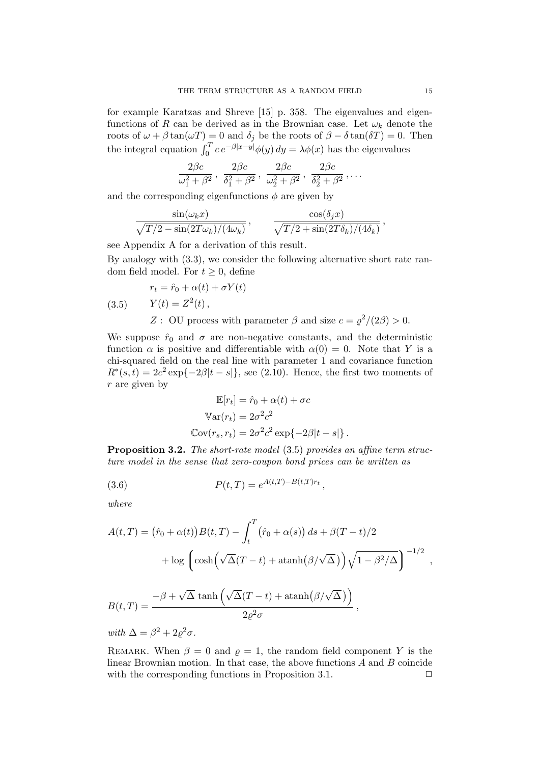for example Karatzas and Shreve [15] p. 358. The eigenvalues and eigenfunctions of $R$ can be derived as in the Brownian case. Let $\omega_k$ denote the roots of $\omega + \beta \tan(\omega T) = 0$ and $\delta_j$ be the roots of $\beta - \delta \tan(\delta T) = 0$. Then the integral equation $\int_0^T c\, e^{-\beta|x-y|}\phi(y)\, dy = \lambda \phi(x)$ has the eigenvalues

$$\frac{2\beta c}{\omega_1^2+\beta^2}\,,\ \frac{2\beta c}{\delta_1^2+\beta^2}\,,\ \frac{2\beta c}{\omega_2^2+\beta^2}\,,\ \frac{2\beta c}{\delta_2^2+\beta^2}\,,\dots$$

and the corresponding eigenfunctions $\phi$ are given by

$$\frac{\sin(\omega_k x)}{\sqrt{T/2 - \sin(2T\omega_k)/(4\omega_k)}}\,, \qquad \frac{\cos(\delta_j x)}{\sqrt{T/2 + \sin(2T\delta_k)/(4\delta_k)}}\,,$$

see Appendix A for a derivation of this result.

By analogy with (3.3), we consider the following alternative short rate random field model. For $t \geq 0$, define

$$\begin{aligned} & r_t = \hat{r}_0 + \alpha(t) + \sigma Y(t) \\ (3.5) \qquad & Y(t) = Z^2(t)\,, \\ & Z: \text{ OU process with parameter } \beta \text{ and size } c = \varrho^2/(2\beta) > 0. \end{aligned}$$

We suppose $\hat{r}_0$ and $\sigma$ are non-negative constants, and the deterministic function $\alpha$ is positive and differentiable with $\alpha(0) = 0$. Note that $Y$ is a chi-squared field on the real line with parameter 1 and covariance function $R^*(s,t) = 2c^2 \exp\{-2\beta|t-s|\}$, see (2.10). Hence, the first two moments of $r$ are given by

$$\begin{aligned} \mathbb{E}[r_t] &= \hat{r}_0 + \alpha(t) + \sigma c \\ \mathbb{V}\mathrm{ar}(r_t) &= 2\sigma^2 c^2 \\ \mathbb{C}\mathrm{ov}(r_s, r_t) &= 2\sigma^2 c^2 \exp\{-2\beta|t-s|\}\,. \end{aligned}$$

**Proposition 3.2.** *The short-rate model* (3.5) *provides an affine term structure model in the sense that zero-coupon bond prices can be written as*

$$P(t,T) = e^{A(t,T) - B(t,T) r_t}\,, \tag{3.6}$$

*where*

$$\begin{aligned} A(t,T) = \big(\hat{r}_0 + \alpha(t)\big) B(t,T) - \int_t^T \big(\hat{r}_0 + \alpha(s)\big)\, ds + \beta(T-t)/2 \\ + \log\, \left( \cosh\!\Big(\sqrt{\Delta}(T-t) + \operatorname{atanh}\!\big(\beta/\sqrt{\Delta}\big)\Big) \sqrt{1 - \beta^2/\Delta} \right)^{-1/2}\,, \end{aligned}$$

$$B(t,T) = \frac{-\beta + \sqrt{\Delta}\, \tanh\Big(\sqrt{\Delta}(T-t) + \operatorname{atanh}\!\big(\beta/\sqrt{\Delta}\big)\Big)}{2\varrho^2\sigma}\,,$$

*with* $\Delta = \beta^2 + 2\varrho^2\sigma$.

Remark. When $\beta = 0$ and $\varrho = 1$, the random field component $Y$ is the linear Brownian motion. In that case, the above functions $A$ and $B$ coincide with the corresponding functions in Proposition 3.1. □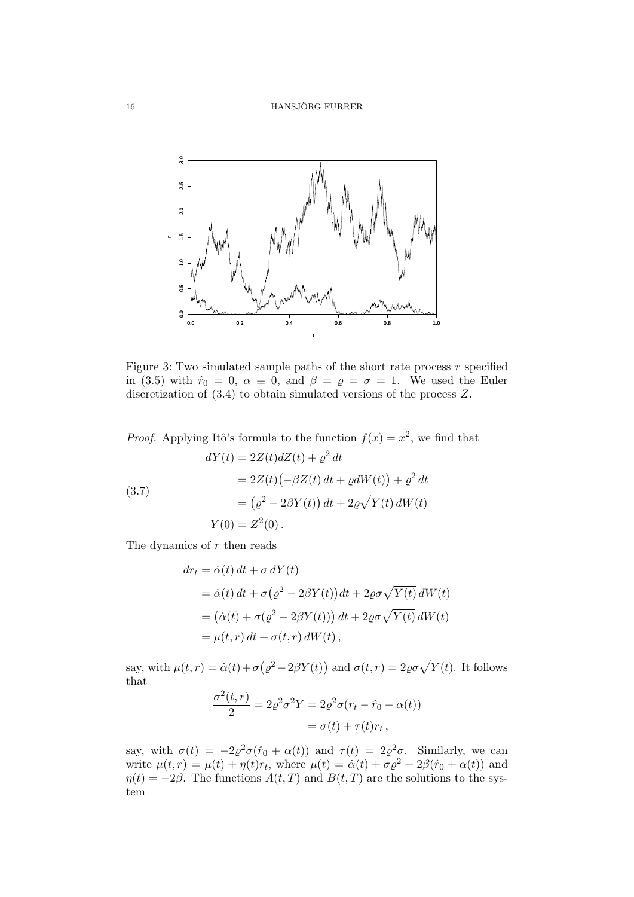Figure 3: Two simulated sample paths of the short rate process $r$ specified in (3.5) with $\hat{r}_0 = 0$, $\alpha \equiv 0$, and $\beta = \varrho = \sigma = 1$. We used the Euler discretization of (3.4) to obtain simulated versions of the process $Z$.

*Proof.* Applying Itô's formula to the function $f(x) = x^2$, we find that

$$
\begin{aligned}
dY(t) &= 2Z(t)dZ(t) + \varrho^2\,dt \\
&= 2Z(t)\big(-\beta Z(t)\,dt + \varrho dW(t)\big) + \varrho^2\,dt \\
&= \big(\varrho^2 - 2\beta Y(t)\big)\,dt + 2\varrho\sqrt{Y(t)}\,dW(t) \\
Y(0) &= Z^2(0)\,.
\end{aligned}
\tag{3.7}
$$

The dynamics of $r$ then reads

$$
\begin{aligned}
dr_t &= \dot{\alpha}(t)\,dt + \sigma\,dY(t) \\
&= \dot{\alpha}(t)\,dt + \sigma\big(\varrho^2 - 2\beta Y(t)\big)dt + 2\varrho\sigma\sqrt{Y(t)}\,dW(t) \\
&= \big(\dot{\alpha}(t) + \sigma(\varrho^2 - 2\beta Y(t))\big)\,dt + 2\varrho\sigma\sqrt{Y(t)}\,dW(t) \\
&= \mu(t,r)\,dt + \sigma(t,r)\,dW(t)\,,
\end{aligned}
$$

say, with $\mu(t,r) = \dot{\alpha}(t) + \sigma\big(\varrho^2 - 2\beta Y(t)\big)$ and $\sigma(t,r) = 2\varrho\sigma\sqrt{Y(t)}$. It follows that

$$
\begin{aligned}
\frac{\sigma^2(t,r)}{2} &= 2\varrho^2\sigma^2 Y = 2\varrho^2\sigma(r_t - \hat{r}_0 - \alpha(t)) \\
&= \sigma(t) + \tau(t)r_t\,,
\end{aligned}
$$

say, with $\sigma(t) = -2\varrho^2\sigma(\hat{r}_0 + \alpha(t))$ and $\tau(t) = 2\varrho^2\sigma$. Similarly, we can write $\mu(t,r) = \mu(t) + \eta(t)r_t$, where $\mu(t) = \dot{\alpha}(t) + \sigma\varrho^2 + 2\beta(\hat{r}_0 + \alpha(t))$ and $\eta(t) = -2\beta$. The functions $A(t,T)$ and $B(t,T)$ are the solutions to the system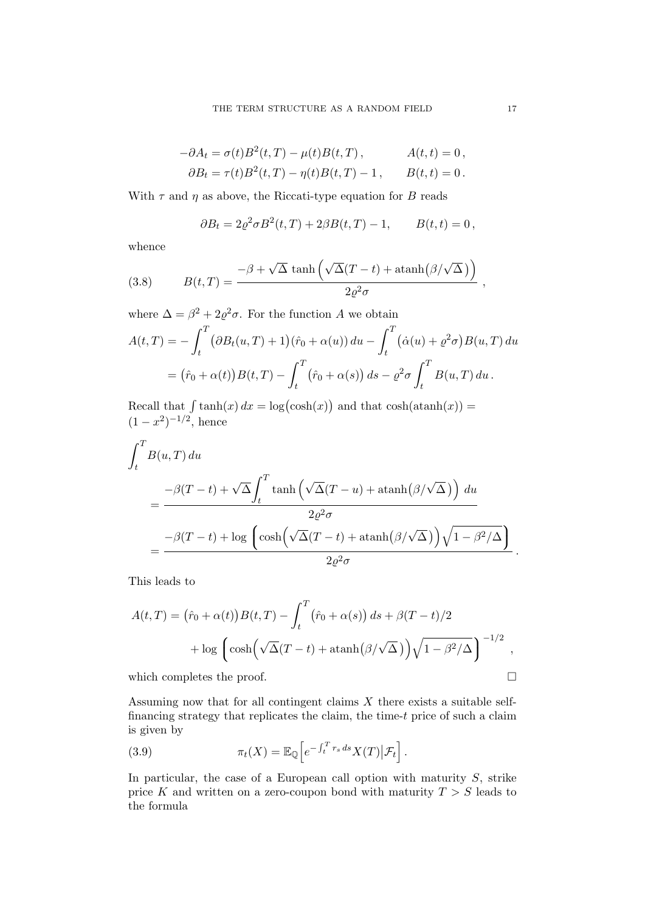$$
\begin{aligned}
-\partial A_t &= \sigma(t)B^2(t,T) - \mu(t)B(t,T)\,, \qquad & A(t,t) = 0\,,\\
\partial B_t &= \tau(t)B^2(t,T) - \eta(t)B(t,T) - 1\,, \qquad & B(t,t) = 0\,.
\end{aligned}
$$

With $\tau$ and $\eta$ as above, the Riccati-type equation for $B$ reads

$$
\partial B_t = 2\varrho^2\sigma B^2(t,T) + 2\beta B(t,T) - 1, \qquad B(t,t) = 0\,,
$$

whence

$$
B(t,T) = \frac{-\beta + \sqrt{\Delta}\,\tanh\Big(\sqrt{\Delta}(T-t) + \operatorname{atanh}\big(\beta/\sqrt{\Delta}\,\big)\Big)}{2\varrho^2\sigma}\;, \tag{3.8}
$$

where $\Delta = \beta^2 + 2\varrho^2\sigma$. For the function $A$ we obtain

$$
\begin{aligned}
A(t,T) &= -\int_t^T \big(\partial B_t(u,T) + 1\big)\big(\hat{r}_0 + \alpha(u)\big)\,du - \int_t^T \big(\dot{\alpha}(u) + \varrho^2\sigma\big)B(u,T)\,du\\
&= \big(\hat{r}_0 + \alpha(t)\big)B(t,T) - \int_t^T \big(\hat{r}_0 + \alpha(s)\big)\,ds - \varrho^2\sigma\int_t^T B(u,T)\,du\,.
\end{aligned}
$$

Recall that $\int \tanh(x)\,dx = \log\big(\cosh(x)\big)$ and that $\cosh(\operatorname{atanh}(x)) = (1-x^2)^{-1/2}$, hence

$$
\begin{aligned}
&\int_t^T B(u,T)\,du\\
&\quad = \frac{-\beta(T-t) + \sqrt{\Delta}\displaystyle\int_t^T \tanh\Big(\sqrt{\Delta}(T-u) + \operatorname{atanh}\big(\beta/\sqrt{\Delta}\,\big)\Big)\,du}{2\varrho^2\sigma}\\
&\quad = \frac{-\beta(T-t) + \log\Big(\cosh\Big(\sqrt{\Delta}(T-t) + \operatorname{atanh}\big(\beta/\sqrt{\Delta}\,\big)\Big)\sqrt{1-\beta^2/\Delta}\Big)}{2\varrho^2\sigma}\,.
\end{aligned}
$$

This leads to

$$
\begin{aligned}
A(t,T) &= \big(\hat{r}_0 + \alpha(t)\big)B(t,T) - \int_t^T \big(\hat{r}_0 + \alpha(s)\big)\,ds + \beta(T-t)/2\\
&\qquad + \log\Big(\cosh\Big(\sqrt{\Delta}(T-t) + \operatorname{atanh}\big(\beta/\sqrt{\Delta}\,\big)\Big)\sqrt{1-\beta^2/\Delta}\Big)^{-1/2}\,,
\end{aligned}
$$

which completes the proof. $\square$

Assuming now that for all contingent claims $X$ there exists a suitable self-financing strategy that replicates the claim, the time-$t$ price of such a claim is given by

$$
\pi_t(X) = \mathbb{E}_{\mathbb{Q}}\Big[e^{-\int_t^T r_s\,ds}X(T)\big|\mathcal{F}_t\Big]\,. \tag{3.9}
$$

In particular, the case of a European call option with maturity $S$, strike price $K$ and written on a zero-coupon bond with maturity $T > S$ leads to the formula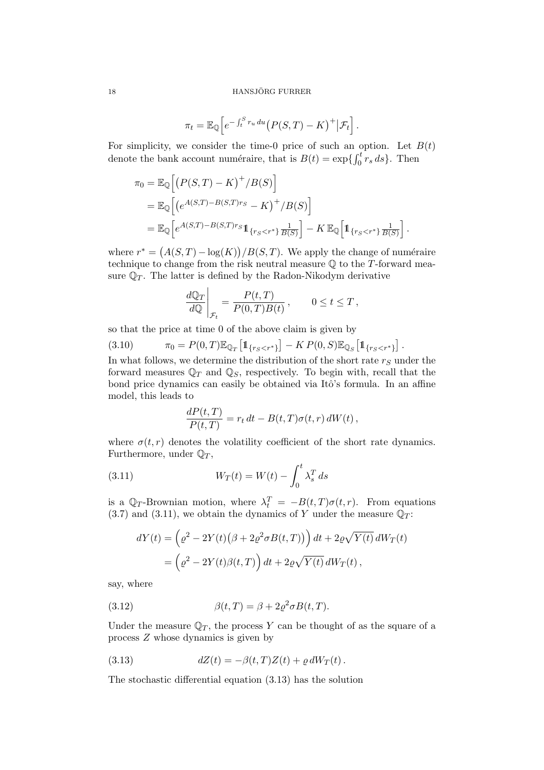$$\pi_t = \mathbb{E}_{\mathbb{Q}}\Big[e^{-\int_t^S r_u\,du}\big(P(S,T)-K\big)^+\big|\mathcal{F}_t\Big]\,.$$

For simplicity, we consider the time-0 price of such an option. Let $B(t)$ denote the bank account numéraire, that is $B(t) = \exp\{\int_0^t r_s\,ds\}$. Then

$$\begin{aligned}
\pi_0 &= \mathbb{E}_{\mathbb{Q}}\Big[\big(P(S,T)-K\big)^+/B(S)\Big] \\
&= \mathbb{E}_{\mathbb{Q}}\Big[\big(e^{A(S,T)-B(S,T)r_S}-K\big)^+/B(S)\Big] \\
&= \mathbb{E}_{\mathbb{Q}}\Big[e^{A(S,T)-B(S,T)r_S}\mathbb{1}_{\{r_S<r^*\}}\tfrac{1}{B(S)}\Big] - K\,\mathbb{E}_{\mathbb{Q}}\Big[\mathbb{1}_{\{r_S<r^*\}}\tfrac{1}{B(S)}\Big]\,.
\end{aligned}$$

where $r^* = \big(A(S,T)-\log(K)\big)/B(S,T)$. We apply the change of numéraire technique to change from the risk neutral measure $\mathbb{Q}$ to the $T$-forward measure $\mathbb{Q}_T$. The latter is defined by the Radon-Nikodym derivative

$$\frac{d\mathbb{Q}_T}{d\mathbb{Q}}\Bigg|_{\mathcal{F}_t} = \frac{P(t,T)}{P(0,T)B(t)}\,, \qquad 0\le t\le T\,,$$

so that the price at time 0 of the above claim is given by

$$\pi_0 = P(0,T)\mathbb{E}_{\mathbb{Q}_T}\big[\mathbb{1}_{\{r_S<r^*\}}\big] - K\,P(0,S)\mathbb{E}_{\mathbb{Q}_S}\big[\mathbb{1}_{\{r_S<r^*\}}\big]\,. \tag{3.10}$$

In what follows, we determine the distribution of the short rate $r_S$ under the forward measures $\mathbb{Q}_T$ and $\mathbb{Q}_S$, respectively. To begin with, recall that the bond price dynamics can easily be obtained via Itô's formula. In an affine model, this leads to

$$\frac{dP(t,T)}{P(t,T)} = r_t\,dt - B(t,T)\sigma(t,r)\,dW(t)\,,$$

where $\sigma(t,r)$ denotes the volatility coefficient of the short rate dynamics. Furthermore, under $\mathbb{Q}_T$,

$$W_T(t) = W(t) - \int_0^t \lambda_s^T\,ds \tag{3.11}$$

is a $\mathbb{Q}_T$-Brownian motion, where $\lambda_t^T = -B(t,T)\sigma(t,r)$. From equations (3.7) and (3.11), we obtain the dynamics of $Y$ under the measure $\mathbb{Q}_T$:

$$\begin{aligned}
dY(t) &= \Big(\varrho^2 - 2Y(t)\big(\beta + 2\varrho^2\sigma B(t,T)\big)\Big)\,dt + 2\varrho\sqrt{Y(t)}\,dW_T(t) \\
&= \Big(\varrho^2 - 2Y(t)\beta(t,T)\Big)\,dt + 2\varrho\sqrt{Y(t)}\,dW_T(t)\,,
\end{aligned}$$

say, where

$$\beta(t,T) = \beta + 2\varrho^2\sigma B(t,T). \tag{3.12}$$

Under the measure $\mathbb{Q}_T$, the process $Y$ can be thought of as the square of a process $Z$ whose dynamics is given by

$$dZ(t) = -\beta(t,T)Z(t) + \varrho\,dW_T(t)\,. \tag{3.13}$$

The stochastic differential equation (3.13) has the solution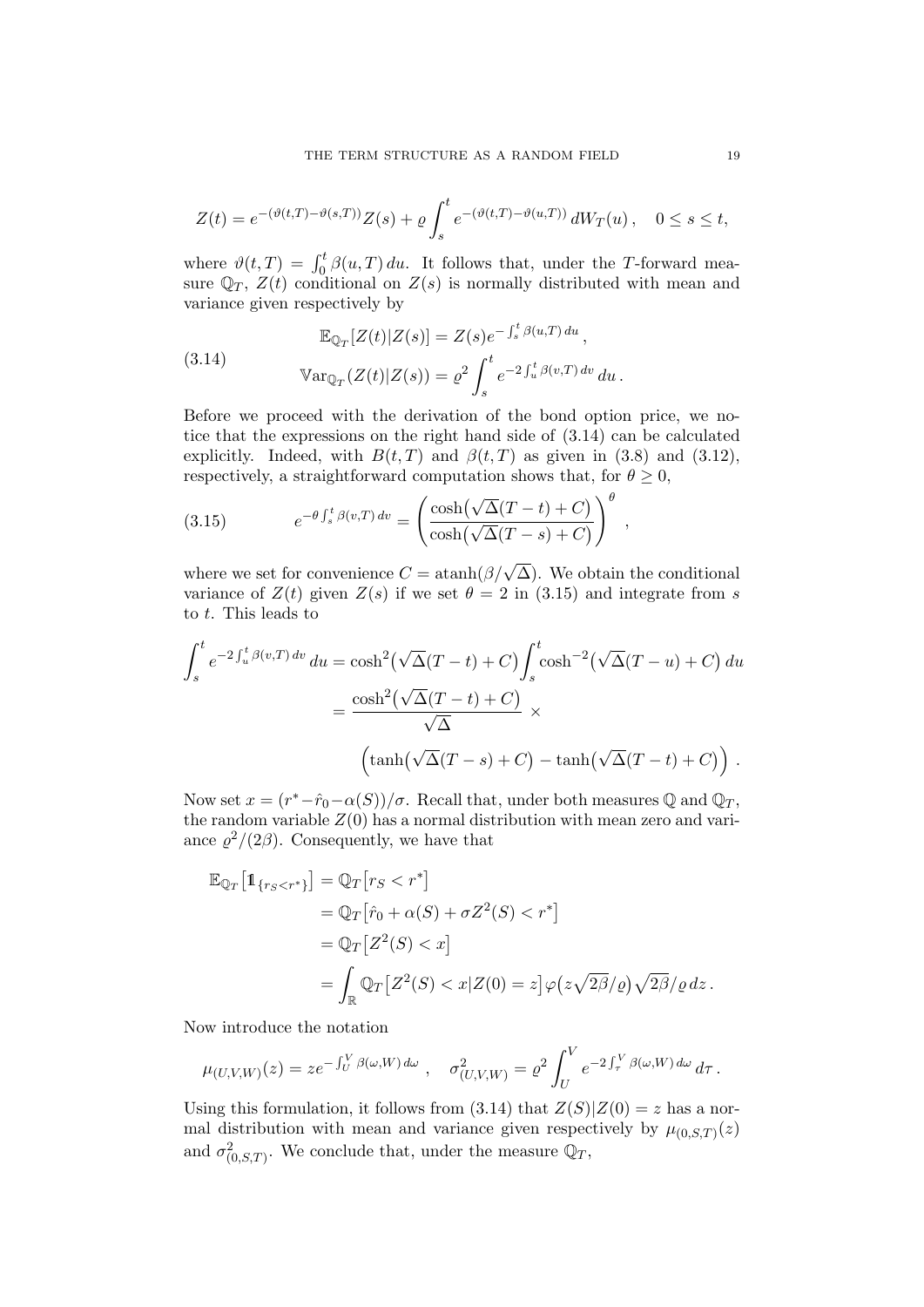$$Z(t) = e^{-(\vartheta(t,T)-\vartheta(s,T))} Z(s) + \varrho \int_s^t e^{-(\vartheta(t,T)-\vartheta(u,T))}\, dW_T(u)\,, \quad 0 \le s \le t,$$

where $\vartheta(t,T) = \int_0^t \beta(u,T)\, du$. It follows that, under the $T$-forward measure $\mathbb{Q}_T$, $Z(t)$ conditional on $Z(s)$ is normally distributed with mean and variance given respectively by

$$\begin{aligned} \mathbb{E}_{\mathbb{Q}_T}[Z(t)|Z(s)] &= Z(s) e^{-\int_s^t \beta(u,T)\, du}\,, \\ \mathbb{V}\mathrm{ar}_{\mathbb{Q}_T}(Z(t)|Z(s)) &= \varrho^2 \int_s^t e^{-2\int_u^t \beta(v,T)\, dv}\, du\,. \end{aligned} \tag{3.14}$$

Before we proceed with the derivation of the bond option price, we notice that the expressions on the right hand side of (3.14) can be calculated explicitly. Indeed, with $B(t,T)$ and $\beta(t,T)$ as given in (3.8) and (3.12), respectively, a straightforward computation shows that, for $\theta \ge 0$,

$$e^{-\theta \int_s^t \beta(v,T)\, dv} = \left( \frac{\cosh\big(\sqrt{\Delta}(T-t) + C\big)}{\cosh\big(\sqrt{\Delta}(T-s) + C\big)} \right)^{\theta}, \tag{3.15}$$

where we set for convenience $C = \operatorname{atanh}(\beta/\sqrt{\Delta})$. We obtain the conditional variance of $Z(t)$ given $Z(s)$ if we set $\theta = 2$ in (3.15) and integrate from $s$ to $t$. This leads to

$$\begin{aligned} \int_s^t e^{-2\int_u^t \beta(v,T)\, dv}\, du &= \cosh^2\big(\sqrt{\Delta}(T-t) + C\big) \int_s^t \cosh^{-2}\big(\sqrt{\Delta}(T-u) + C\big)\, du \\ &= \frac{\cosh^2\big(\sqrt{\Delta}(T-t) + C\big)}{\sqrt{\Delta}} \times \\ &\qquad \Big( \tanh\big(\sqrt{\Delta}(T-s) + C\big) - \tanh\big(\sqrt{\Delta}(T-t) + C\big) \Big)\,. \end{aligned}$$

Now set $x = (r^* - \hat{r}_0 - \alpha(S))/\sigma$. Recall that, under both measures $\mathbb{Q}$ and $\mathbb{Q}_T$, the random variable $Z(0)$ has a normal distribution with mean zero and variance $\varrho^2/(2\beta)$. Consequently, we have that

$$\begin{aligned} \mathbb{E}_{\mathbb{Q}_T}\big[\mathbb{1}_{\{r_S < r^*\}}\big] &= \mathbb{Q}_T\big[r_S < r^*\big] \\ &= \mathbb{Q}_T\big[\hat{r}_0 + \alpha(S) + \sigma Z^2(S) < r^*\big] \\ &= \mathbb{Q}_T\big[Z^2(S) < x\big] \\ &= \int_{\mathbb{R}} \mathbb{Q}_T\big[Z^2(S) < x | Z(0) = z\big] \varphi\big(z\sqrt{2\beta}/\varrho\big) \sqrt{2\beta}/\varrho\, dz\,. \end{aligned}$$

Now introduce the notation

$$\mu_{(U,V,W)}(z) = z e^{-\int_U^V \beta(\omega,W)\, d\omega}\,, \quad \sigma^2_{(U,V,W)} = \varrho^2 \int_U^V e^{-2\int_\tau^V \beta(\omega,W)\, d\omega}\, d\tau\,.$$

Using this formulation, it follows from (3.14) that $Z(S)|Z(0) = z$ has a normal distribution with mean and variance given respectively by $\mu_{(0,S,T)}(z)$ and $\sigma^2_{(0,S,T)}$. We conclude that, under the measure $\mathbb{Q}_T$,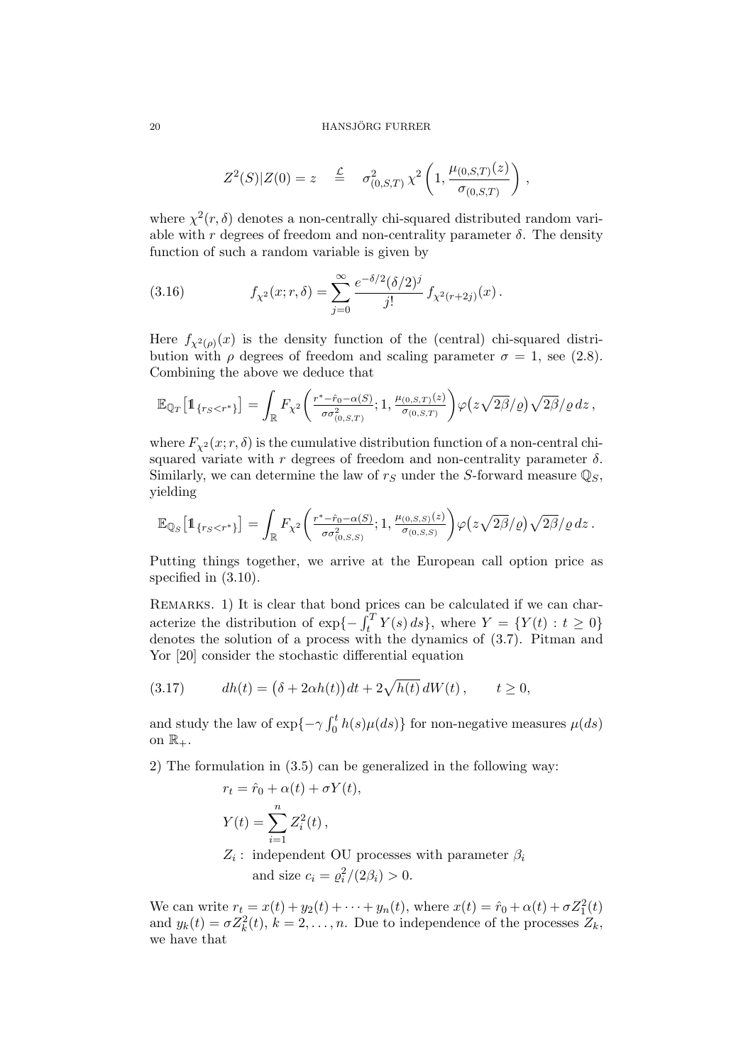$$Z^2(S)|Z(0) = z \quad \stackrel{\mathcal{L}}{=} \quad \sigma^2_{(0,S,T)}\, \chi^2\left(1, \frac{\mu_{(0,S,T)}(z)}{\sigma_{(0,S,T)}}\right),$$

where $\chi^2(r,\delta)$ denotes a non-centrally chi-squared distributed random variable with $r$ degrees of freedom and non-centrality parameter $\delta$. The density function of such a random variable is given by

$$f_{\chi^2}(x; r, \delta) = \sum_{j=0}^{\infty} \frac{e^{-\delta/2}(\delta/2)^j}{j!}\, f_{\chi^2(r+2j)}(x)\,. \tag{3.16}$$

Here $f_{\chi^2(\rho)}(x)$ is the density function of the (central) chi-squared distribution with $\rho$ degrees of freedom and scaling parameter $\sigma = 1$, see (2.8). Combining the above we deduce that

$$\mathbb{E}_{\mathbb{Q}_T}\big[\mathbb{1}_{\{r_S<r^*\}}\big] = \int_{\mathbb{R}} F_{\chi^2}\left(\tfrac{r^*-\hat{r}_0-\alpha(S)}{\sigma\sigma^2_{(0,S,T)}}; 1, \tfrac{\mu_{(0,S,T)}(z)}{\sigma_{(0,S,T)}}\right)\varphi\big(z\sqrt{2\beta}/\varrho\big)\sqrt{2\beta}/\varrho\, dz\,,$$

where $F_{\chi^2}(x; r, \delta)$ is the cumulative distribution function of a non-central chi-squared variate with $r$ degrees of freedom and non-centrality parameter $\delta$. Similarly, we can determine the law of $r_S$ under the $S$-forward measure $\mathbb{Q}_S$, yielding

$$\mathbb{E}_{\mathbb{Q}_S}\big[\mathbb{1}_{\{r_S<r^*\}}\big] = \int_{\mathbb{R}} F_{\chi^2}\left(\tfrac{r^*-\hat{r}_0-\alpha(S)}{\sigma\sigma^2_{(0,S,S)}}; 1, \tfrac{\mu_{(0,S,S)}(z)}{\sigma_{(0,S,S)}}\right)\varphi\big(z\sqrt{2\beta}/\varrho\big)\sqrt{2\beta}/\varrho\, dz\,.$$

Putting things together, we arrive at the European call option price as specified in (3.10).

Remarks. 1) It is clear that bond prices can be calculated if we can characterize the distribution of $\exp\{-\int_t^T Y(s)\,ds\}$, where $Y = \{Y(t) : t \geq 0\}$ denotes the solution of a process with the dynamics of (3.7). Pitman and Yor [20] consider the stochastic differential equation

$$dh(t) = \big(\delta + 2\alpha h(t)\big)\,dt + 2\sqrt{h(t)}\,dW(t)\,, \qquad t \geq 0, \tag{3.17}$$

and study the law of $\exp\{-\gamma\int_0^t h(s)\mu(ds)\}$ for non-negative measures $\mu(ds)$ on $\mathbb{R}_+$.

2) The formulation in (3.5) can be generalized in the following way:

$$r_t = \hat{r}_0 + \alpha(t) + \sigma Y(t),$$
$$Y(t) = \sum_{i=1}^{n} Z_i^2(t)\,,$$

$Z_i$ : independent OU processes with parameter $\beta_i$ and size $c_i = \varrho_i^2/(2\beta_i) > 0$.

We can write $r_t = x(t) + y_2(t) + \cdots + y_n(t)$, where $x(t) = \hat{r}_0 + \alpha(t) + \sigma Z_1^2(t)$ and $y_k(t) = \sigma Z_k^2(t)$, $k = 2, \ldots, n$. Due to independence of the processes $Z_k$, we have that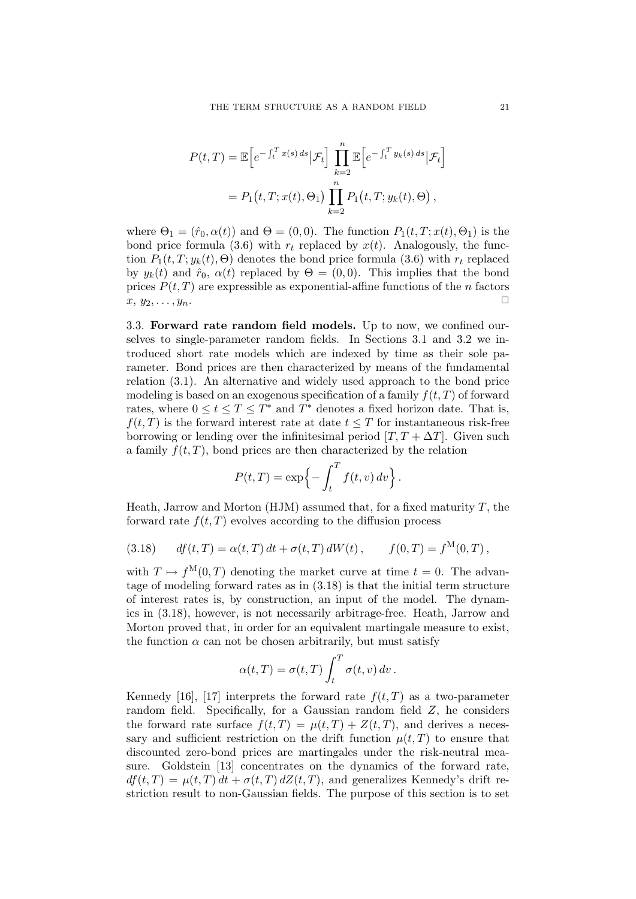$$
\begin{aligned}
P(t,T) &= \mathbb{E}\Big[e^{-\int_t^T x(s)\,ds}\big|\mathcal{F}_t\Big] \prod_{k=2}^{n} \mathbb{E}\Big[e^{-\int_t^T y_k(s)\,ds}\big|\mathcal{F}_t\Big] \\
&= P_1\big(t,T;x(t),\Theta_1\big) \prod_{k=2}^{n} P_1\big(t,T;y_k(t),\Theta\big)\,,
\end{aligned}
$$

where $\Theta_1 = (\hat{r}_0, \alpha(t))$ and $\Theta = (0,0)$. The function $P_1(t,T;x(t),\Theta_1)$ is the bond price formula (3.6) with $r_t$ replaced by $x(t)$. Analogously, the function $P_1(t,T;y_k(t),\Theta)$ denotes the bond price formula (3.6) with $r_t$ replaced by $y_k(t)$ and $\hat{r}_0$, $\alpha(t)$ replaced by $\Theta = (0,0)$. This implies that the bond prices $P(t,T)$ are expressible as exponential-affine functions of the $n$ factors $x, y_2, \ldots, y_n$. □

3.3. **Forward rate random field models.** Up to now, we confined ourselves to single-parameter random fields. In Sections 3.1 and 3.2 we introduced short rate models which are indexed by time as their sole parameter. Bond prices are then characterized by means of the fundamental relation (3.1). An alternative and widely used approach to the bond price modeling is based on an exogenous specification of a family $f(t,T)$ of forward rates, where $0 \le t \le T \le T^*$ and $T^*$ denotes a fixed horizon date. That is, $f(t,T)$ is the forward interest rate at date $t \le T$ for instantaneous risk-free borrowing or lending over the infinitesimal period $[T, T+\Delta T]$. Given such a family $f(t,T)$, bond prices are then characterized by the relation

$$
P(t,T) = \exp\Big\{-\int_t^T f(t,v)\,dv\Big\}\,.
$$

Heath, Jarrow and Morton (HJM) assumed that, for a fixed maturity $T$, the forward rate $f(t,T)$ evolves according to the diffusion process

$$
df(t,T) = \alpha(t,T)\,dt + \sigma(t,T)\,dW(t)\,, \qquad f(0,T) = f^{\mathrm{M}}(0,T)\,, \tag{3.18}
$$

with $T \mapsto f^{\mathrm{M}}(0,T)$ denoting the market curve at time $t=0$. The advantage of modeling forward rates as in (3.18) is that the initial term structure of interest rates is, by construction, an input of the model. The dynamics in (3.18), however, is not necessarily arbitrage-free. Heath, Jarrow and Morton proved that, in order for an equivalent martingale measure to exist, the function $\alpha$ can not be chosen arbitrarily, but must satisfy

$$
\alpha(t,T) = \sigma(t,T) \int_t^T \sigma(t,v)\,dv\,.
$$

Kennedy [16], [17] interprets the forward rate $f(t,T)$ as a two-parameter random field. Specifically, for a Gaussian random field $Z$, he considers the forward rate surface $f(t,T) = \mu(t,T) + Z(t,T)$, and derives a necessary and sufficient restriction on the drift function $\mu(t,T)$ to ensure that discounted zero-bond prices are martingales under the risk-neutral measure. Goldstein [13] concentrates on the dynamics of the forward rate, $df(t,T) = \mu(t,T)\,dt + \sigma(t,T)\,dZ(t,T)$, and generalizes Kennedy's drift restriction result to non-Gaussian fields. The purpose of this section is to set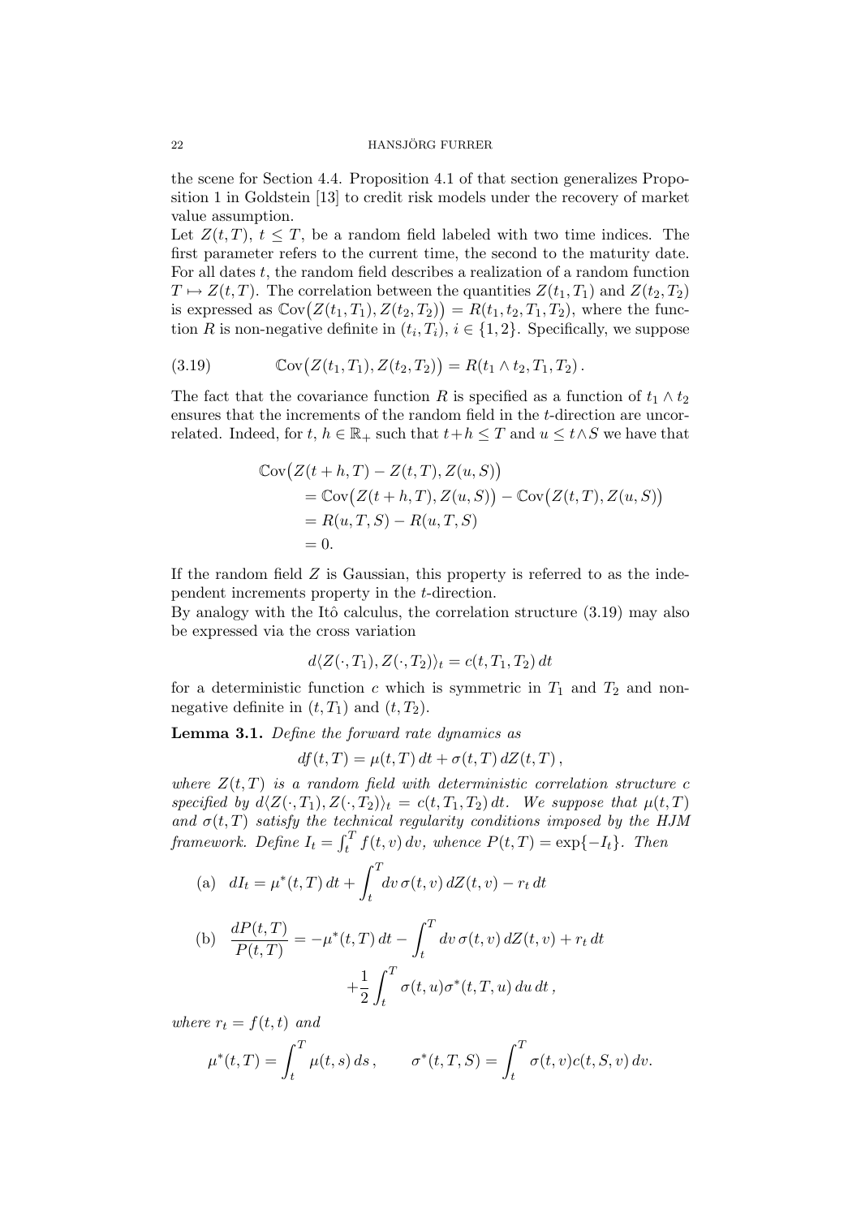the scene for Section 4.4. Proposition 4.1 of that section generalizes Proposition 1 in Goldstein [13] to credit risk models under the recovery of market value assumption.

Let $Z(t,T)$, $t \le T$, be a random field labeled with two time indices. The first parameter refers to the current time, the second to the maturity date. For all dates $t$, the random field describes a realization of a random function $T \mapsto Z(t,T)$. The correlation between the quantities $Z(t_1,T_1)$ and $Z(t_2,T_2)$ is expressed as $\mathbb{C}\mathrm{ov}\big(Z(t_1,T_1), Z(t_2,T_2)\big) = R(t_1,t_2,T_1,T_2)$, where the function $R$ is non-negative definite in $(t_i,T_i)$, $i \in \{1,2\}$. Specifically, we suppose

$$\mathbb{C}\mathrm{ov}\big(Z(t_1,T_1), Z(t_2,T_2)\big) = R(t_1 \wedge t_2, T_1, T_2)\,. \tag{3.19}$$

The fact that the covariance function $R$ is specified as a function of $t_1 \wedge t_2$ ensures that the increments of the random field in the $t$-direction are uncorrelated. Indeed, for $t,\, h \in \mathbb{R}_+$ such that $t+h \le T$ and $u \le t \wedge S$ we have that

$$\begin{aligned}
&\mathbb{C}\mathrm{ov}\big(Z(t+h,T) - Z(t,T), Z(u,S)\big) \\
&\quad = \mathbb{C}\mathrm{ov}\big(Z(t+h,T), Z(u,S)\big) - \mathbb{C}\mathrm{ov}\big(Z(t,T), Z(u,S)\big) \\
&\quad = R(u,T,S) - R(u,T,S) \\
&\quad = 0.
\end{aligned}$$

If the random field $Z$ is Gaussian, this property is referred to as the independent increments property in the $t$-direction.

By analogy with the Itô calculus, the correlation structure (3.19) may also be expressed via the cross variation

$$d\langle Z(\cdot,T_1), Z(\cdot,T_2)\rangle_t = c(t,T_1,T_2)\,dt$$

for a deterministic function $c$ which is symmetric in $T_1$ and $T_2$ and non-negative definite in $(t,T_1)$ and $(t,T_2)$.

**Lemma 3.1.** *Define the forward rate dynamics as*

$$df(t,T) = \mu(t,T)\,dt + \sigma(t,T)\,dZ(t,T)\,,$$

*where $Z(t,T)$ is a random field with deterministic correlation structure $c$ specified by $d\langle Z(\cdot,T_1), Z(\cdot,T_2)\rangle_t = c(t,T_1,T_2)\,dt$. We suppose that $\mu(t,T)$ and $\sigma(t,T)$ satisfy the technical regularity conditions imposed by the HJM framework. Define $I_t = \int_t^T f(t,v)\,dv$, whence $P(t,T) = \exp\{-I_t\}$. Then*

$$\text{(a)}\quad dI_t = \mu^*(t,T)\,dt + \int_t^T dv\,\sigma(t,v)\,dZ(t,v) - r_t\,dt$$

$$\begin{aligned}
\text{(b)}\quad \frac{dP(t,T)}{P(t,T)} &= -\mu^*(t,T)\,dt - \int_t^T dv\,\sigma(t,v)\,dZ(t,v) + r_t\,dt \\
&\quad + \frac{1}{2}\int_t^T \sigma(t,u)\sigma^*(t,T,u)\,du\,dt\,,
\end{aligned}$$

*where $r_t = f(t,t)$ and*

$$\mu^*(t,T) = \int_t^T \mu(t,s)\,ds\,, \qquad \sigma^*(t,T,S) = \int_t^T \sigma(t,v)c(t,S,v)\,dv.$$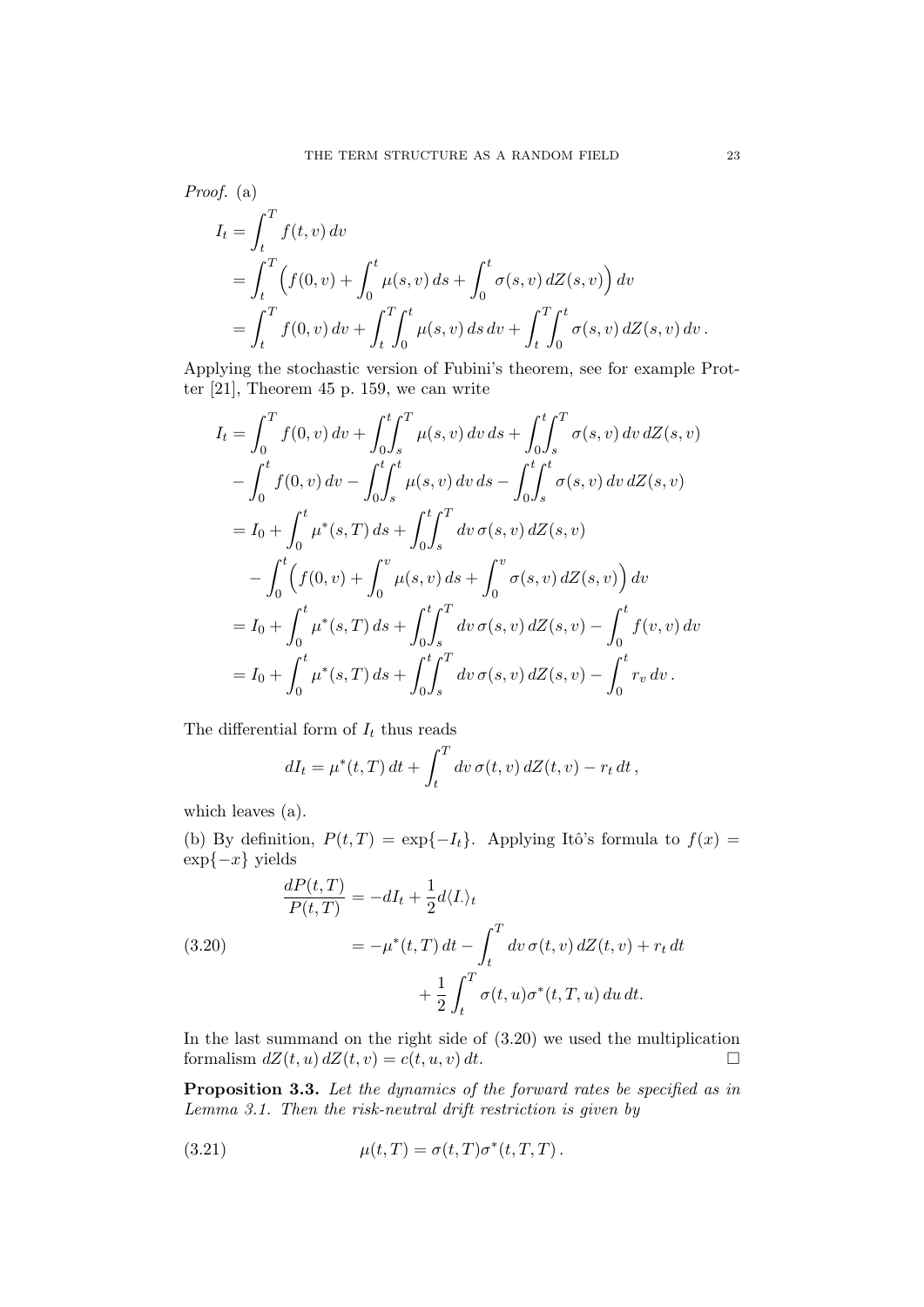*Proof.* (a)

$$
\begin{aligned}
I_t &= \int_t^T f(t,v)\,dv \\
&= \int_t^T \Big( f(0,v) + \int_0^t \mu(s,v)\,ds + \int_0^t \sigma(s,v)\,dZ(s,v) \Big)\,dv \\
&= \int_t^T f(0,v)\,dv + \int_t^T\!\!\int_0^t \mu(s,v)\,ds\,dv + \int_t^T\!\!\int_0^t \sigma(s,v)\,dZ(s,v)\,dv\,.
\end{aligned}
$$

Applying the stochastic version of Fubini's theorem, see for example Protter [21], Theorem 45 p. 159, we can write

$$
\begin{aligned}
I_t &= \int_0^T f(0,v)\,dv + \int_0^t\!\!\int_s^T \mu(s,v)\,dv\,ds + \int_0^t\!\!\int_s^T \sigma(s,v)\,dv\,dZ(s,v) \\
&\quad - \int_0^t f(0,v)\,dv - \int_0^t\!\!\int_s^t \mu(s,v)\,dv\,ds - \int_0^t\!\!\int_s^t \sigma(s,v)\,dv\,dZ(s,v) \\
&= I_0 + \int_0^t \mu^*(s,T)\,ds + \int_0^t\!\!\int_s^T dv\,\sigma(s,v)\,dZ(s,v) \\
&\quad - \int_0^t \Big( f(0,v) + \int_0^v \mu(s,v)\,ds + \int_0^v \sigma(s,v)\,dZ(s,v) \Big)\,dv \\
&= I_0 + \int_0^t \mu^*(s,T)\,ds + \int_0^t\!\!\int_s^T dv\,\sigma(s,v)\,dZ(s,v) - \int_0^t f(v,v)\,dv \\
&= I_0 + \int_0^t \mu^*(s,T)\,ds + \int_0^t\!\!\int_s^T dv\,\sigma(s,v)\,dZ(s,v) - \int_0^t r_v\,dv\,.
\end{aligned}
$$

The differential form of $I_t$ thus reads

$$
dI_t = \mu^*(t,T)\,dt + \int_t^T dv\,\sigma(t,v)\,dZ(t,v) - r_t\,dt\,,
$$

which leaves (a).

(b) By definition, $P(t,T) = \exp\{-I_t\}$. Applying Itô's formula to $f(x) = \exp\{-x\}$ yields

$$
\begin{aligned}
\frac{dP(t,T)}{P(t,T)} &= -dI_t + \frac{1}{2} d\langle I_\cdot \rangle_t \\
&= -\mu^*(t,T)\,dt - \int_t^T dv\,\sigma(t,v)\,dZ(t,v) + r_t\,dt \\
&\quad + \frac{1}{2}\int_t^T \sigma(t,u)\sigma^*(t,T,u)\,du\,dt.
\end{aligned}
\tag{3.20}
$$

In the last summand on the right side of (3.20) we used the multiplication formalism $dZ(t,u)\,dZ(t,v) = c(t,u,v)\,dt$. $\square$

**Proposition 3.3.** *Let the dynamics of the forward rates be specified as in Lemma 3.1. Then the risk-neutral drift restriction is given by*

$$
\mu(t,T) = \sigma(t,T)\sigma^*(t,T,T)\,. \tag{3.21}
$$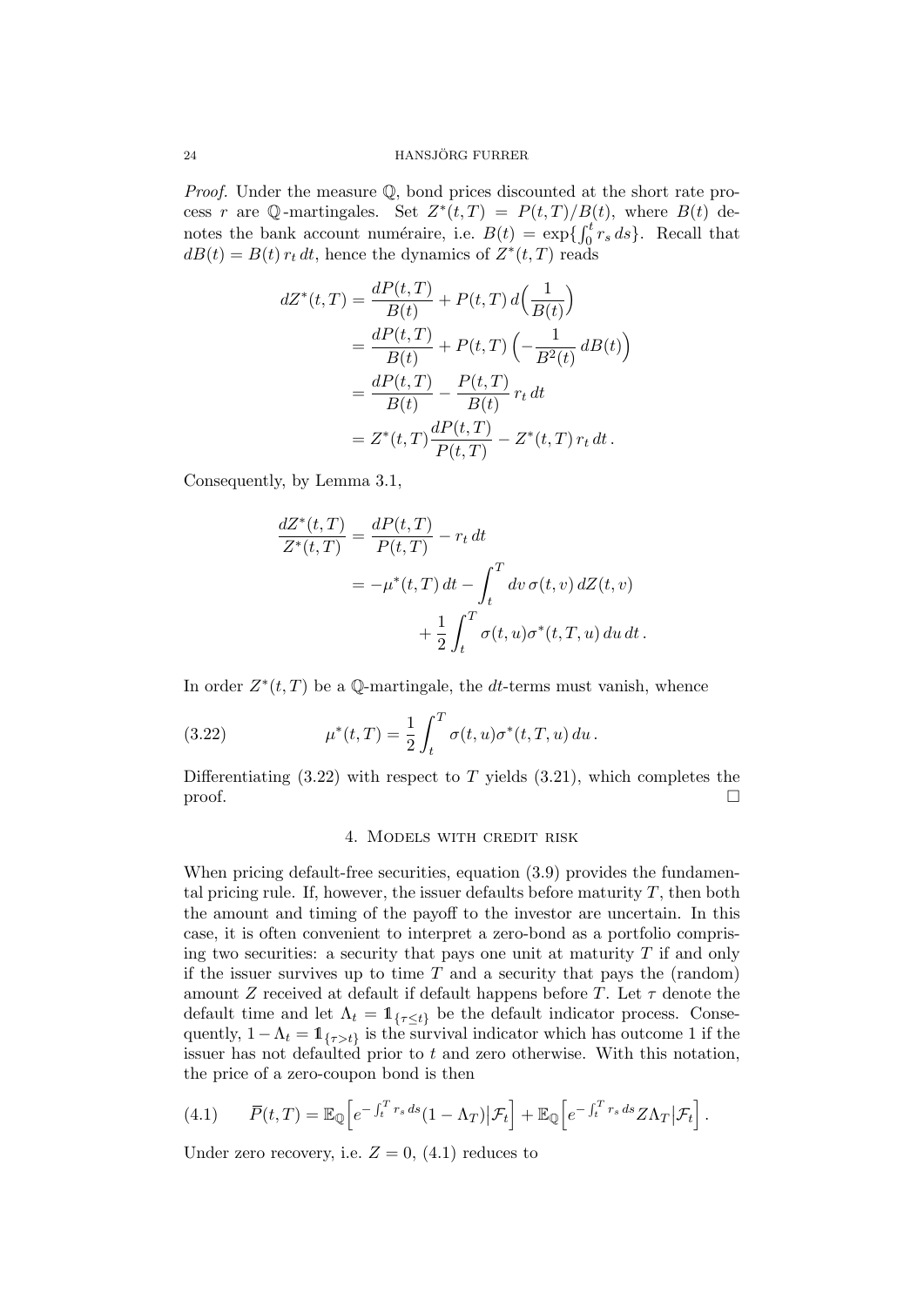*Proof.* Under the measure $\mathbb{Q}$, bond prices discounted at the short rate process $r$ are $\mathbb{Q}$-martingales. Set $Z^*(t,T) = P(t,T)/B(t)$, where $B(t)$ denotes the bank account numéraire, i.e. $B(t) = \exp\{\int_0^t r_s\,ds\}$. Recall that $dB(t) = B(t)\,r_t\,dt$, hence the dynamics of $Z^*(t,T)$ reads

$$
\begin{aligned}
dZ^*(t,T) &= \frac{dP(t,T)}{B(t)} + P(t,T)\,d\Big(\frac{1}{B(t)}\Big) \\
&= \frac{dP(t,T)}{B(t)} + P(t,T)\,\Big(-\frac{1}{B^2(t)}\,dB(t)\Big) \\
&= \frac{dP(t,T)}{B(t)} - \frac{P(t,T)}{B(t)}\,r_t\,dt \\
&= Z^*(t,T)\frac{dP(t,T)}{P(t,T)} - Z^*(t,T)\,r_t\,dt\,.
\end{aligned}
$$

Consequently, by Lemma 3.1,

$$
\begin{aligned}
\frac{dZ^*(t,T)}{Z^*(t,T)} &= \frac{dP(t,T)}{P(t,T)} - r_t\,dt \\
&= -\mu^*(t,T)\,dt - \int_t^T dv\,\sigma(t,v)\,dZ(t,v) \\
&\qquad + \frac{1}{2}\int_t^T \sigma(t,u)\sigma^*(t,T,u)\,du\,dt\,.
\end{aligned}
$$

In order $Z^*(t,T)$ be a $\mathbb{Q}$-martingale, the $dt$-terms must vanish, whence

$$
\mu^*(t,T) = \frac{1}{2}\int_t^T \sigma(t,u)\sigma^*(t,T,u)\,du\,. \tag{3.22}
$$

Differentiating (3.22) with respect to $T$ yields (3.21), which completes the proof. $\square$

## 4. Models with credit risk

When pricing default-free securities, equation (3.9) provides the fundamental pricing rule. If, however, the issuer defaults before maturity $T$, then both the amount and timing of the payoff to the investor are uncertain. In this case, it is often convenient to interpret a zero-bond as a portfolio comprising two securities: a security that pays one unit at maturity $T$ if and only if the issuer survives up to time $T$ and a security that pays the (random) amount $Z$ received at default if default happens before $T$. Let $\tau$ denote the default time and let $\Lambda_t = \mathbb{1}_{\{\tau \le t\}}$ be the default indicator process. Consequently, $1 - \Lambda_t = \mathbb{1}_{\{\tau > t\}}$ is the survival indicator which has outcome 1 if the issuer has not defaulted prior to $t$ and zero otherwise. With this notation, the price of a zero-coupon bond is then

$$
\overline{P}(t,T) = \mathbb{E}_{\mathbb{Q}}\Big[e^{-\int_t^T r_s\,ds}(1-\Lambda_T)\big|\mathcal{F}_t\Big] + \mathbb{E}_{\mathbb{Q}}\Big[e^{-\int_t^T r_s\,ds} Z\Lambda_T\big|\mathcal{F}_t\Big]\,. \tag{4.1}
$$

Under zero recovery, i.e. $Z = 0$, (4.1) reduces to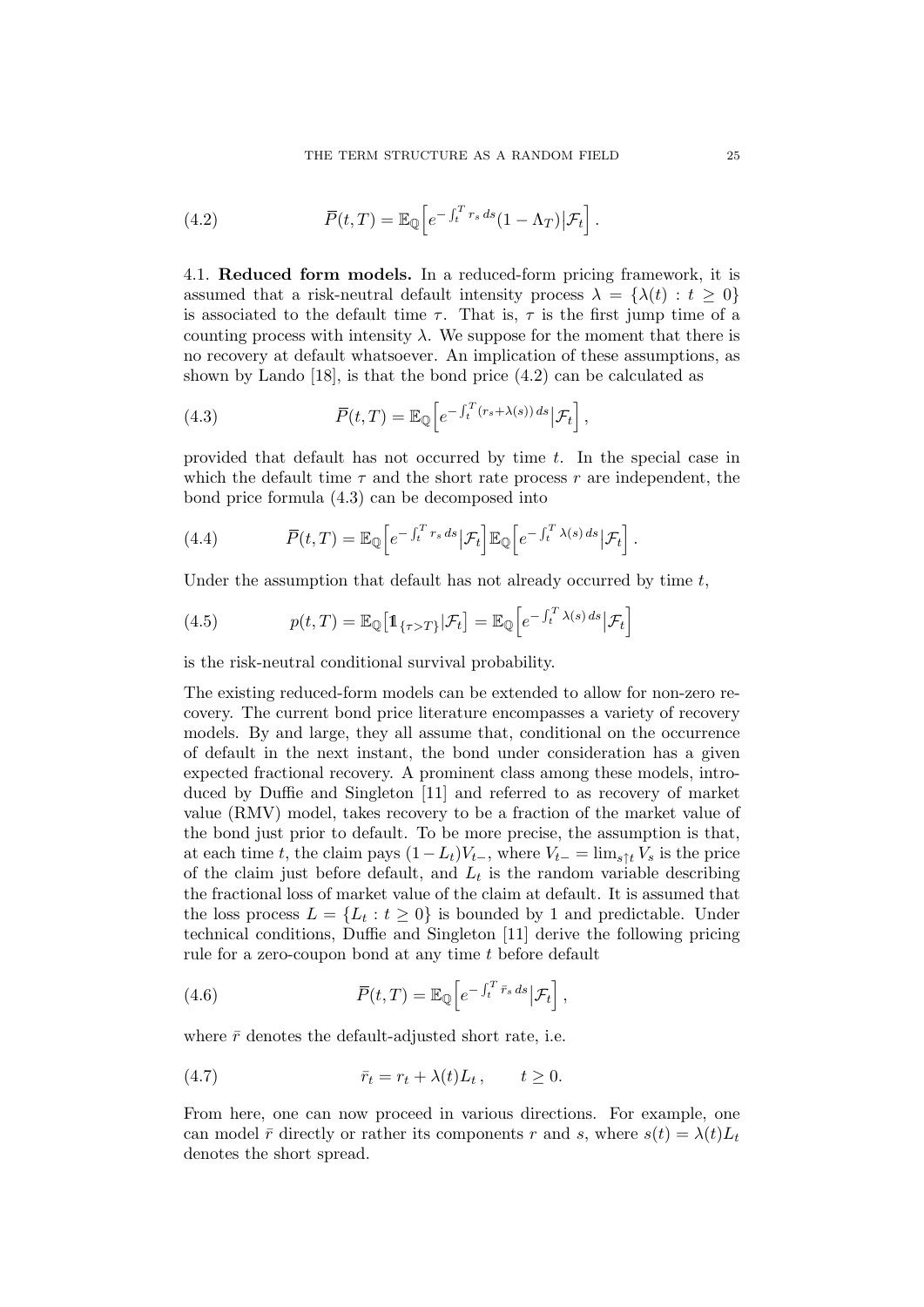$$\overline{P}(t,T) = \mathbb{E}_{\mathbb{Q}}\Big[e^{-\int_t^T r_s\,ds}(1-\Lambda_T)\big|\mathcal{F}_t\Big]\,. \tag{4.2}$$

4.1. **Reduced form models.** In a reduced-form pricing framework, it is assumed that a risk-neutral default intensity process $\lambda = \{\lambda(t) : t \geq 0\}$ is associated to the default time $\tau$. That is, $\tau$ is the first jump time of a counting process with intensity $\lambda$. We suppose for the moment that there is no recovery at default whatsoever. An implication of these assumptions, as shown by Lando [18], is that the bond price (4.2) can be calculated as

$$\overline{P}(t,T) = \mathbb{E}_{\mathbb{Q}}\Big[e^{-\int_t^T (r_s+\lambda(s))\,ds}\big|\mathcal{F}_t\Big]\,, \tag{4.3}$$

provided that default has not occurred by time $t$. In the special case in which the default time $\tau$ and the short rate process $r$ are independent, the bond price formula (4.3) can be decomposed into

$$\overline{P}(t,T) = \mathbb{E}_{\mathbb{Q}}\Big[e^{-\int_t^T r_s\,ds}\big|\mathcal{F}_t\Big]\mathbb{E}_{\mathbb{Q}}\Big[e^{-\int_t^T \lambda(s)\,ds}\big|\mathcal{F}_t\Big]\,. \tag{4.4}$$

Under the assumption that default has not already occurred by time $t$,

$$p(t,T) = \mathbb{E}_{\mathbb{Q}}\big[\mathbb{1}_{\{\tau>T\}}|\mathcal{F}_t\big] = \mathbb{E}_{\mathbb{Q}}\Big[e^{-\int_t^T \lambda(s)\,ds}\big|\mathcal{F}_t\Big] \tag{4.5}$$

is the risk-neutral conditional survival probability.

The existing reduced-form models can be extended to allow for non-zero recovery. The current bond price literature encompasses a variety of recovery models. By and large, they all assume that, conditional on the occurrence of default in the next instant, the bond under consideration has a given expected fractional recovery. A prominent class among these models, introduced by Duffie and Singleton [11] and referred to as recovery of market value (RMV) model, takes recovery to be a fraction of the market value of the bond just prior to default. To be more precise, the assumption is that, at each time $t$, the claim pays $(1-L_t)V_{t-}$, where $V_{t-} = \lim_{s\uparrow t} V_s$ is the price of the claim just before default, and $L_t$ is the random variable describing the fractional loss of market value of the claim at default. It is assumed that the loss process $L = \{L_t : t \geq 0\}$ is bounded by 1 and predictable. Under technical conditions, Duffie and Singleton [11] derive the following pricing rule for a zero-coupon bond at any time $t$ before default

$$\overline{P}(t,T) = \mathbb{E}_{\mathbb{Q}}\Big[e^{-\int_t^T \bar{r}_s\,ds}\big|\mathcal{F}_t\Big]\,, \tag{4.6}$$

where $\bar{r}$ denotes the default-adjusted short rate, i.e.

$$\bar{r}_t = r_t + \lambda(t)L_t\,, \qquad t \geq 0. \tag{4.7}$$

From here, one can now proceed in various directions. For example, one can model $\bar{r}$ directly or rather its components $r$ and $s$, where $s(t) = \lambda(t)L_t$ denotes the short spread.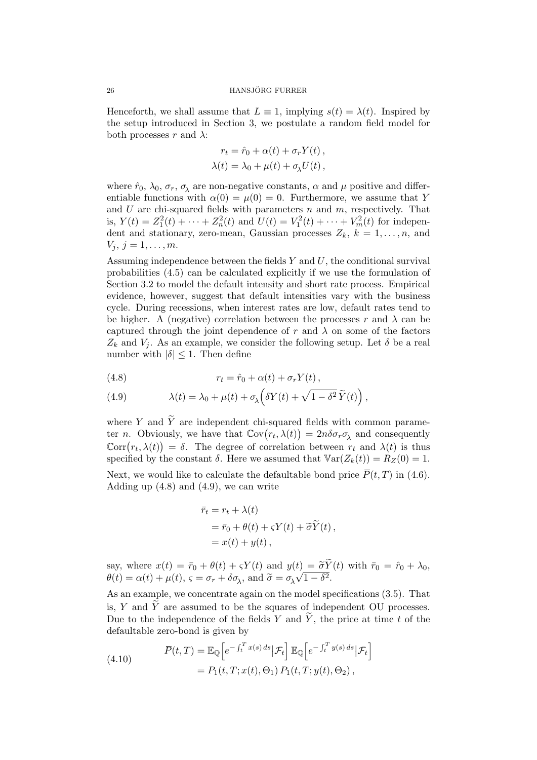Henceforth, we shall assume that $L \equiv 1$, implying $s(t) = \lambda(t)$. Inspired by the setup introduced in Section 3, we postulate a random field model for both processes $r$ and $\lambda$:

$$
\begin{aligned}
r_t &= \hat{r}_0 + \alpha(t) + \sigma_r Y(t)\,, \\
\lambda(t) &= \lambda_0 + \mu(t) + \sigma_\lambda U(t)\,,
\end{aligned}
$$

where $\hat{r}_0$, $\lambda_0$, $\sigma_r$, $\sigma_\lambda$ are non-negative constants, $\alpha$ and $\mu$ positive and differentiable functions with $\alpha(0) = \mu(0) = 0$. Furthermore, we assume that $Y$ and $U$ are chi-squared fields with parameters $n$ and $m$, respectively. That is, $Y(t) = Z_1^2(t) + \cdots + Z_n^2(t)$ and $U(t) = V_1^2(t) + \cdots + V_m^2(t)$ for independent and stationary, zero-mean, Gaussian processes $Z_k$, $k = 1, \ldots, n$, and $V_j$, $j = 1, \ldots, m$.

Assuming independence between the fields $Y$ and $U$, the conditional survival probabilities (4.5) can be calculated explicitly if we use the formulation of Section 3.2 to model the default intensity and short rate process. Empirical evidence, however, suggest that default intensities vary with the business cycle. During recessions, when interest rates are low, default rates tend to be higher. A (negative) correlation between the processes $r$ and $\lambda$ can be captured through the joint dependence of $r$ and $\lambda$ on some of the factors $Z_k$ and $V_j$. As an example, we consider the following setup. Let $\delta$ be a real number with $|\delta| \le 1$. Then define

$$
r_t = \hat{r}_0 + \alpha(t) + \sigma_r Y(t)\,, \tag{4.8}
$$

$$
\lambda(t) = \lambda_0 + \mu(t) + \sigma_\lambda\Big(\delta Y(t) + \sqrt{1-\delta^2}\,\widetilde{Y}(t)\Big)\,, \tag{4.9}
$$

where $Y$ and $\widetilde{Y}$ are independent chi-squared fields with common parameter $n$. Obviously, we have that $\mathbb{C}\mathrm{ov}\big(r_t, \lambda(t)\big) = 2n\delta\sigma_r\sigma_\lambda$ and consequently $\mathbb{C}\mathrm{orr}\big(r_t, \lambda(t)\big) = \delta$. The degree of correlation between $r_t$ and $\lambda(t)$ is thus specified by the constant $\delta$. Here we assumed that $\mathbb{V}\mathrm{ar}(Z_k(t)) = R_Z(0) = 1$.

Next, we would like to calculate the defaultable bond price $\overline{P}(t,T)$ in (4.6). Adding up (4.8) and (4.9), we can write

$$
\begin{aligned}
\bar{r}_t &= r_t + \lambda(t) \\
&= \bar{r}_0 + \theta(t) + \varsigma Y(t) + \widetilde{\sigma}\widetilde{Y}(t)\,, \\
&= x(t) + y(t)\,,
\end{aligned}
$$

say, where $x(t) = \bar{r}_0 + \theta(t) + \varsigma Y(t)$ and $y(t) = \widetilde{\sigma}\widetilde{Y}(t)$ with $\bar{r}_0 = \hat{r}_0 + \lambda_0$, $\theta(t) = \alpha(t) + \mu(t)$, $\varsigma = \sigma_r + \delta\sigma_\lambda$, and $\widetilde{\sigma} = \sigma_\lambda\sqrt{1-\delta^2}$.

As an example, we concentrate again on the model specifications (3.5). That is, $Y$ and $\widetilde{Y}$ are assumed to be the squares of independent OU processes. Due to the independence of the fields $Y$ and $\widetilde{Y}$, the price at time $t$ of the defaultable zero-bond is given by

$$
\begin{aligned}
\overline{P}(t,T) &= \mathbb{E}_{\mathbb{Q}}\Big[e^{-\int_t^T x(s)\,ds}\big|\mathcal{F}_t\Big]\,\mathbb{E}_{\mathbb{Q}}\Big[e^{-\int_t^T y(s)\,ds}\big|\mathcal{F}_t\Big] \\
&= P_1(t,T;x(t),\Theta_1)\,P_1(t,T;y(t),\Theta_2)\,,
\end{aligned} \tag{4.10}
$$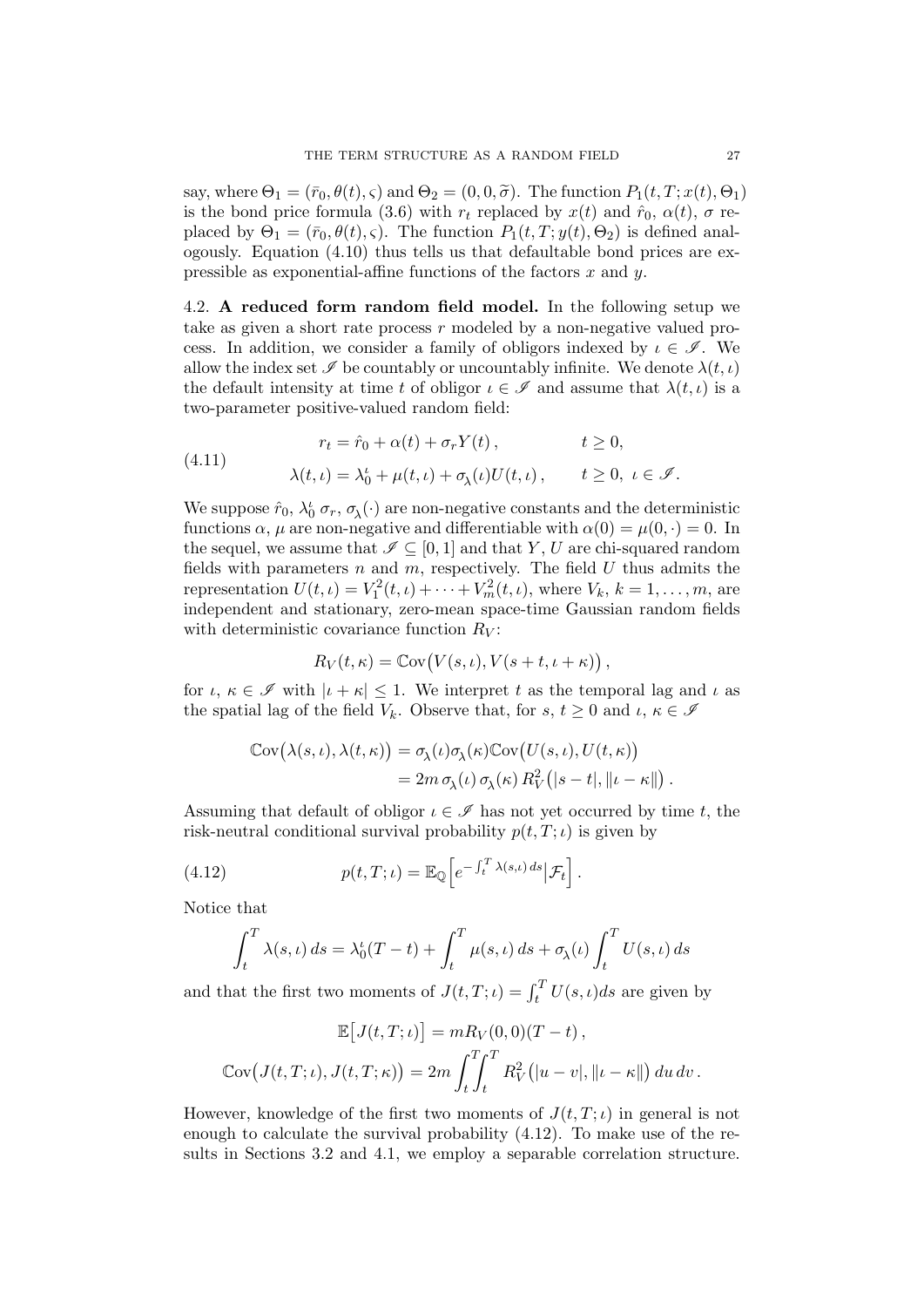say, where $\Theta_1 = (\bar{r}_0, \theta(t), \varsigma)$ and $\Theta_2 = (0, 0, \widetilde{\sigma})$. The function $P_1(t, T; x(t), \Theta_1)$ is the bond price formula (3.6) with $r_t$ replaced by $x(t)$ and $\hat{r}_0$, $\alpha(t)$, $\sigma$ replaced by $\Theta_1 = (\bar{r}_0, \theta(t), \varsigma)$. The function $P_1(t, T; y(t), \Theta_2)$ is defined analogously. Equation (4.10) thus tells us that defaultable bond prices are expressible as exponential-affine functions of the factors $x$ and $y$.

## 4.2. A reduced form random field model.

In the following setup we take as given a short rate process $r$ modeled by a non-negative valued process. In addition, we consider a family of obligors indexed by $\iota \in \mathscr{I}$. We allow the index set $\mathscr{I}$ be countably or uncountably infinite. We denote $\lambda(t, \iota)$ the default intensity at time $t$ of obligor $\iota \in \mathscr{I}$ and assume that $\lambda(t, \iota)$ is a two-parameter positive-valued random field:

$$
\begin{aligned}
r_t &= \hat{r}_0 + \alpha(t) + \sigma_r Y(t)\,, && t \geq 0, \\
\lambda(t, \iota) &= \lambda_0^\iota + \mu(t, \iota) + \sigma_\lambda(\iota) U(t, \iota)\,, && t \geq 0,\ \iota \in \mathscr{I}.
\end{aligned}
\tag{4.11}
$$

We suppose $\hat{r}_0$, $\lambda_0^\iota$ $\sigma_r$, $\sigma_\lambda(\cdot)$ are non-negative constants and the deterministic functions $\alpha$, $\mu$ are non-negative and differentiable with $\alpha(0) = \mu(0, \cdot) = 0$. In the sequel, we assume that $\mathscr{I} \subseteq [0, 1]$ and that $Y$, $U$ are chi-squared random fields with parameters $n$ and $m$, respectively. The field $U$ thus admits the representation $U(t, \iota) = V_1^2(t, \iota) + \cdots + V_m^2(t, \iota)$, where $V_k$, $k = 1, \ldots, m$, are independent and stationary, zero-mean space-time Gaussian random fields with deterministic covariance function $R_V$:

$$
R_V(t, \kappa) = \mathbb{C}\mathrm{ov}\big(V(s, \iota), V(s + t, \iota + \kappa)\big)\,,
$$

for $\iota$, $\kappa \in \mathscr{I}$ with $|\iota + \kappa| \leq 1$. We interpret $t$ as the temporal lag and $\iota$ as the spatial lag of the field $V_k$. Observe that, for $s$, $t \geq 0$ and $\iota$, $\kappa \in \mathscr{I}$

$$
\begin{aligned}
\mathbb{C}\mathrm{ov}\big(\lambda(s, \iota), \lambda(t, \kappa)\big) &= \sigma_\lambda(\iota)\sigma_\lambda(\kappa)\mathbb{C}\mathrm{ov}\big(U(s, \iota), U(t, \kappa)\big) \\
&= 2m\, \sigma_\lambda(\iota)\, \sigma_\lambda(\kappa)\, R_V^2\big(|s - t|, \|\iota - \kappa\|\big)\,.
\end{aligned}
$$

Assuming that default of obligor $\iota \in \mathscr{I}$ has not yet occurred by time $t$, the risk-neutral conditional survival probability $p(t, T; \iota)$ is given by

$$
p(t, T; \iota) = \mathbb{E}_{\mathbb{Q}}\Big[e^{-\int_t^T \lambda(s, \iota)\, ds} \big| \mathcal{F}_t\Big]\,.
\tag{4.12}
$$

Notice that

$$
\int_t^T \lambda(s, \iota)\, ds = \lambda_0^\iota (T - t) + \int_t^T \mu(s, \iota)\, ds + \sigma_\lambda(\iota) \int_t^T U(s, \iota)\, ds
$$

and that the first two moments of $J(t, T; \iota) = \int_t^T U(s, \iota) ds$ are given by

$$
\begin{aligned}
\mathbb{E}\big[J(t, T; \iota)\big] &= m R_V(0, 0)(T - t)\,, \\
\mathbb{C}\mathrm{ov}\big(J(t, T; \iota), J(t, T; \kappa)\big) &= 2m \int_t^T\!\!\int_t^T R_V^2\big(|u - v|, \|\iota - \kappa\|\big)\, du\, dv\,.
\end{aligned}
$$

However, knowledge of the first two moments of $J(t, T; \iota)$ in general is not enough to calculate the survival probability (4.12). To make use of the results in Sections 3.2 and 4.1, we employ a separable correlation structure.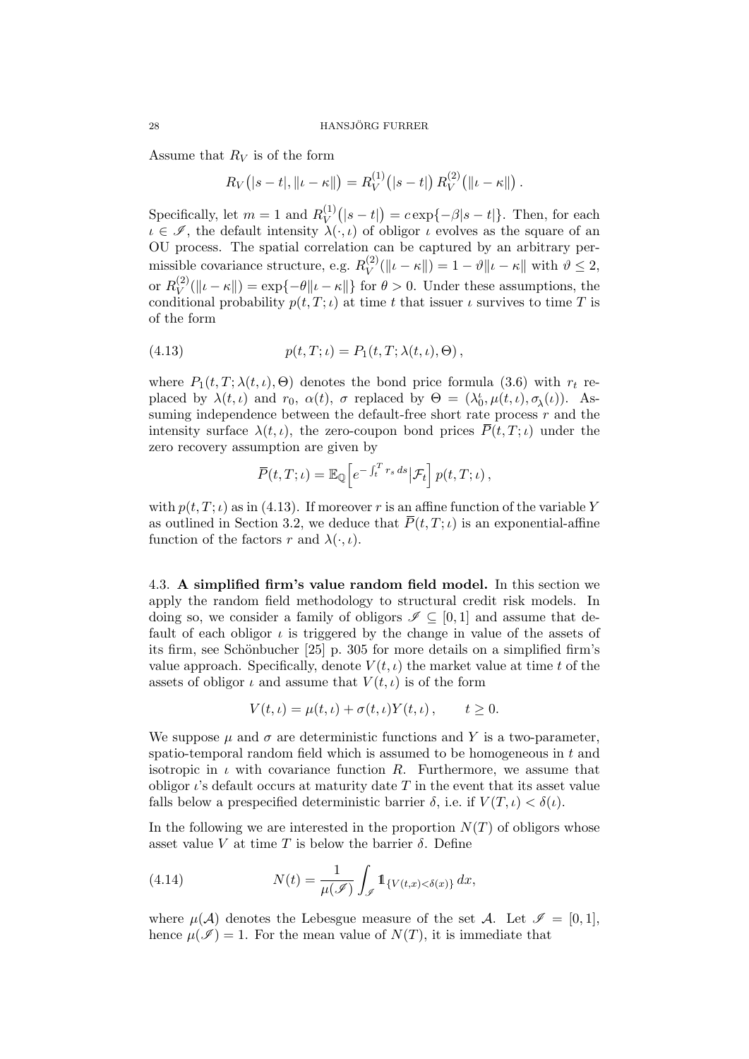Assume that $R_V$ is of the form

$$R_V\big(|s-t|, \|\iota-\kappa\|\big) = R_V^{(1)}\big(|s-t|\big)\, R_V^{(2)}\big(\|\iota-\kappa\|\big)\,.$$

Specifically, let $m=1$ and $R_V^{(1)}\big(|s-t|\big) = c\exp\{-\beta|s-t|\}$. Then, for each $\iota\in\mathscr{I}$, the default intensity $\lambda(\cdot,\iota)$ of obligor $\iota$ evolves as the square of an OU process. The spatial correlation can be captured by an arbitrary permissible covariance structure, e.g. $R_V^{(2)}(\|\iota-\kappa\|) = 1-\vartheta\|\iota-\kappa\|$ with $\vartheta\le 2$, or $R_V^{(2)}(\|\iota-\kappa\|) = \exp\{-\theta\|\iota-\kappa\|\}$ for $\theta>0$. Under these assumptions, the conditional probability $p(t,T;\iota)$ at time $t$ that issuer $\iota$ survives to time $T$ is of the form

$$p(t,T;\iota) = P_1(t,T;\lambda(t,\iota),\Theta)\,, \tag{4.13}$$

where $P_1(t,T;\lambda(t,\iota),\Theta)$ denotes the bond price formula (3.6) with $r_t$ replaced by $\lambda(t,\iota)$ and $r_0$, $\alpha(t)$, $\sigma$ replaced by $\Theta=(\lambda_0^\iota,\mu(t,\iota),\sigma_\lambda(\iota))$. Assuming independence between the default-free short rate process $r$ and the intensity surface $\lambda(t,\iota)$, the zero-coupon bond prices $\overline{P}(t,T;\iota)$ under the zero recovery assumption are given by

$$\overline{P}(t,T;\iota) = \mathbb{E}_{\mathbb{Q}}\Big[e^{-\int_t^T r_s\,ds}\big|\mathcal{F}_t\Big]\,p(t,T;\iota)\,,$$

with $p(t,T;\iota)$ as in (4.13). If moreover $r$ is an affine function of the variable $Y$ as outlined in Section 3.2, we deduce that $\overline{P}(t,T;\iota)$ is an exponential-affine function of the factors $r$ and $\lambda(\cdot,\iota)$.

### 4.3. A simplified firm's value random field model.

In this section we apply the random field methodology to structural credit risk models. In doing so, we consider a family of obligors $\mathscr{I}\subseteq[0,1]$ and assume that default of each obligor $\iota$ is triggered by the change in value of the assets of its firm, see Schönbucher [25] p. 305 for more details on a simplified firm's value approach. Specifically, denote $V(t,\iota)$ the market value at time $t$ of the assets of obligor $\iota$ and assume that $V(t,\iota)$ is of the form

$$V(t,\iota) = \mu(t,\iota) + \sigma(t,\iota)Y(t,\iota)\,, \qquad t\ge 0.$$

We suppose $\mu$ and $\sigma$ are deterministic functions and $Y$ is a two-parameter, spatio-temporal random field which is assumed to be homogeneous in $t$ and isotropic in $\iota$ with covariance function $R$. Furthermore, we assume that obligor $\iota$'s default occurs at maturity date $T$ in the event that its asset value falls below a prespecified deterministic barrier $\delta$, i.e. if $V(T,\iota)<\delta(\iota)$.

In the following we are interested in the proportion $N(T)$ of obligors whose asset value $V$ at time $T$ is below the barrier $\delta$. Define

$$N(t) = \frac{1}{\mu(\mathscr{I})}\int_{\mathscr{I}} \mathbb{1}_{\{V(t,x)<\delta(x)\}}\,dx, \tag{4.14}$$

where $\mu(\mathcal{A})$ denotes the Lebesgue measure of the set $\mathcal{A}$. Let $\mathscr{I}=[0,1]$, hence $\mu(\mathscr{I})=1$. For the mean value of $N(T)$, it is immediate that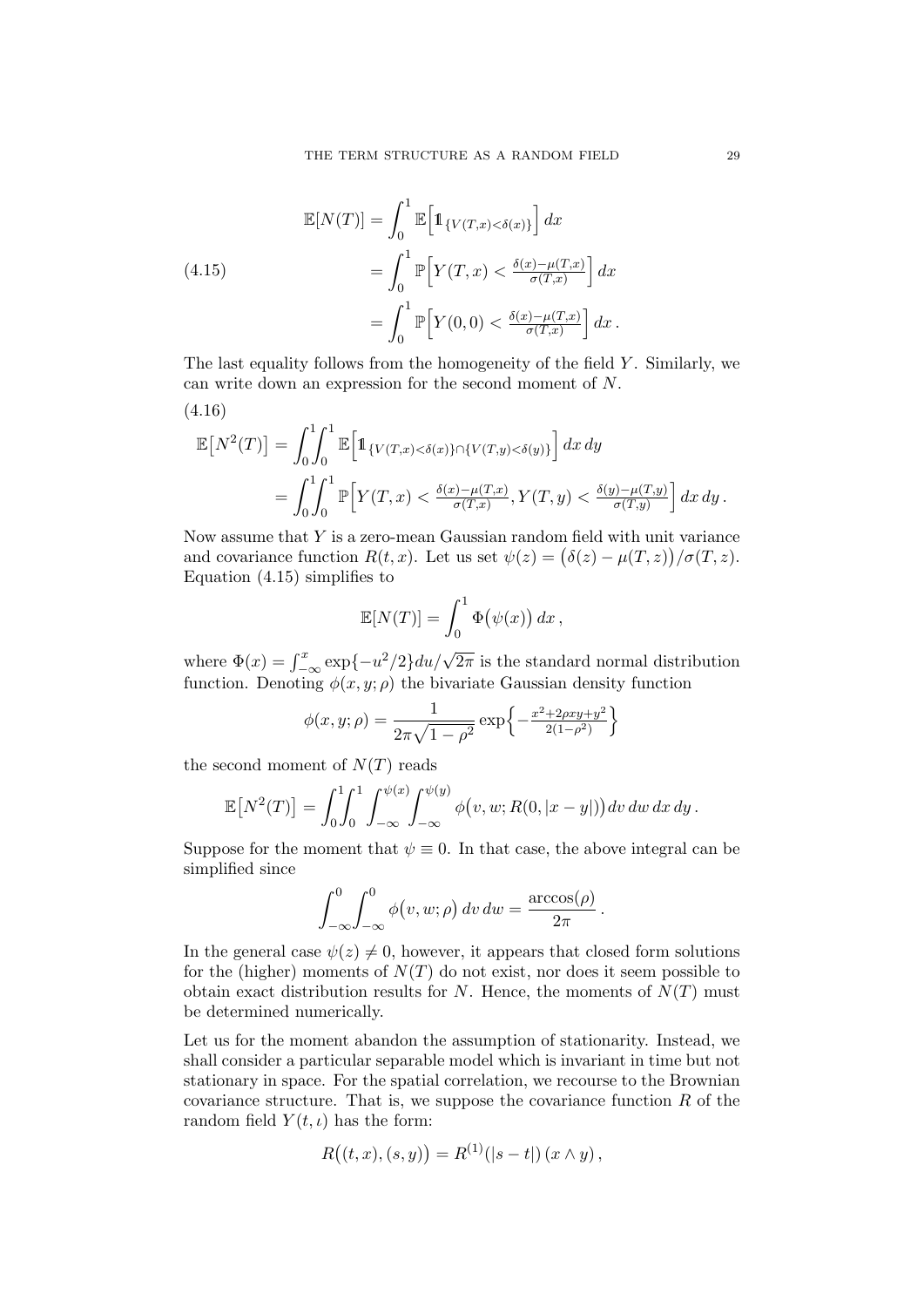$$
\begin{aligned}
\mathbb{E}[N(T)] &= \int_0^1 \mathbb{E}\Big[\mathbb{1}_{\{V(T,x)<\delta(x)\}}\Big]\,dx \\
&= \int_0^1 \mathbb{P}\Big[Y(T,x) < \tfrac{\delta(x)-\mu(T,x)}{\sigma(T,x)}\Big]\,dx \\
&= \int_0^1 \mathbb{P}\Big[Y(0,0) < \tfrac{\delta(x)-\mu(T,x)}{\sigma(T,x)}\Big]\,dx\,.
\end{aligned}
\tag{4.15}
$$

The last equality follows from the homogeneity of the field $Y$. Similarly, we can write down an expression for the second moment of $N$.

$$
\begin{aligned}
\mathbb{E}\big[N^2(T)\big] &= \int_0^1\!\!\int_0^1 \mathbb{E}\Big[\mathbb{1}_{\{V(T,x)<\delta(x)\}\cap\{V(T,y)<\delta(y)\}}\Big]\,dx\,dy \\
&= \int_0^1\!\!\int_0^1 \mathbb{P}\Big[Y(T,x) < \tfrac{\delta(x)-\mu(T,x)}{\sigma(T,x)}, Y(T,y) < \tfrac{\delta(y)-\mu(T,y)}{\sigma(T,y)}\Big]\,dx\,dy\,.
\end{aligned}
\tag{4.16}
$$

Now assume that $Y$ is a zero-mean Gaussian random field with unit variance and covariance function $R(t,x)$. Let us set $\psi(z) = \big(\delta(z) - \mu(T,z)\big)/\sigma(T,z)$. Equation (4.15) simplifies to

$$
\mathbb{E}[N(T)] = \int_0^1 \Phi\big(\psi(x)\big)\,dx\,,
$$

where $\Phi(x) = \int_{-\infty}^x \exp\{-u^2/2\}du/\sqrt{2\pi}$ is the standard normal distribution function. Denoting $\phi(x,y;\rho)$ the bivariate Gaussian density function

$$
\phi(x,y;\rho) = \frac{1}{2\pi\sqrt{1-\rho^2}}\exp\Big\{-\tfrac{x^2+2\rho xy+y^2}{2(1-\rho^2)}\Big\}
$$

the second moment of $N(T)$ reads

$$
\mathbb{E}\big[N^2(T)\big] = \int_0^1\!\!\int_0^1 \int_{-\infty}^{\psi(x)}\int_{-\infty}^{\psi(y)} \phi\big(v,w;R(0,|x-y|)\big)\,dv\,dw\,dx\,dy\,.
$$

Suppose for the moment that $\psi \equiv 0$. In that case, the above integral can be simplified since

$$
\int_{-\infty}^0\!\!\int_{-\infty}^0 \phi\big(v,w;\rho\big)\,dv\,dw = \frac{\arccos(\rho)}{2\pi}\,.
$$

In the general case $\psi(z) \neq 0$, however, it appears that closed form solutions for the (higher) moments of $N(T)$ do not exist, nor does it seem possible to obtain exact distribution results for $N$. Hence, the moments of $N(T)$ must be determined numerically.

Let us for the moment abandon the assumption of stationarity. Instead, we shall consider a particular separable model which is invariant in time but not stationary in space. For the spatial correlation, we recourse to the Brownian covariance structure. That is, we suppose the covariance function $R$ of the random field $Y(t,\iota)$ has the form:

$$
R\big((t,x),(s,y)\big) = R^{(1)}(|s-t|)\,(x \wedge y)\,,
$$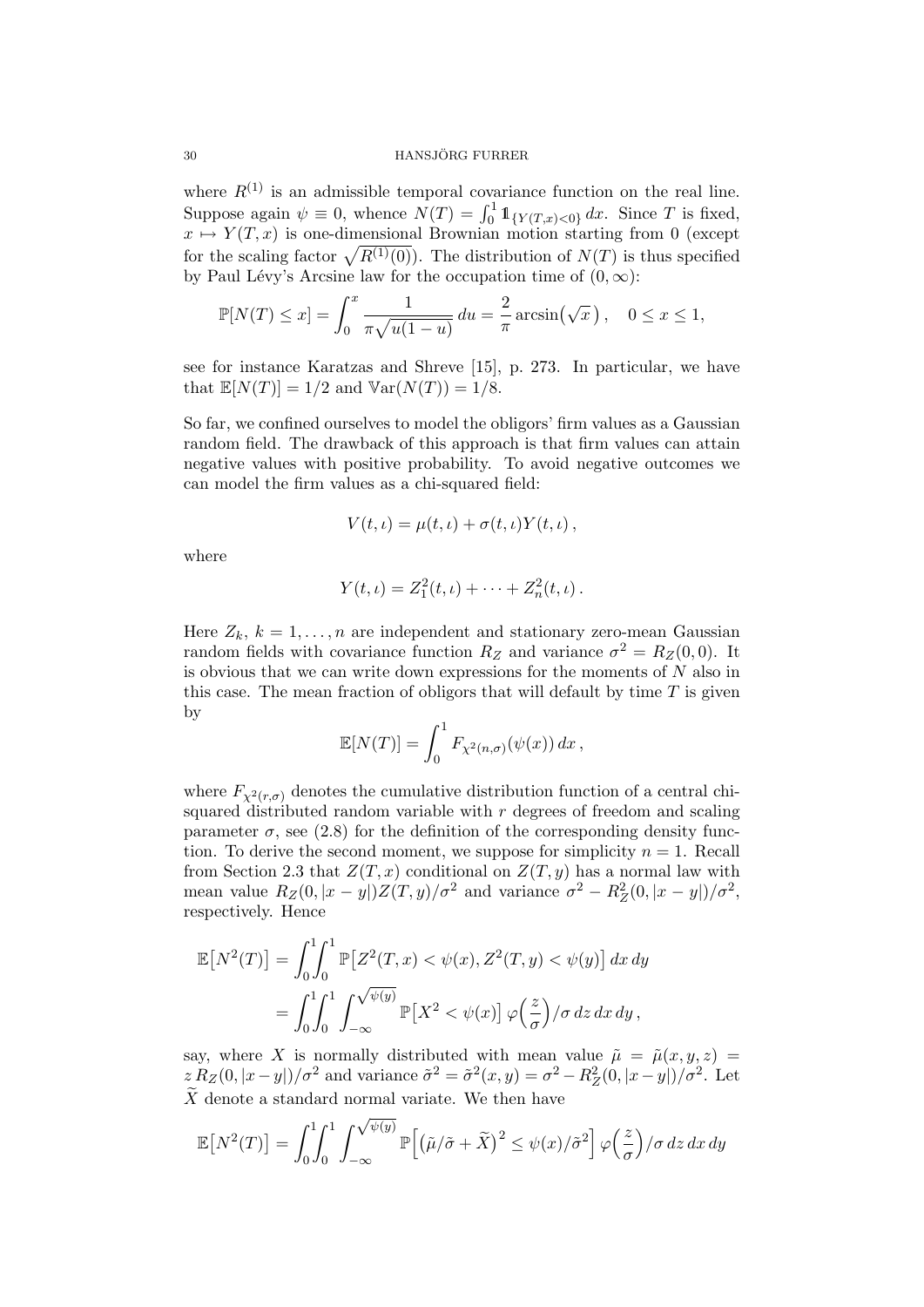where $R^{(1)}$ is an admissible temporal covariance function on the real line. Suppose again $\psi \equiv 0$, whence $N(T) = \int_0^1 \mathbb{1}_{\{Y(T,x)<0\}}\, dx$. Since $T$ is fixed, $x \mapsto Y(T,x)$ is one-dimensional Brownian motion starting from 0 (except for the scaling factor $\sqrt{R^{(1)}(0)}$). The distribution of $N(T)$ is thus specified by Paul Lévy's Arcsine law for the occupation time of $(0,\infty)$:

$$\mathbb{P}[N(T) \le x] = \int_0^x \frac{1}{\pi\sqrt{u(1-u)}}\, du = \frac{2}{\pi}\arcsin\big(\sqrt{x}\,\big)\,, \quad 0 \le x \le 1,$$

see for instance Karatzas and Shreve [15], p. 273. In particular, we have that $\mathbb{E}[N(T)] = 1/2$ and $\mathbb{V}\mathrm{ar}(N(T)) = 1/8$.

So far, we confined ourselves to model the obligors' firm values as a Gaussian random field. The drawback of this approach is that firm values can attain negative values with positive probability. To avoid negative outcomes we can model the firm values as a chi-squared field:

$$V(t,\iota) = \mu(t,\iota) + \sigma(t,\iota)Y(t,\iota)\,,$$

where

$$Y(t,\iota) = Z_1^2(t,\iota) + \cdots + Z_n^2(t,\iota)\,.$$

Here $Z_k$, $k = 1,\ldots,n$ are independent and stationary zero-mean Gaussian random fields with covariance function $R_Z$ and variance $\sigma^2 = R_Z(0,0)$. It is obvious that we can write down expressions for the moments of $N$ also in this case. The mean fraction of obligors that will default by time $T$ is given by

$$\mathbb{E}[N(T)] = \int_0^1 F_{\chi^2(n,\sigma)}(\psi(x))\, dx\,,$$

where $F_{\chi^2(r,\sigma)}$ denotes the cumulative distribution function of a central chi-squared distributed random variable with $r$ degrees of freedom and scaling parameter $\sigma$, see (2.8) for the definition of the corresponding density function. To derive the second moment, we suppose for simplicity $n = 1$. Recall from Section 2.3 that $Z(T,x)$ conditional on $Z(T,y)$ has a normal law with mean value $R_Z(0,|x-y|)Z(T,y)/\sigma^2$ and variance $\sigma^2 - R_Z^2(0,|x-y|)/\sigma^2$, respectively. Hence

$$\begin{aligned}
\mathbb{E}\big[N^2(T)\big] &= \int_0^1\!\!\int_0^1 \mathbb{P}\big[Z^2(T,x) < \psi(x), Z^2(T,y) < \psi(y)\big]\, dx\, dy \\
&= \int_0^1\!\!\int_0^1 \int_{-\infty}^{\sqrt{\psi(y)}} \mathbb{P}\big[X^2 < \psi(x)\big]\, \varphi\Big(\frac{z}{\sigma}\Big)/\sigma\, dz\, dx\, dy\,,
\end{aligned}$$

say, where $X$ is normally distributed with mean value $\tilde{\mu} = \tilde{\mu}(x,y,z) = z\, R_Z(0,|x-y|)/\sigma^2$ and variance $\tilde{\sigma}^2 = \tilde{\sigma}^2(x,y) = \sigma^2 - R_Z^2(0,|x-y|)/\sigma^2$. Let $\widetilde{X}$ denote a standard normal variate. We then have

$$\mathbb{E}\big[N^2(T)\big] = \int_0^1\!\!\int_0^1 \int_{-\infty}^{\sqrt{\psi(y)}} \mathbb{P}\Big[\big(\tilde{\mu}/\tilde{\sigma} + \widetilde{X}\big)^2 \le \psi(x)/\tilde{\sigma}^2\Big]\, \varphi\Big(\frac{z}{\sigma}\Big)/\sigma\, dz\, dx\, dy$$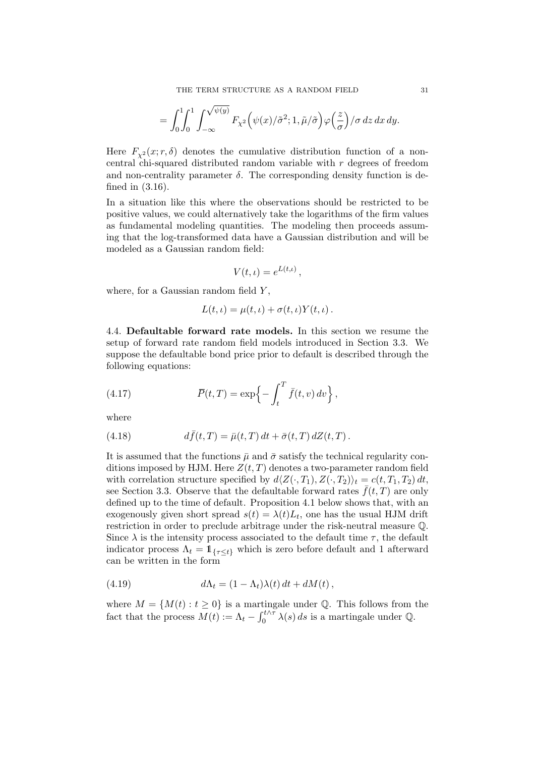$$= \int_0^1\int_0^1 \int_{-\infty}^{\sqrt{\psi(y)}} F_{\chi^2}\Big(\psi(x)/\tilde{\sigma}^2; 1, \tilde{\mu}/\tilde{\sigma}\Big)\varphi\Big(\frac{z}{\sigma}\Big)/\sigma \, dz\, dx\, dy.$$

Here $F_{\chi^2}(x; r, \delta)$ denotes the cumulative distribution function of a non-central chi-squared distributed random variable with $r$ degrees of freedom and non-centrality parameter $\delta$. The corresponding density function is defined in (3.16).

In a situation like this where the observations should be restricted to be positive values, we could alternatively take the logarithms of the firm values as fundamental modeling quantities. The modeling then proceeds assuming that the log-transformed data have a Gaussian distribution and will be modeled as a Gaussian random field:

$$V(t,\iota) = e^{L(t,\iota)},$$

where, for a Gaussian random field $Y$,

$$L(t,\iota) = \mu(t,\iota) + \sigma(t,\iota)Y(t,\iota).$$

4.4. **Defaultable forward rate models.** In this section we resume the setup of forward rate random field models introduced in Section 3.3. We suppose the defaultable bond price prior to default is described through the following equations:

$$\overline{P}(t,T) = \exp\Big\{-\int_t^T \bar{f}(t,v)\, dv\Big\}, \tag{4.17}$$

where

$$d\bar{f}(t,T) = \bar{\mu}(t,T)\, dt + \bar{\sigma}(t,T)\, dZ(t,T). \tag{4.18}$$

It is assumed that the functions $\bar{\mu}$ and $\bar{\sigma}$ satisfy the technical regularity conditions imposed by HJM. Here $Z(t,T)$ denotes a two-parameter random field with correlation structure specified by $d\langle Z(\cdot,T_1), Z(\cdot,T_2)\rangle_t = c(t,T_1,T_2)\, dt$, see Section 3.3. Observe that the defaultable forward rates $\bar{f}(t,T)$ are only defined up to the time of default. Proposition 4.1 below shows that, with an exogenously given short spread $s(t) = \lambda(t)L_t$, one has the usual HJM drift restriction in order to preclude arbitrage under the risk-neutral measure $\mathbb{Q}$. Since $\lambda$ is the intensity process associated to the default time $\tau$, the default indicator process $\Lambda_t = \mathbb{1}_{\{\tau\le t\}}$ which is zero before default and 1 afterward can be written in the form

$$d\Lambda_t = (1-\Lambda_t)\lambda(t)\, dt + dM(t), \tag{4.19}$$

where $M = \{M(t) : t \geq 0\}$ is a martingale under $\mathbb{Q}$. This follows from the fact that the process $M(t) := \Lambda_t - \int_0^{t\wedge\tau}\lambda(s)\, ds$ is a martingale under $\mathbb{Q}$.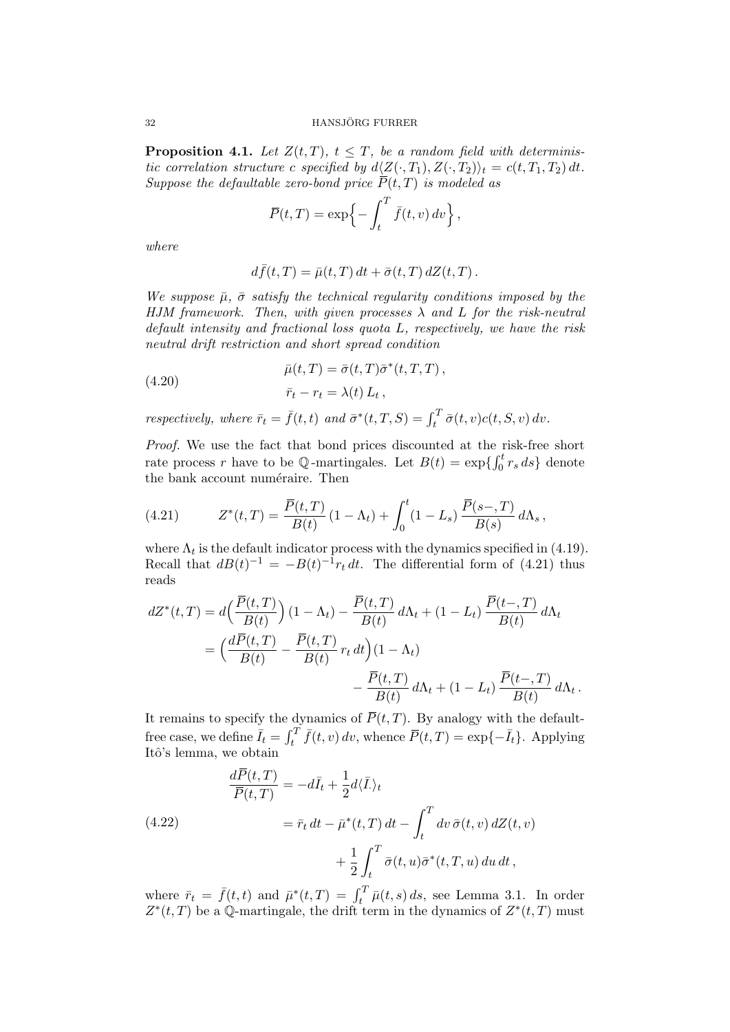**Proposition 4.1.** *Let $Z(t,T)$, $t \le T$, be a random field with deterministic correlation structure $c$ specified by $d\langle Z(\cdot,T_1), Z(\cdot,T_2)\rangle_t = c(t,T_1,T_2)\,dt$. Suppose the defaultable zero-bond price $\overline{P}(t,T)$ is modeled as*

$$\overline{P}(t,T) = \exp\Big\{-\int_t^T \bar{f}(t,v)\,dv\Big\}\,,$$

*where*

$$d\bar{f}(t,T) = \bar{\mu}(t,T)\,dt + \bar{\sigma}(t,T)\,dZ(t,T)\,.$$

*We suppose $\bar{\mu}$, $\bar{\sigma}$ satisfy the technical regularity conditions imposed by the HJM framework. Then, with given processes $\lambda$ and $L$ for the risk-neutral default intensity and fractional loss quota $L$, respectively, we have the risk neutral drift restriction and short spread condition*

$$\begin{aligned} \bar{\mu}(t,T) &= \bar{\sigma}(t,T)\bar{\sigma}^*(t,T,T)\,, \\ \bar{r}_t - r_t &= \lambda(t)\,L_t\,, \end{aligned} \tag{4.20}$$

*respectively, where $\bar{r}_t = \bar{f}(t,t)$ and $\bar{\sigma}^*(t,T,S) = \int_t^T \bar{\sigma}(t,v)c(t,S,v)\,dv$.*

*Proof.* We use the fact that bond prices discounted at the risk-free short rate process $r$ have to be $\mathbb{Q}$-martingales. Let $B(t) = \exp\{\int_0^t r_s\,ds\}$ denote the bank account numéraire. Then

$$Z^*(t,T) = \frac{\overline{P}(t,T)}{B(t)}\,(1-\Lambda_t) + \int_0^t (1-L_s)\,\frac{\overline{P}(s-,T)}{B(s)}\,d\Lambda_s\,, \tag{4.21}$$

where $\Lambda_t$ is the default indicator process with the dynamics specified in (4.19). Recall that $dB(t)^{-1} = -B(t)^{-1}r_t\,dt$. The differential form of (4.21) thus reads

$$\begin{aligned} dZ^*(t,T) &= d\Big(\frac{\overline{P}(t,T)}{B(t)}\Big)(1-\Lambda_t) - \frac{\overline{P}(t,T)}{B(t)}\,d\Lambda_t + (1-L_t)\,\frac{\overline{P}(t-,T)}{B(t)}\,d\Lambda_t \\ &= \Big(\frac{d\overline{P}(t,T)}{B(t)} - \frac{\overline{P}(t,T)}{B(t)}\,r_t\,dt\Big)(1-\Lambda_t) \\ &\qquad\qquad - \frac{\overline{P}(t,T)}{B(t)}\,d\Lambda_t + (1-L_t)\,\frac{\overline{P}(t-,T)}{B(t)}\,d\Lambda_t\,. \end{aligned}$$

It remains to specify the dynamics of $\overline{P}(t,T)$. By analogy with the default-free case, we define $\bar{I}_t = \int_t^T \bar{f}(t,v)\,dv$, whence $\overline{P}(t,T) = \exp\{-\bar{I}_t\}$. Applying Itô's lemma, we obtain

$$\begin{aligned} \frac{d\overline{P}(t,T)}{\overline{P}(t,T)} &= -d\bar{I}_t + \frac{1}{2}d\langle \bar{I}_\cdot\rangle_t \\ &= \bar{r}_t\,dt - \bar{\mu}^*(t,T)\,dt - \int_t^T dv\,\bar{\sigma}(t,v)\,dZ(t,v) \\ &\qquad + \frac{1}{2}\int_t^T \bar{\sigma}(t,u)\bar{\sigma}^*(t,T,u)\,du\,dt\,, \end{aligned} \tag{4.22}$$

where $\bar{r}_t = \bar{f}(t,t)$ and $\bar{\mu}^*(t,T) = \int_t^T \bar{\mu}(t,s)\,ds$, see Lemma 3.1. In order $Z^*(t,T)$ be a $\mathbb{Q}$-martingale, the drift term in the dynamics of $Z^*(t,T)$ must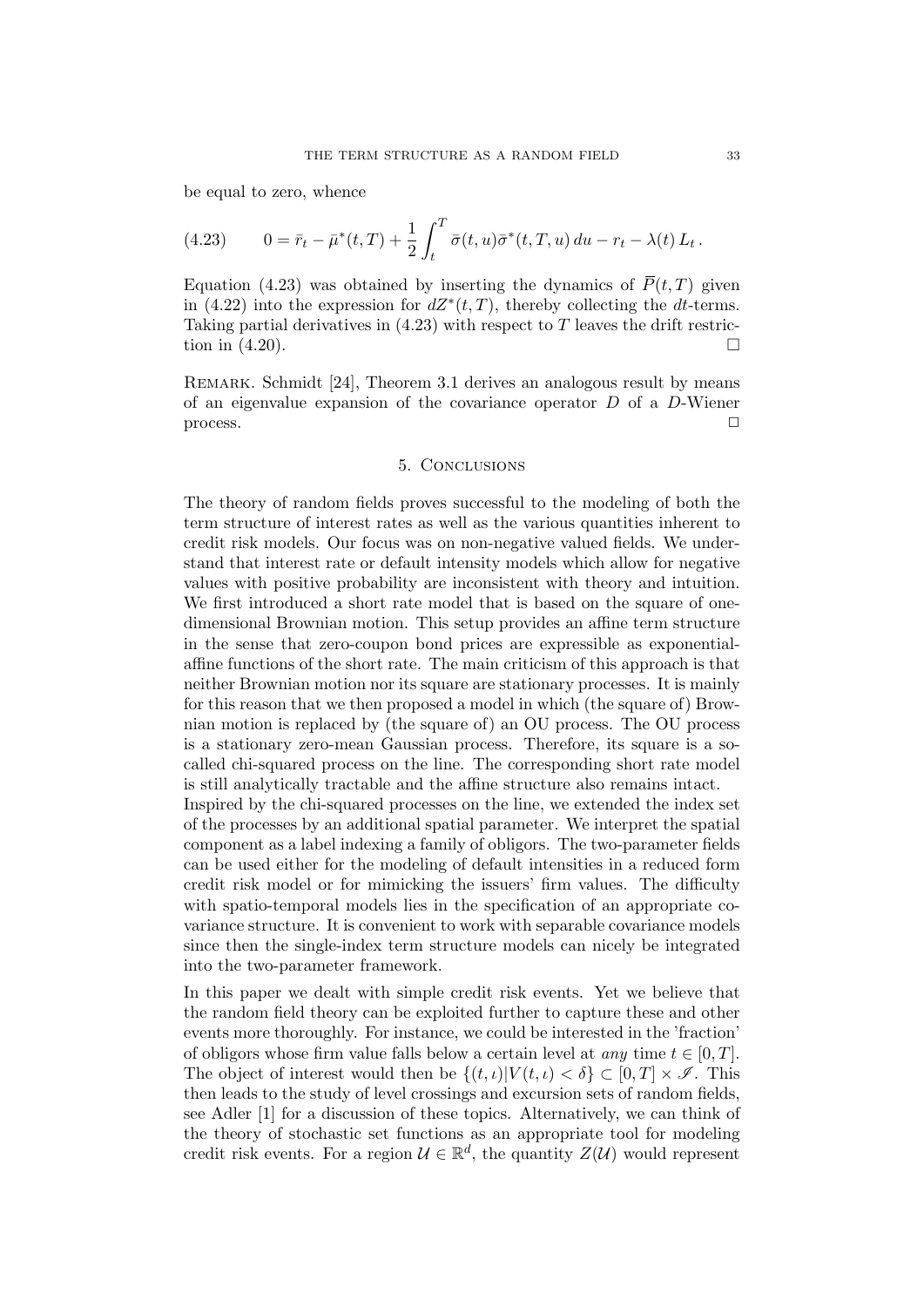be equal to zero, whence

$$0 = \bar{r}_t - \bar{\mu}^*(t,T) + \frac{1}{2}\int_t^T \bar{\sigma}(t,u)\bar{\sigma}^*(t,T,u)\,du - r_t - \lambda(t)\,L_t\,. \tag{4.23}$$

Equation (4.23) was obtained by inserting the dynamics of $\overline{P}(t,T)$ given in (4.22) into the expression for $dZ^*(t,T)$, thereby collecting the $dt$-terms. Taking partial derivatives in (4.23) with respect to $T$ leaves the drift restriction in (4.20). □

Remark. Schmidt [24], Theorem 3.1 derives an analogous result by means of an eigenvalue expansion of the covariance operator $D$ of a $D$-Wiener process. □

## 5. Conclusions

The theory of random fields proves successful to the modeling of both the term structure of interest rates as well as the various quantities inherent to credit risk models. Our focus was on non-negative valued fields. We understand that interest rate or default intensity models which allow for negative values with positive probability are inconsistent with theory and intuition. We first introduced a short rate model that is based on the square of one-dimensional Brownian motion. This setup provides an affine term structure in the sense that zero-coupon bond prices are expressible as exponential-affine functions of the short rate. The main criticism of this approach is that neither Brownian motion nor its square are stationary processes. It is mainly for this reason that we then proposed a model in which (the square of) Brownian motion is replaced by (the square of) an OU process. The OU process is a stationary zero-mean Gaussian process. Therefore, its square is a so-called chi-squared process on the line. The corresponding short rate model is still analytically tractable and the affine structure also remains intact.
Inspired by the chi-squared processes on the line, we extended the index set of the processes by an additional spatial parameter. We interpret the spatial component as a label indexing a family of obligors. The two-parameter fields can be used either for the modeling of default intensities in a reduced form credit risk model or for mimicking the issuers' firm values. The difficulty with spatio-temporal models lies in the specification of an appropriate covariance structure. It is convenient to work with separable covariance models since then the single-index term structure models can nicely be integrated into the two-parameter framework.

In this paper we dealt with simple credit risk events. Yet we believe that the random field theory can be exploited further to capture these and other events more thoroughly. For instance, we could be interested in the 'fraction' of obligors whose firm value falls below a certain level at *any* time $t \in [0,T]$. The object of interest would then be $\{(t,\iota)|V(t,\iota) < \delta\} \subset [0,T] \times \mathscr{I}$. This then leads to the study of level crossings and excursion sets of random fields, see Adler [1] for a discussion of these topics. Alternatively, we can think of the theory of stochastic set functions as an appropriate tool for modeling credit risk events. For a region $\mathcal{U} \in \mathbb{R}^d$, the quantity $Z(\mathcal{U})$ would represent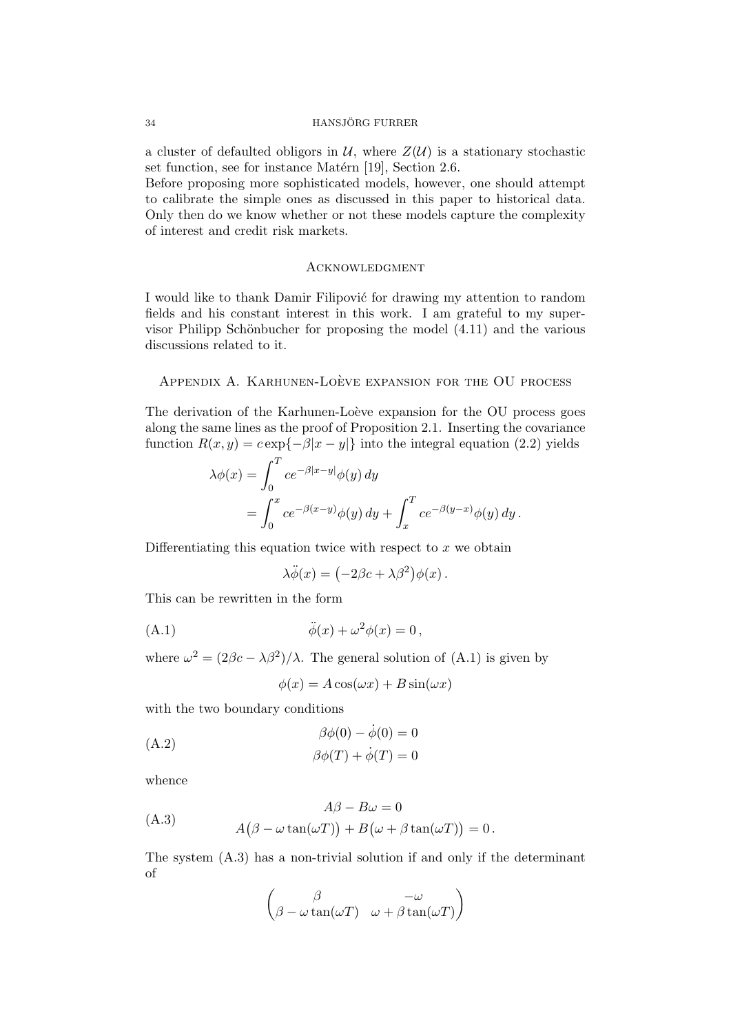a cluster of defaulted obligors in $\mathcal{U}$, where $Z(\mathcal{U})$ is a stationary stochastic set function, see for instance Matérn [19], Section 2.6.
Before proposing more sophisticated models, however, one should attempt to calibrate the simple ones as discussed in this paper to historical data. Only then do we know whether or not these models capture the complexity of interest and credit risk markets.

## Acknowledgment

I would like to thank Damir Filipović for drawing my attention to random fields and his constant interest in this work. I am grateful to my supervisor Philipp Schönbucher for proposing the model (4.11) and the various discussions related to it.

## Appendix A. Karhunen-Loève expansion for the OU process

The derivation of the Karhunen-Loève expansion for the OU process goes along the same lines as the proof of Proposition 2.1. Inserting the covariance function $R(x,y) = c\exp\{-\beta|x-y|\}$ into the integral equation (2.2) yields

$$
\begin{aligned}
\lambda\phi(x) &= \int_0^T ce^{-\beta|x-y|}\phi(y)\,dy \\
&= \int_0^x ce^{-\beta(x-y)}\phi(y)\,dy + \int_x^T ce^{-\beta(y-x)}\phi(y)\,dy\,.
\end{aligned}
$$

Differentiating this equation twice with respect to $x$ we obtain

$$
\lambda\ddot{\phi}(x) = \big(-2\beta c + \lambda\beta^2\big)\phi(x)\,.
$$

This can be rewritten in the form

$$
\ddot{\phi}(x) + \omega^2\phi(x) = 0\,, \tag{A.1}
$$

where $\omega^2 = (2\beta c - \lambda\beta^2)/\lambda$. The general solution of (A.1) is given by

$$
\phi(x) = A\cos(\omega x) + B\sin(\omega x)
$$

with the two boundary conditions

$$
\begin{aligned}
\beta\phi(0) - \dot{\phi}(0) &= 0 \\
\beta\phi(T) + \dot{\phi}(T) &= 0
\end{aligned} \tag{A.2}
$$

whence

$$
\begin{aligned}
A\beta - B\omega &= 0 \\
A\big(\beta - \omega\tan(\omega T)\big) + B\big(\omega + \beta\tan(\omega T)\big) &= 0\,.
\end{aligned} \tag{A.3}
$$

The system (A.3) has a non-trivial solution if and only if the determinant of

$$
\begin{pmatrix} \beta & -\omega \\ \beta - \omega\tan(\omega T) & \omega + \beta\tan(\omega T) \end{pmatrix}
$$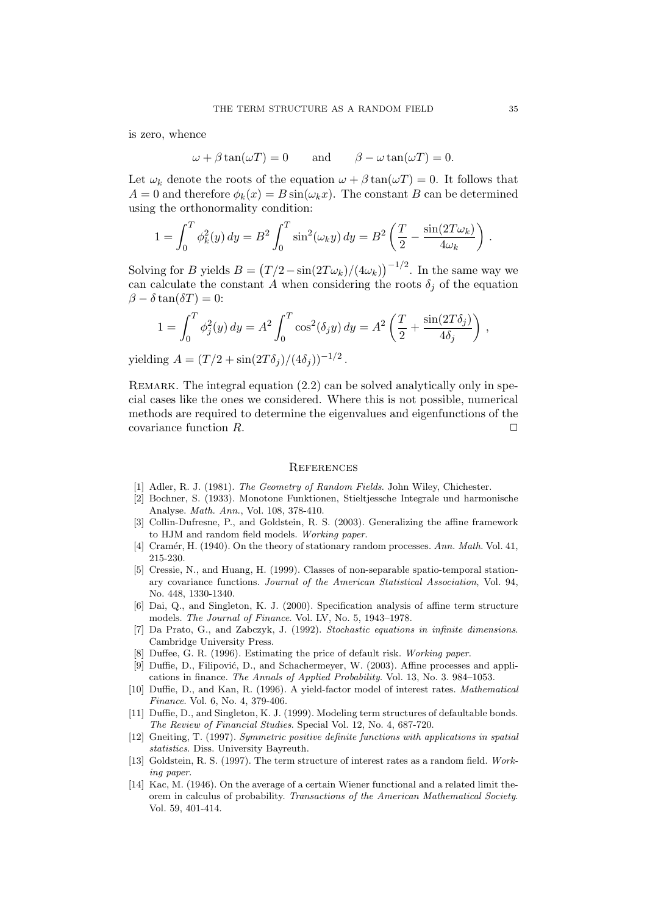is zero, whence

$$\omega + \beta \tan(\omega T) = 0 \qquad \text{and} \qquad \beta - \omega \tan(\omega T) = 0.$$

Let $\omega_k$ denote the roots of the equation $\omega + \beta \tan(\omega T) = 0$. It follows that $A = 0$ and therefore $\phi_k(x) = B \sin(\omega_k x)$. The constant $B$ can be determined using the orthonormality condition:

$$1 = \int_0^T \phi_k^2(y)\, dy = B^2 \int_0^T \sin^2(\omega_k y)\, dy = B^2 \left( \frac{T}{2} - \frac{\sin(2T\omega_k)}{4\omega_k} \right).$$

Solving for $B$ yields $B = \left(T/2 - \sin(2T\omega_k)/(4\omega_k)\right)^{-1/2}$. In the same way we can calculate the constant $A$ when considering the roots $\delta_j$ of the equation $\beta - \delta \tan(\delta T) = 0$:

$$1 = \int_0^T \phi_j^2(y)\, dy = A^2 \int_0^T \cos^2(\delta_j y)\, dy = A^2 \left( \frac{T}{2} + \frac{\sin(2T\delta_j)}{4\delta_j} \right),$$

yielding $A = (T/2 + \sin(2T\delta_j)/(4\delta_j))^{-1/2}$.

Remark. The integral equation (2.2) can be solved analytically only in special cases like the ones we considered. Where this is not possible, numerical methods are required to determine the eigenvalues and eigenfunctions of the covariance function $R$. □

## References

[1] Adler, R. J. (1981). *The Geometry of Random Fields*. John Wiley, Chichester.

[2] Bochner, S. (1933). Monotone Funktionen, Stieltjessche Integrale und harmonische Analyse. *Math. Ann.*, Vol. 108, 378-410.

[3] Collin-Dufresne, P., and Goldstein, R. S. (2003). Generalizing the affine framework to HJM and random field models. *Working paper*.

[4] Cramér, H. (1940). On the theory of stationary random processes. *Ann. Math.* Vol. 41, 215-230.

[5] Cressie, N., and Huang, H. (1999). Classes of non-separable spatio-temporal stationary covariance functions. *Journal of the American Statistical Association*, Vol. 94, No. 448, 1330-1340.

[6] Dai, Q., and Singleton, K. J. (2000). Specification analysis of affine term structure models. *The Journal of Finance*. Vol. LV, No. 5, 1943–1978.

[7] Da Prato, G., and Zabczyk, J. (1992). *Stochastic equations in infinite dimensions*. Cambridge University Press.

[8] Duffee, G. R. (1996). Estimating the price of default risk. *Working paper*.

[9] Duffie, D., Filipović, D., and Schachermeyer, W. (2003). Affine processes and applications in finance. *The Annals of Applied Probability*. Vol. 13, No. 3. 984–1053.

[10] Duffie, D., and Kan, R. (1996). A yield-factor model of interest rates. *Mathematical Finance*. Vol. 6, No. 4, 379-406.

[11] Duffie, D., and Singleton, K. J. (1999). Modeling term structures of defaultable bonds. *The Review of Financial Studies*. Special Vol. 12, No. 4, 687-720.

[12] Gneiting, T. (1997). *Symmetric positive definite functions with applications in spatial statistics*. Diss. University Bayreuth.

[13] Goldstein, R. S. (1997). The term structure of interest rates as a random field. *Working paper*.

[14] Kac, M. (1946). On the average of a certain Wiener functional and a related limit theorem in calculus of probability. *Transactions of the American Mathematical Society*. Vol. 59, 401-414.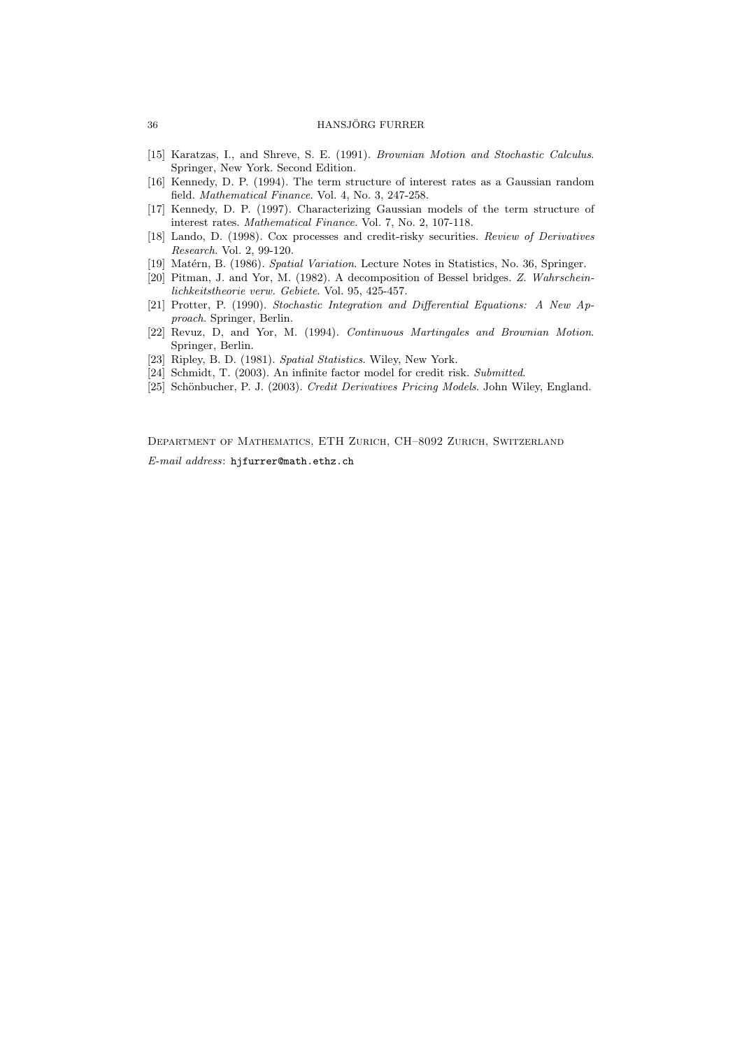[15] Karatzas, I., and Shreve, S. E. (1991). *Brownian Motion and Stochastic Calculus*. Springer, New York. Second Edition.

[16] Kennedy, D. P. (1994). The term structure of interest rates as a Gaussian random field. *Mathematical Finance*. Vol. 4, No. 3, 247-258.

[17] Kennedy, D. P. (1997). Characterizing Gaussian models of the term structure of interest rates. *Mathematical Finance*. Vol. 7, No. 2, 107-118.

[18] Lando, D. (1998). Cox processes and credit-risky securities. *Review of Derivatives Research*. Vol. 2, 99-120.

[19] Matérn, B. (1986). *Spatial Variation*. Lecture Notes in Statistics, No. 36, Springer.

[20] Pitman, J. and Yor, M. (1982). A decomposition of Bessel bridges. *Z. Wahrscheinlichkeitstheorie verw. Gebiete*. Vol. 95, 425-457.

[21] Protter, P. (1990). *Stochastic Integration and Differential Equations: A New Approach*. Springer, Berlin.

[22] Revuz, D, and Yor, M. (1994). *Continuous Martingales and Brownian Motion*. Springer, Berlin.

[23] Ripley, B. D. (1981). *Spatial Statistics*. Wiley, New York.

[24] Schmidt, T. (2003). An infinite factor model for credit risk. *Submitted*.

[25] Schönbucher, P. J. (2003). *Credit Derivatives Pricing Models*. John Wiley, England.

Department of Mathematics, ETH Zurich, CH–8092 Zurich, Switzerland

*E-mail address*: hjfurrer@math.ethz.ch